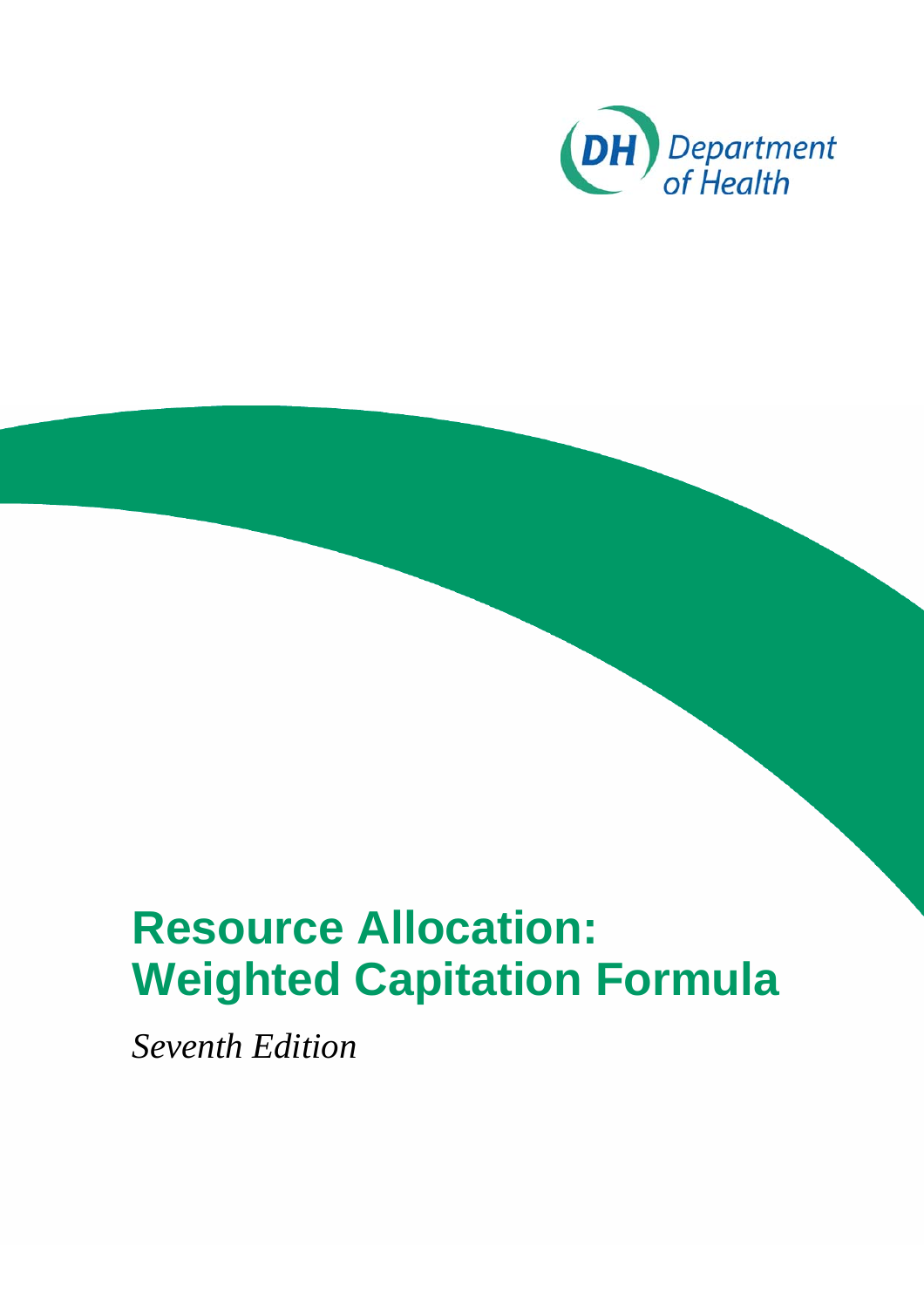DH Department of Health

# Resource Allocation: Weighted Capitation Formula

*Seventh Edition*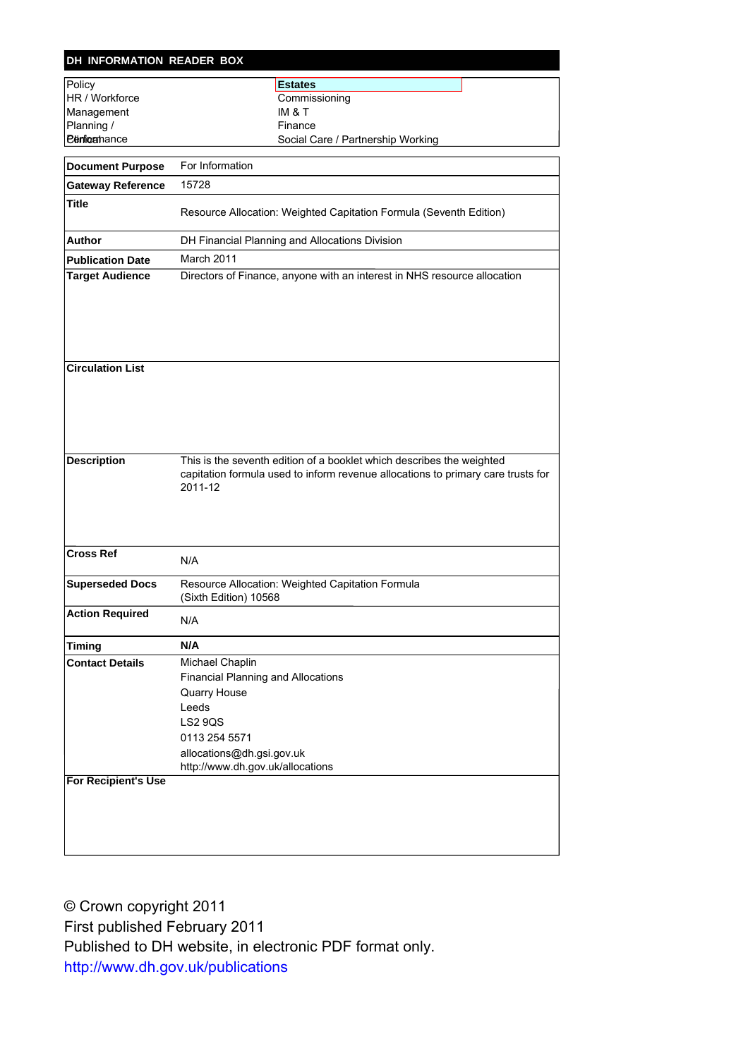## DH INFORMATION READER BOX

| | |
|---|---|
| Policy | **Estates** |
| HR / Workforce | Commissioning |
| Management | IM & T |
| Planning / | Finance |
| Clinical / Performance | Social Care / Partnership Working |

| | |
|---|---|
| **Document Purpose** | For Information |
| **Gateway Reference** | 15728 |
| **Title** | Resource Allocation: Weighted Capitation Formula (Seventh Edition) |
| **Author** | DH Financial Planning and Allocations Division |
| **Publication Date** | March 2011 |
| **Target Audience** | Directors of Finance, anyone with an interest in NHS resource allocation |
| **Circulation List** | |
| **Description** | This is the seventh edition of a booklet which describes the weighted capitation formula used to inform revenue allocations to primary care trusts for 2011-12 |
| **Cross Ref** | N/A |
| **Superseded Docs** | Resource Allocation: Weighted Capitation Formula (Sixth Edition) 10568 |
| **Action Required** | N/A |
| **Timing** | **N/A** |
| **Contact Details** | Michael Chaplin<br>Financial Planning and Allocations<br>Quarry House<br>Leeds<br>LS2 9QS<br>0113 254 5571<br>allocations@dh.gsi.gov.uk<br>http://www.dh.gov.uk/allocations |
| **For Recipient's Use** | |

© Crown copyright 2011
First published February 2011
Published to DH website, in electronic PDF format only.
http://www.dh.gov.uk/publications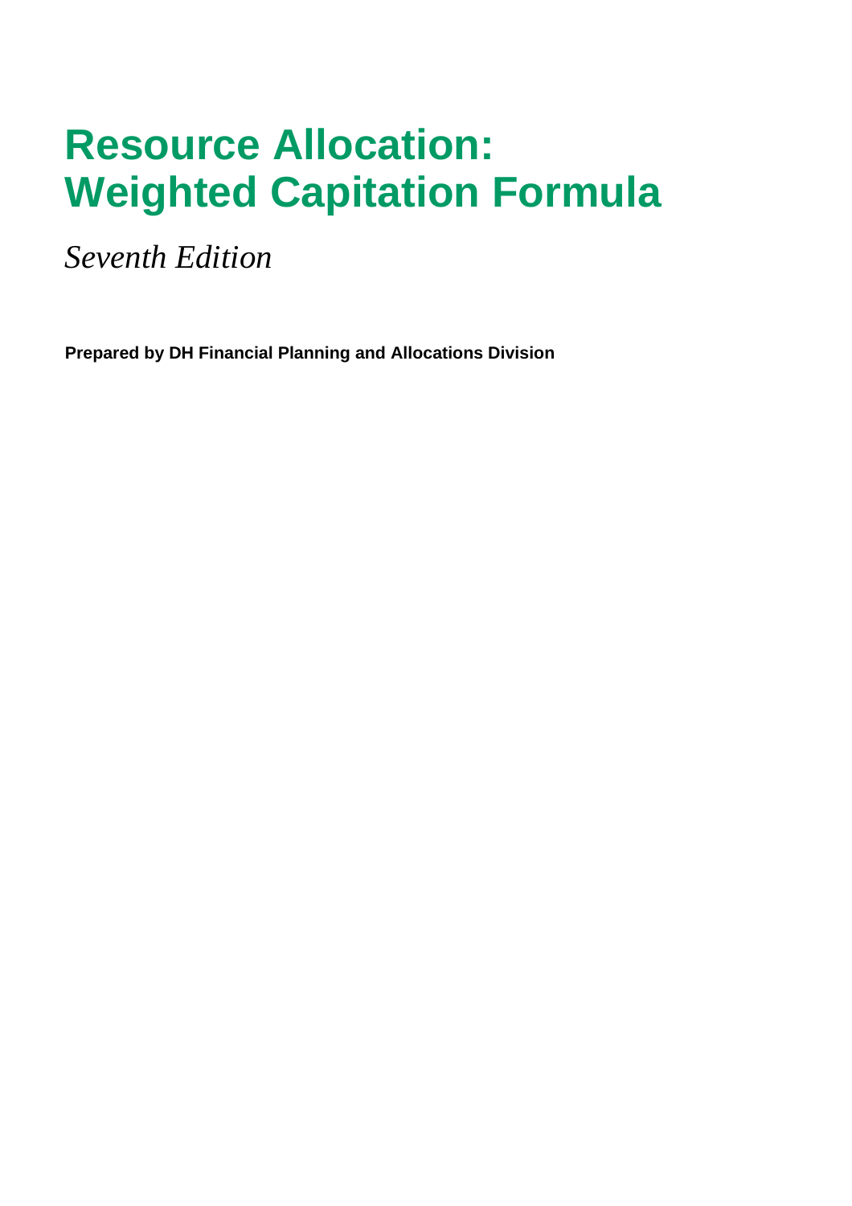# Resource Allocation: Weighted Capitation Formula

*Seventh Edition*

**Prepared by DH Financial Planning and Allocations Division**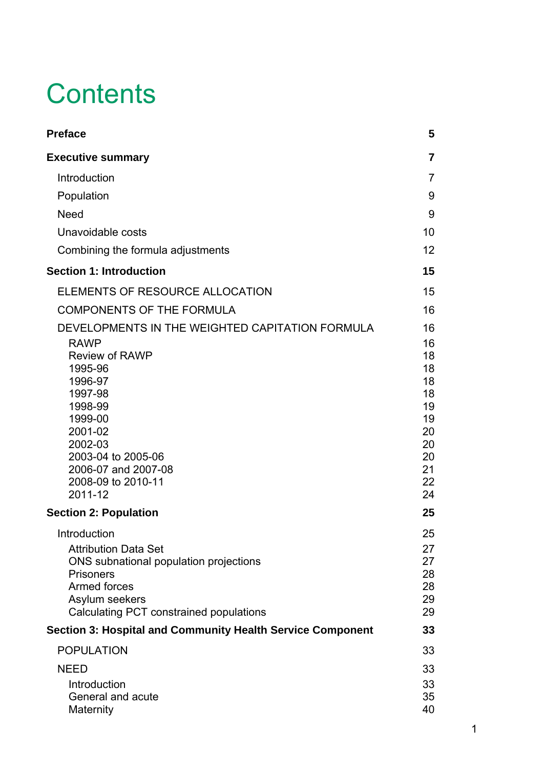# Contents

| | |
|---|---|
| **Preface** | **5** |
| **Executive summary** | **7** |
| Introduction | 7 |
| Population | 9 |
| Need | 9 |
| Unavoidable costs | 10 |
| Combining the formula adjustments | 12 |
| **Section 1: Introduction** | **15** |
| ELEMENTS OF RESOURCE ALLOCATION | 15 |
| COMPONENTS OF THE FORMULA | 16 |
| DEVELOPMENTS IN THE WEIGHTED CAPITATION FORMULA | 16 |
| RAWP | 16 |
| Review of RAWP | 18 |
| 1995-96 | 18 |
| 1996-97 | 18 |
| 1997-98 | 18 |
| 1998-99 | 19 |
| 1999-00 | 19 |
| 2001-02 | 20 |
| 2002-03 | 20 |
| 2003-04 to 2005-06 | 20 |
| 2006-07 and 2007-08 | 21 |
| 2008-09 to 2010-11 | 22 |
| 2011-12 | 24 |
| **Section 2: Population** | **25** |
| Introduction | 25 |
| Attribution Data Set | 27 |
| ONS subnational population projections | 27 |
| Prisoners | 28 |
| Armed forces | 28 |
| Asylum seekers | 29 |
| Calculating PCT constrained populations | 29 |
| **Section 3: Hospital and Community Health Service Component** | **33** |
| POPULATION | 33 |
| NEED | 33 |
| Introduction | 33 |
| General and acute | 35 |
| Maternity | 40 |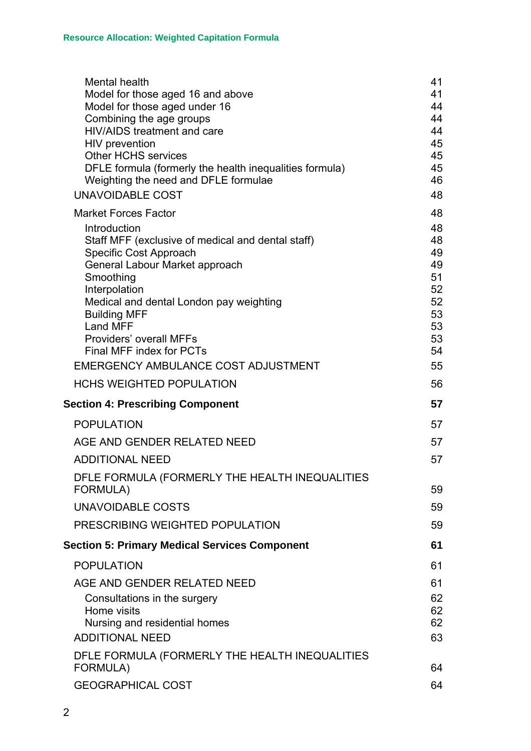| | |
|---|---|
| Mental health | 41 |
| Model for those aged 16 and above | 41 |
| Model for those aged under 16 | 44 |
| Combining the age groups | 44 |
| HIV/AIDS treatment and care | 44 |
| HIV prevention | 45 |
| Other HCHS services | 45 |
| DFLE formula (formerly the health inequalities formula) | 45 |
| Weighting the need and DFLE formulae | 46 |
| UNAVOIDABLE COST | 48 |
| Market Forces Factor | 48 |
| Introduction | 48 |
| Staff MFF (exclusive of medical and dental staff) | 48 |
| Specific Cost Approach | 49 |
| General Labour Market approach | 49 |
| Smoothing | 51 |
| Interpolation | 52 |
| Medical and dental London pay weighting | 52 |
| Building MFF | 53 |
| Land MFF | 53 |
| Providers' overall MFFs | 53 |
| Final MFF index for PCTs | 54 |
| EMERGENCY AMBULANCE COST ADJUSTMENT | 55 |
| HCHS WEIGHTED POPULATION | 56 |
| **Section 4: Prescribing Component** | **57** |
| POPULATION | 57 |
| AGE AND GENDER RELATED NEED | 57 |
| ADDITIONAL NEED | 57 |
| DFLE FORMULA (FORMERLY THE HEALTH INEQUALITIES FORMULA) | 59 |
| UNAVOIDABLE COSTS | 59 |
| PRESCRIBING WEIGHTED POPULATION | 59 |
| **Section 5: Primary Medical Services Component** | **61** |
| POPULATION | 61 |
| AGE AND GENDER RELATED NEED | 61 |
| Consultations in the surgery | 62 |
| Home visits | 62 |
| Nursing and residential homes | 62 |
| ADDITIONAL NEED | 63 |
| DFLE FORMULA (FORMERLY THE HEALTH INEQUALITIES FORMULA) | 64 |
| GEOGRAPHICAL COST | 64 |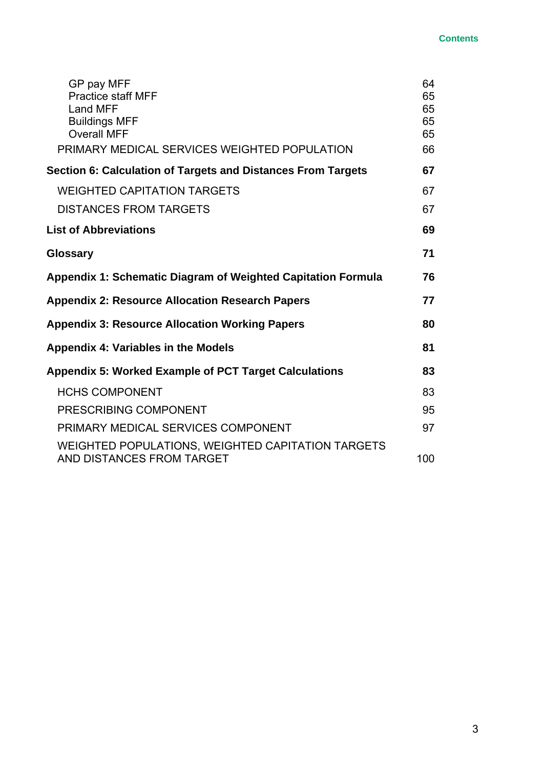GP pay MFF 64
Practice staff MFF 65
Land MFF 65
Buildings MFF 65
Overall MFF 65

PRIMARY MEDICAL SERVICES WEIGHTED POPULATION 66

**Section 6: Calculation of Targets and Distances From Targets 67**

WEIGHTED CAPITATION TARGETS 67

DISTANCES FROM TARGETS 67

**List of Abbreviations 69**

**Glossary 71**

**Appendix 1: Schematic Diagram of Weighted Capitation Formula 76**

**Appendix 2: Resource Allocation Research Papers 77**

**Appendix 3: Resource Allocation Working Papers 80**

**Appendix 4: Variables in the Models 81**

**Appendix 5: Worked Example of PCT Target Calculations 83**

HCHS COMPONENT 83

PRESCRIBING COMPONENT 95

PRIMARY MEDICAL SERVICES COMPONENT 97

WEIGHTED POPULATIONS, WEIGHTED CAPITATION TARGETS AND DISTANCES FROM TARGET 100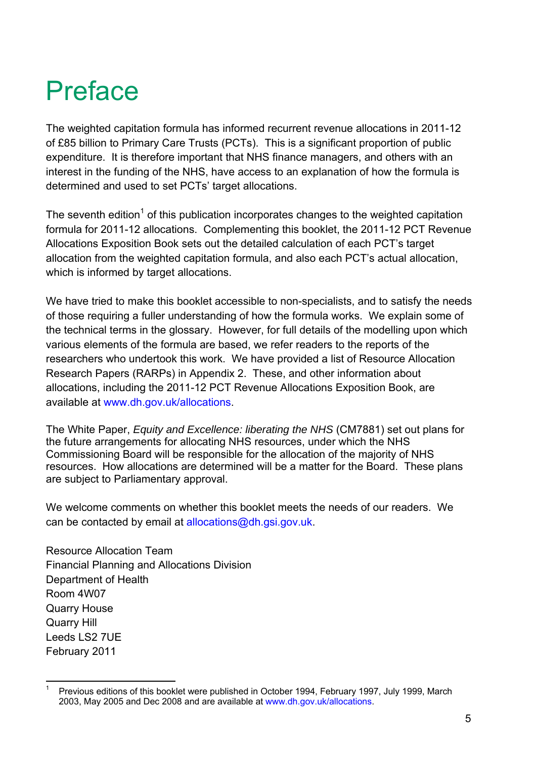# Preface

The weighted capitation formula has informed recurrent revenue allocations in 2011-12 of £85 billion to Primary Care Trusts (PCTs). This is a significant proportion of public expenditure. It is therefore important that NHS finance managers, and others with an interest in the funding of the NHS, have access to an explanation of how the formula is determined and used to set PCTs' target allocations.

The seventh edition[1] of this publication incorporates changes to the weighted capitation formula for 2011-12 allocations. Complementing this booklet, the 2011-12 PCT Revenue Allocations Exposition Book sets out the detailed calculation of each PCT's target allocation from the weighted capitation formula, and also each PCT's actual allocation, which is informed by target allocations.

We have tried to make this booklet accessible to non-specialists, and to satisfy the needs of those requiring a fuller understanding of how the formula works. We explain some of the technical terms in the glossary. However, for full details of the modelling upon which various elements of the formula are based, we refer readers to the reports of the researchers who undertook this work. We have provided a list of Resource Allocation Research Papers (RARPs) in Appendix 2. These, and other information about allocations, including the 2011-12 PCT Revenue Allocations Exposition Book, are available at www.dh.gov.uk/allocations.

The White Paper, *Equity and Excellence: liberating the NHS* (CM7881) set out plans for the future arrangements for allocating NHS resources, under which the NHS Commissioning Board will be responsible for the allocation of the majority of NHS resources. How allocations are determined will be a matter for the Board. These plans are subject to Parliamentary approval.

We welcome comments on whether this booklet meets the needs of our readers. We can be contacted by email at allocations@dh.gsi.gov.uk.

Resource Allocation Team
Financial Planning and Allocations Division
Department of Health
Room 4W07
Quarry House
Quarry Hill
Leeds LS2 7UE
February 2011

---

[1] Previous editions of this booklet were published in October 1994, February 1997, July 1999, March 2003, May 2005 and Dec 2008 and are available at www.dh.gov.uk/allocations.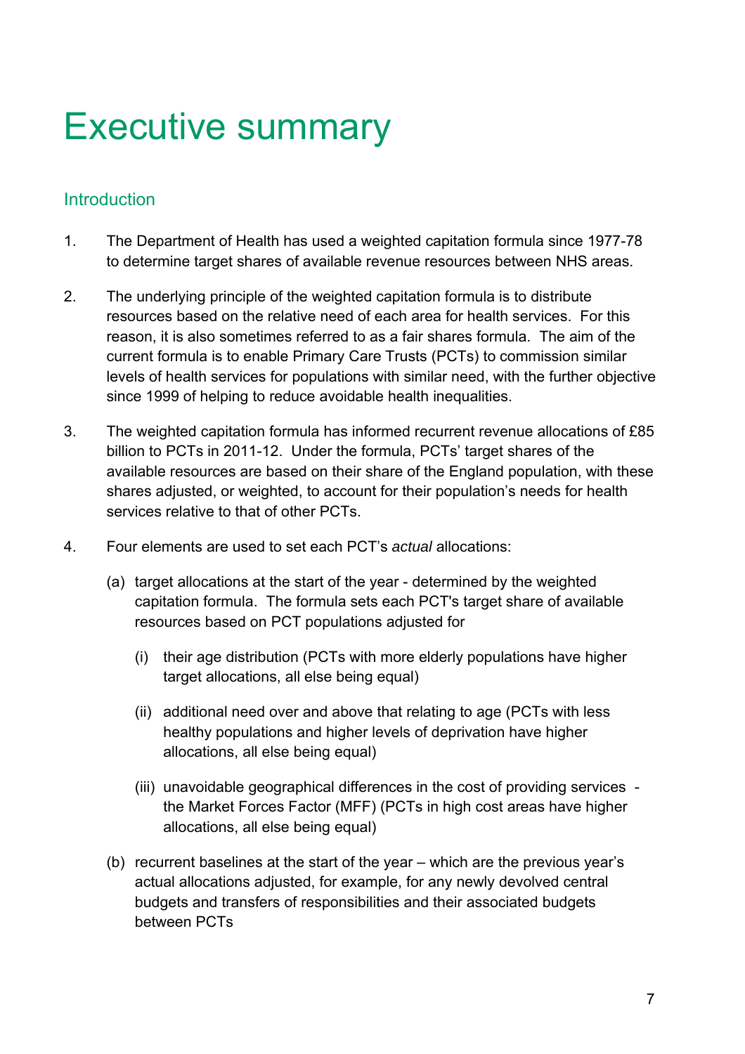# Executive summary

## Introduction

1. The Department of Health has used a weighted capitation formula since 1977-78 to determine target shares of available revenue resources between NHS areas.

2. The underlying principle of the weighted capitation formula is to distribute resources based on the relative need of each area for health services. For this reason, it is also sometimes referred to as a fair shares formula. The aim of the current formula is to enable Primary Care Trusts (PCTs) to commission similar levels of health services for populations with similar need, with the further objective since 1999 of helping to reduce avoidable health inequalities.

3. The weighted capitation formula has informed recurrent revenue allocations of £85 billion to PCTs in 2011-12. Under the formula, PCTs' target shares of the available resources are based on their share of the England population, with these shares adjusted, or weighted, to account for their population's needs for health services relative to that of other PCTs.

4. Four elements are used to set each PCT's *actual* allocations:

   (a) target allocations at the start of the year - determined by the weighted capitation formula. The formula sets each PCT's target share of available resources based on PCT populations adjusted for

      (i) their age distribution (PCTs with more elderly populations have higher target allocations, all else being equal)

      (ii) additional need over and above that relating to age (PCTs with less healthy populations and higher levels of deprivation have higher allocations, all else being equal)

      (iii) unavoidable geographical differences in the cost of providing services - the Market Forces Factor (MFF) (PCTs in high cost areas have higher allocations, all else being equal)

   (b) recurrent baselines at the start of the year – which are the previous year's actual allocations adjusted, for example, for any newly devolved central budgets and transfers of responsibilities and their associated budgets between PCTs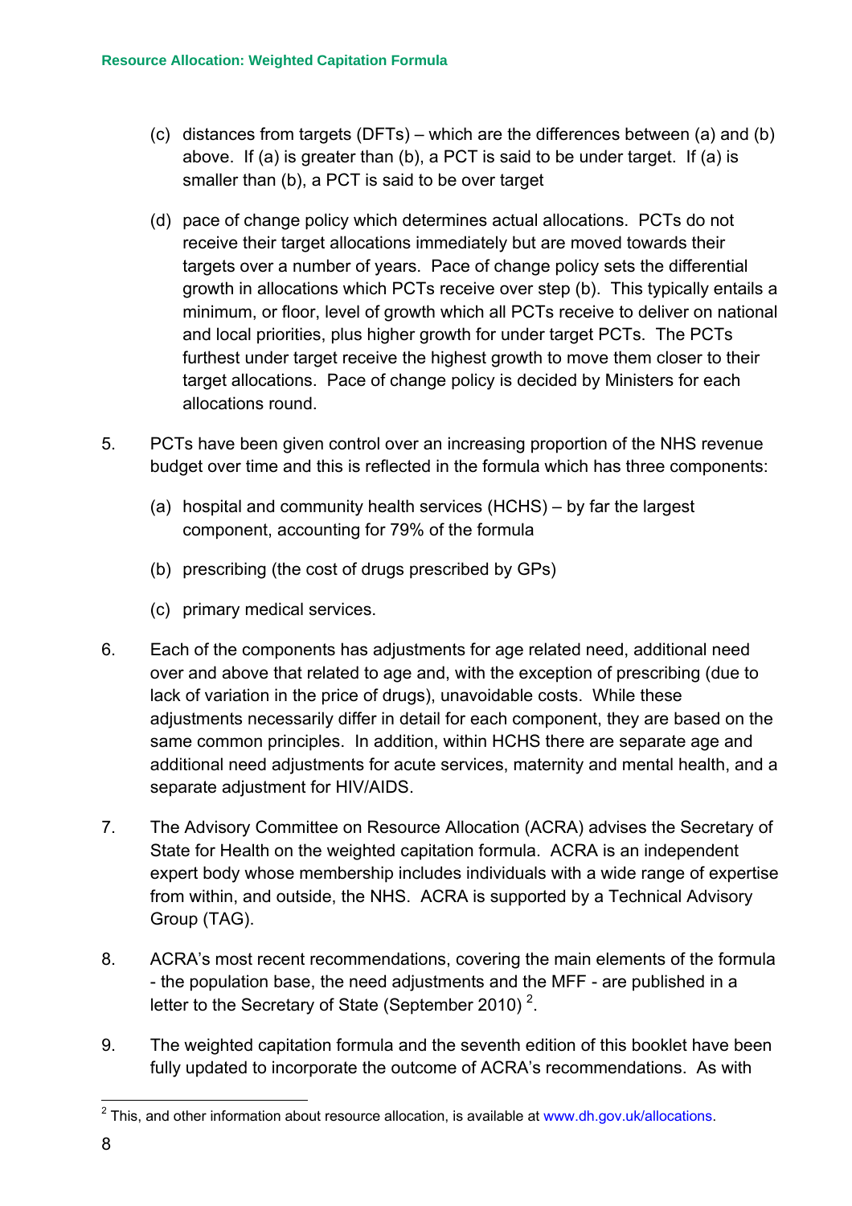(c) distances from targets (DFTs) – which are the differences between (a) and (b) above. If (a) is greater than (b), a PCT is said to be under target. If (a) is smaller than (b), a PCT is said to be over target

(d) pace of change policy which determines actual allocations. PCTs do not receive their target allocations immediately but are moved towards their targets over a number of years. Pace of change policy sets the differential growth in allocations which PCTs receive over step (b). This typically entails a minimum, or floor, level of growth which all PCTs receive to deliver on national and local priorities, plus higher growth for under target PCTs. The PCTs furthest under target receive the highest growth to move them closer to their target allocations. Pace of change policy is decided by Ministers for each allocations round.

5. PCTs have been given control over an increasing proportion of the NHS revenue budget over time and this is reflected in the formula which has three components:

   (a) hospital and community health services (HCHS) – by far the largest component, accounting for 79% of the formula

   (b) prescribing (the cost of drugs prescribed by GPs)

   (c) primary medical services.

6. Each of the components has adjustments for age related need, additional need over and above that related to age and, with the exception of prescribing (due to lack of variation in the price of drugs), unavoidable costs. While these adjustments necessarily differ in detail for each component, they are based on the same common principles. In addition, within HCHS there are separate age and additional need adjustments for acute services, maternity and mental health, and a separate adjustment for HIV/AIDS.

7. The Advisory Committee on Resource Allocation (ACRA) advises the Secretary of State for Health on the weighted capitation formula. ACRA is an independent expert body whose membership includes individuals with a wide range of expertise from within, and outside, the NHS. ACRA is supported by a Technical Advisory Group (TAG).

8. ACRA's most recent recommendations, covering the main elements of the formula - the population base, the need adjustments and the MFF - are published in a letter to the Secretary of State (September 2010) [2].

9. The weighted capitation formula and the seventh edition of this booklet have been fully updated to incorporate the outcome of ACRA's recommendations. As with

---

[2] This, and other information about resource allocation, is available at www.dh.gov.uk/allocations.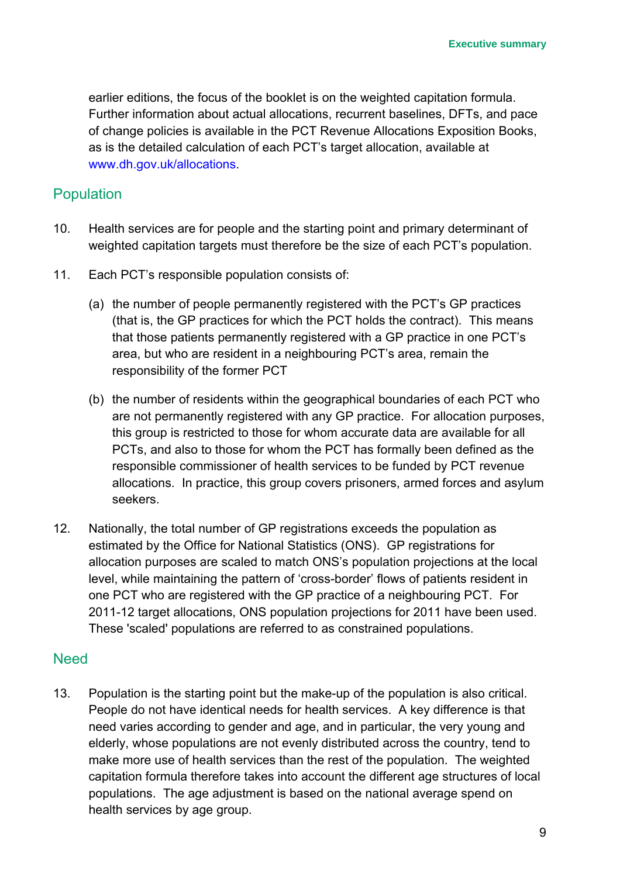earlier editions, the focus of the booklet is on the weighted capitation formula. Further information about actual allocations, recurrent baselines, DFTs, and pace of change policies is available in the PCT Revenue Allocations Exposition Books, as is the detailed calculation of each PCT's target allocation, available at www.dh.gov.uk/allocations.

## Population

10. Health services are for people and the starting point and primary determinant of weighted capitation targets must therefore be the size of each PCT's population.

11. Each PCT's responsible population consists of:

    (a) the number of people permanently registered with the PCT's GP practices (that is, the GP practices for which the PCT holds the contract). This means that those patients permanently registered with a GP practice in one PCT's area, but who are resident in a neighbouring PCT's area, remain the responsibility of the former PCT

    (b) the number of residents within the geographical boundaries of each PCT who are not permanently registered with any GP practice. For allocation purposes, this group is restricted to those for whom accurate data are available for all PCTs, and also to those for whom the PCT has formally been defined as the responsible commissioner of health services to be funded by PCT revenue allocations. In practice, this group covers prisoners, armed forces and asylum seekers.

12. Nationally, the total number of GP registrations exceeds the population as estimated by the Office for National Statistics (ONS). GP registrations for allocation purposes are scaled to match ONS's population projections at the local level, while maintaining the pattern of 'cross-border' flows of patients resident in one PCT who are registered with the GP practice of a neighbouring PCT. For 2011-12 target allocations, ONS population projections for 2011 have been used. These 'scaled' populations are referred to as constrained populations.

## Need

13. Population is the starting point but the make-up of the population is also critical. People do not have identical needs for health services. A key difference is that need varies according to gender and age, and in particular, the very young and elderly, whose populations are not evenly distributed across the country, tend to make more use of health services than the rest of the population. The weighted capitation formula therefore takes into account the different age structures of local populations. The age adjustment is based on the national average spend on health services by age group.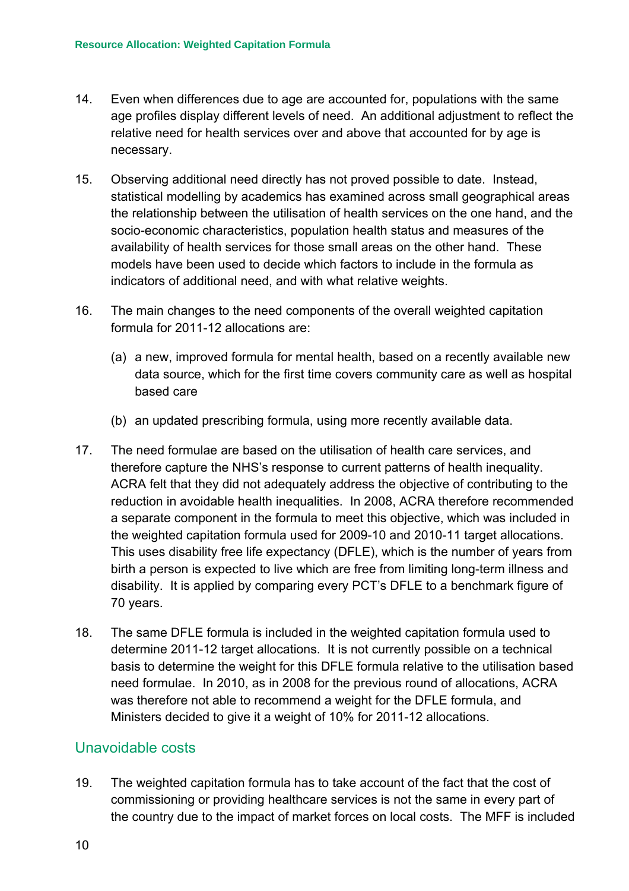14. Even when differences due to age are accounted for, populations with the same age profiles display different levels of need. An additional adjustment to reflect the relative need for health services over and above that accounted for by age is necessary.

15. Observing additional need directly has not proved possible to date. Instead, statistical modelling by academics has examined across small geographical areas the relationship between the utilisation of health services on the one hand, and the socio-economic characteristics, population health status and measures of the availability of health services for those small areas on the other hand. These models have been used to decide which factors to include in the formula as indicators of additional need, and with what relative weights.

16. The main changes to the need components of the overall weighted capitation formula for 2011-12 allocations are:

    (a) a new, improved formula for mental health, based on a recently available new data source, which for the first time covers community care as well as hospital based care

    (b) an updated prescribing formula, using more recently available data.

17. The need formulae are based on the utilisation of health care services, and therefore capture the NHS's response to current patterns of health inequality. ACRA felt that they did not adequately address the objective of contributing to the reduction in avoidable health inequalities. In 2008, ACRA therefore recommended a separate component in the formula to meet this objective, which was included in the weighted capitation formula used for 2009-10 and 2010-11 target allocations. This uses disability free life expectancy (DFLE), which is the number of years from birth a person is expected to live which are free from limiting long-term illness and disability. It is applied by comparing every PCT's DFLE to a benchmark figure of 70 years.

18. The same DFLE formula is included in the weighted capitation formula used to determine 2011-12 target allocations. It is not currently possible on a technical basis to determine the weight for this DFLE formula relative to the utilisation based need formulae. In 2010, as in 2008 for the previous round of allocations, ACRA was therefore not able to recommend a weight for the DFLE formula, and Ministers decided to give it a weight of 10% for 2011-12 allocations.

## Unavoidable costs

19. The weighted capitation formula has to take account of the fact that the cost of commissioning or providing healthcare services is not the same in every part of the country due to the impact of market forces on local costs. The MFF is included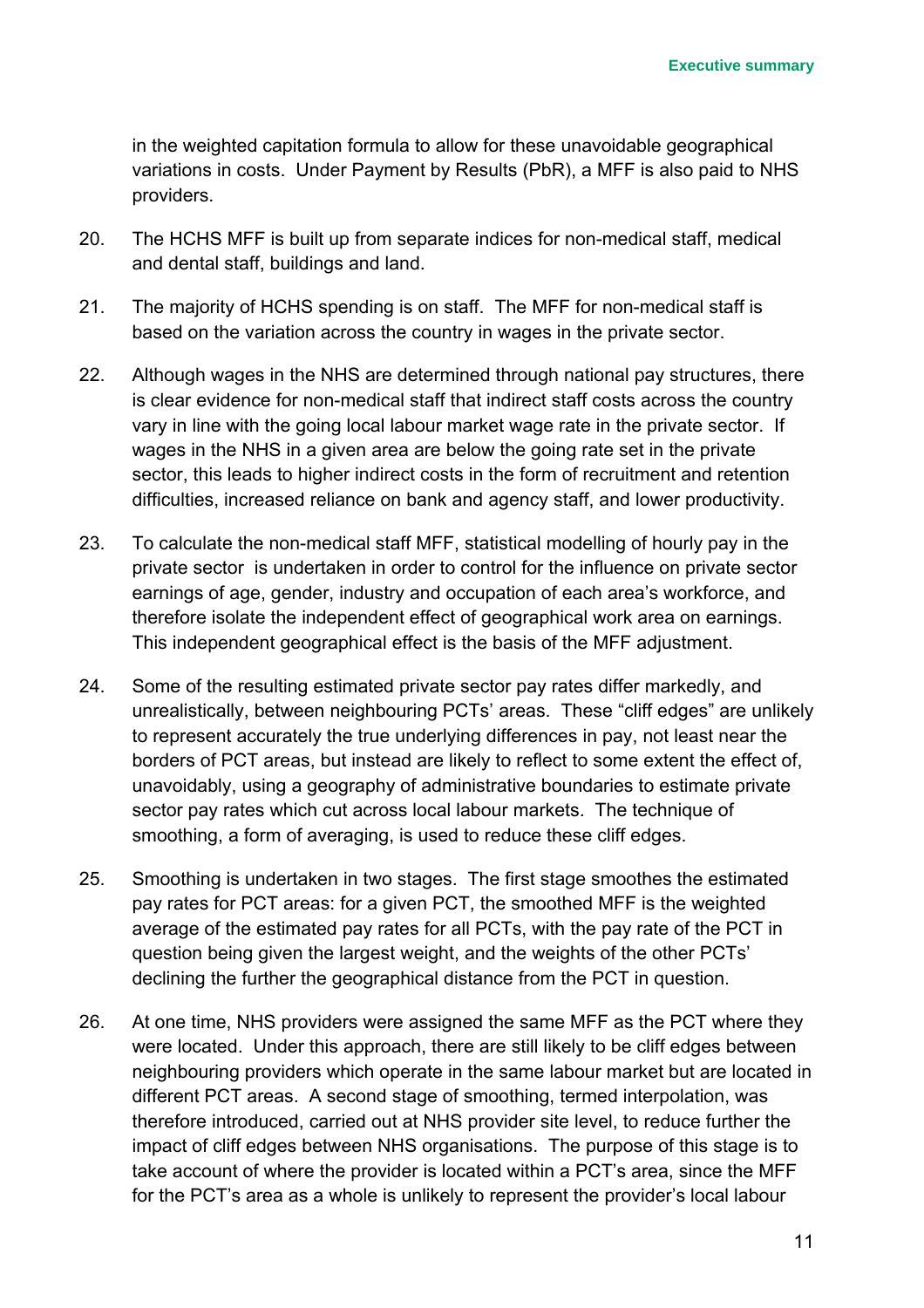in the weighted capitation formula to allow for these unavoidable geographical variations in costs. Under Payment by Results (PbR), a MFF is also paid to NHS providers.

20. The HCHS MFF is built up from separate indices for non-medical staff, medical and dental staff, buildings and land.

21. The majority of HCHS spending is on staff. The MFF for non-medical staff is based on the variation across the country in wages in the private sector.

22. Although wages in the NHS are determined through national pay structures, there is clear evidence for non-medical staff that indirect staff costs across the country vary in line with the going local labour market wage rate in the private sector. If wages in the NHS in a given area are below the going rate set in the private sector, this leads to higher indirect costs in the form of recruitment and retention difficulties, increased reliance on bank and agency staff, and lower productivity.

23. To calculate the non-medical staff MFF, statistical modelling of hourly pay in the private sector is undertaken in order to control for the influence on private sector earnings of age, gender, industry and occupation of each area's workforce, and therefore isolate the independent effect of geographical work area on earnings. This independent geographical effect is the basis of the MFF adjustment.

24. Some of the resulting estimated private sector pay rates differ markedly, and unrealistically, between neighbouring PCTs' areas. These "cliff edges" are unlikely to represent accurately the true underlying differences in pay, not least near the borders of PCT areas, but instead are likely to reflect to some extent the effect of, unavoidably, using a geography of administrative boundaries to estimate private sector pay rates which cut across local labour markets. The technique of smoothing, a form of averaging, is used to reduce these cliff edges.

25. Smoothing is undertaken in two stages. The first stage smoothes the estimated pay rates for PCT areas: for a given PCT, the smoothed MFF is the weighted average of the estimated pay rates for all PCTs, with the pay rate of the PCT in question being given the largest weight, and the weights of the other PCTs' declining the further the geographical distance from the PCT in question.

26. At one time, NHS providers were assigned the same MFF as the PCT where they were located. Under this approach, there are still likely to be cliff edges between neighbouring providers which operate in the same labour market but are located in different PCT areas. A second stage of smoothing, termed interpolation, was therefore introduced, carried out at NHS provider site level, to reduce further the impact of cliff edges between NHS organisations. The purpose of this stage is to take account of where the provider is located within a PCT's area, since the MFF for the PCT's area as a whole is unlikely to represent the provider's local labour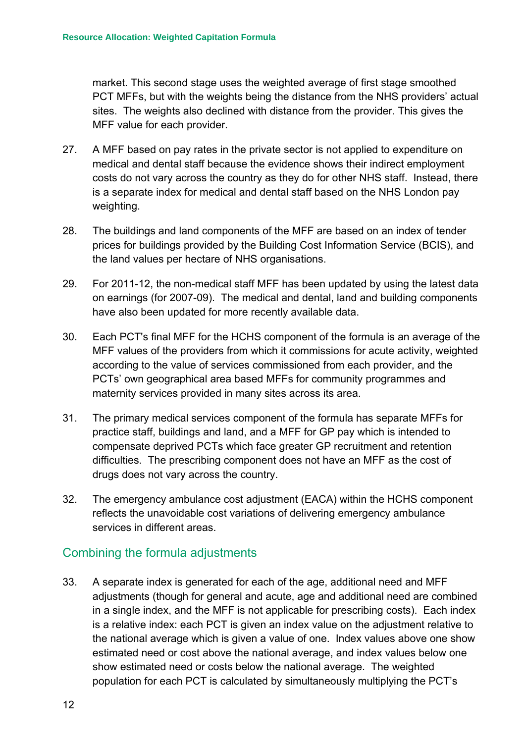market. This second stage uses the weighted average of first stage smoothed PCT MFFs, but with the weights being the distance from the NHS providers' actual sites. The weights also declined with distance from the provider. This gives the MFF value for each provider.

27. A MFF based on pay rates in the private sector is not applied to expenditure on medical and dental staff because the evidence shows their indirect employment costs do not vary across the country as they do for other NHS staff. Instead, there is a separate index for medical and dental staff based on the NHS London pay weighting.

28. The buildings and land components of the MFF are based on an index of tender prices for buildings provided by the Building Cost Information Service (BCIS), and the land values per hectare of NHS organisations.

29. For 2011-12, the non-medical staff MFF has been updated by using the latest data on earnings (for 2007-09). The medical and dental, land and building components have also been updated for more recently available data.

30. Each PCT's final MFF for the HCHS component of the formula is an average of the MFF values of the providers from which it commissions for acute activity, weighted according to the value of services commissioned from each provider, and the PCTs' own geographical area based MFFs for community programmes and maternity services provided in many sites across its area.

31. The primary medical services component of the formula has separate MFFs for practice staff, buildings and land, and a MFF for GP pay which is intended to compensate deprived PCTs which face greater GP recruitment and retention difficulties. The prescribing component does not have an MFF as the cost of drugs does not vary across the country.

32. The emergency ambulance cost adjustment (EACA) within the HCHS component reflects the unavoidable cost variations of delivering emergency ambulance services in different areas.

## Combining the formula adjustments

33. A separate index is generated for each of the age, additional need and MFF adjustments (though for general and acute, age and additional need are combined in a single index, and the MFF is not applicable for prescribing costs). Each index is a relative index: each PCT is given an index value on the adjustment relative to the national average which is given a value of one. Index values above one show estimated need or cost above the national average, and index values below one show estimated need or costs below the national average. The weighted population for each PCT is calculated by simultaneously multiplying the PCT's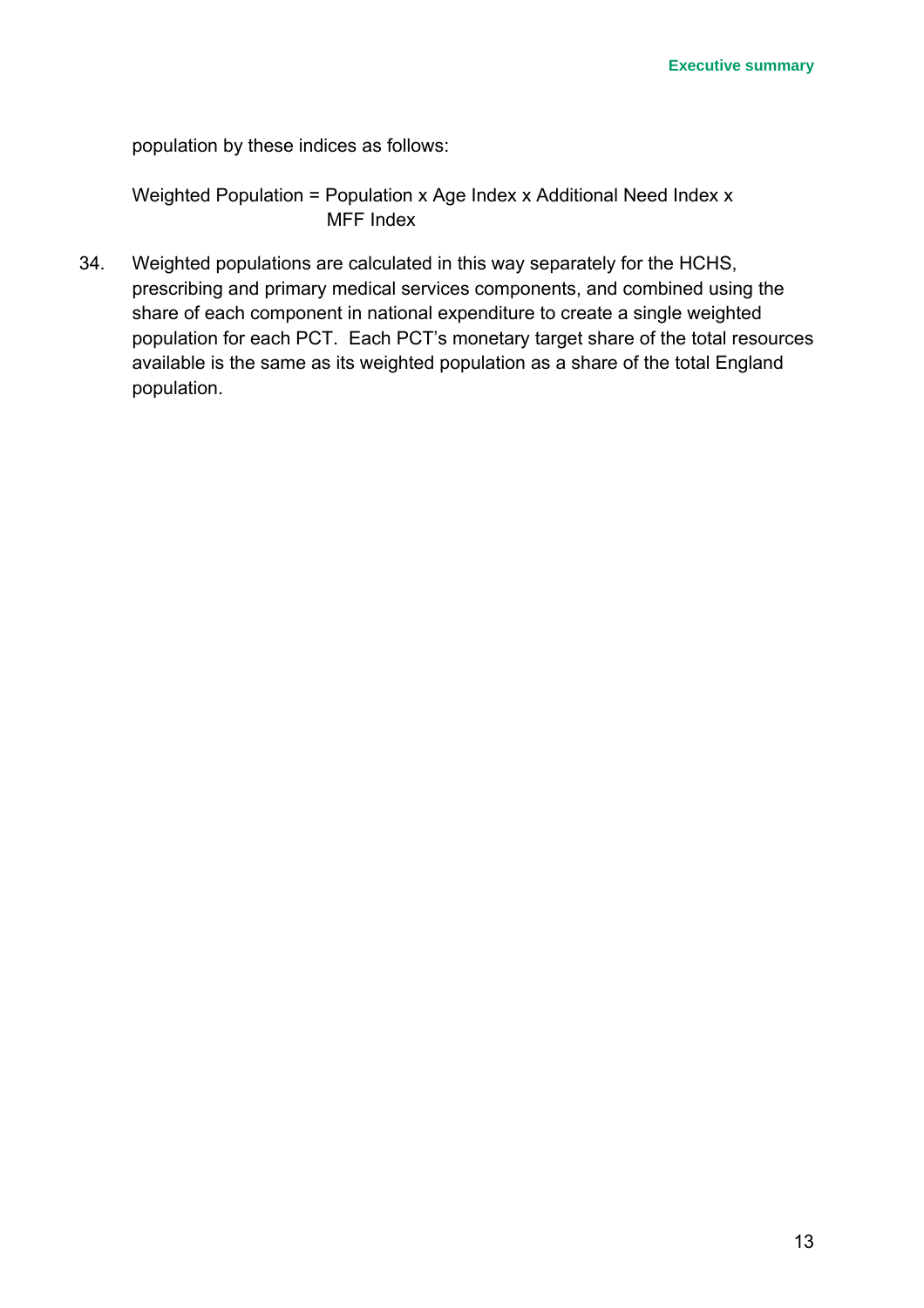population by these indices as follows:

Weighted Population = Population x Age Index x Additional Need Index x MFF Index

34. Weighted populations are calculated in this way separately for the HCHS, prescribing and primary medical services components, and combined using the share of each component in national expenditure to create a single weighted population for each PCT. Each PCT's monetary target share of the total resources available is the same as its weighted population as a share of the total England population.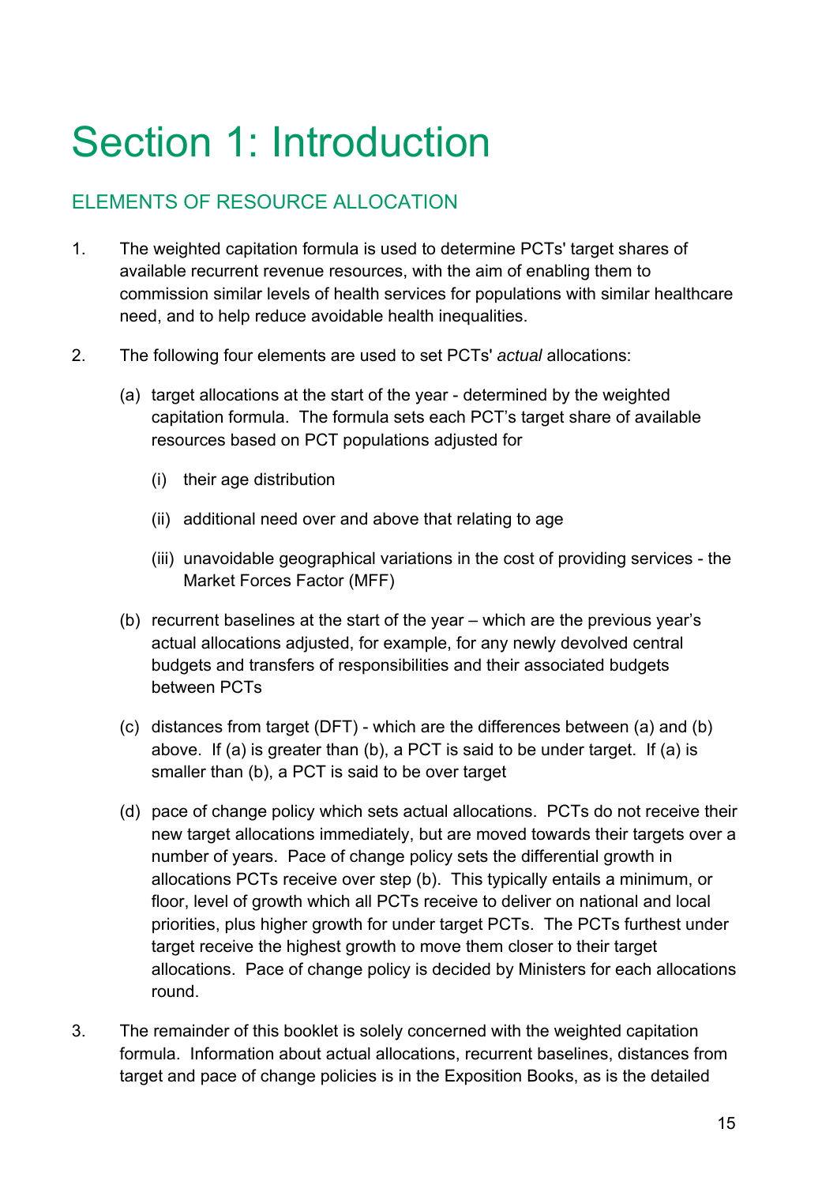# Section 1: Introduction

## ELEMENTS OF RESOURCE ALLOCATION

1. The weighted capitation formula is used to determine PCTs' target shares of available recurrent revenue resources, with the aim of enabling them to commission similar levels of health services for populations with similar healthcare need, and to help reduce avoidable health inequalities.

2. The following four elements are used to set PCTs' *actual* allocations:

   (a) target allocations at the start of the year - determined by the weighted capitation formula. The formula sets each PCT's target share of available resources based on PCT populations adjusted for

   (i) their age distribution

   (ii) additional need over and above that relating to age

   (iii) unavoidable geographical variations in the cost of providing services - the Market Forces Factor (MFF)

   (b) recurrent baselines at the start of the year – which are the previous year's actual allocations adjusted, for example, for any newly devolved central budgets and transfers of responsibilities and their associated budgets between PCTs

   (c) distances from target (DFT) - which are the differences between (a) and (b) above. If (a) is greater than (b), a PCT is said to be under target. If (a) is smaller than (b), a PCT is said to be over target

   (d) pace of change policy which sets actual allocations. PCTs do not receive their new target allocations immediately, but are moved towards their targets over a number of years. Pace of change policy sets the differential growth in allocations PCTs receive over step (b). This typically entails a minimum, or floor, level of growth which all PCTs receive to deliver on national and local priorities, plus higher growth for under target PCTs. The PCTs furthest under target receive the highest growth to move them closer to their target allocations. Pace of change policy is decided by Ministers for each allocations round.

3. The remainder of this booklet is solely concerned with the weighted capitation formula. Information about actual allocations, recurrent baselines, distances from target and pace of change policies is in the Exposition Books, as is the detailed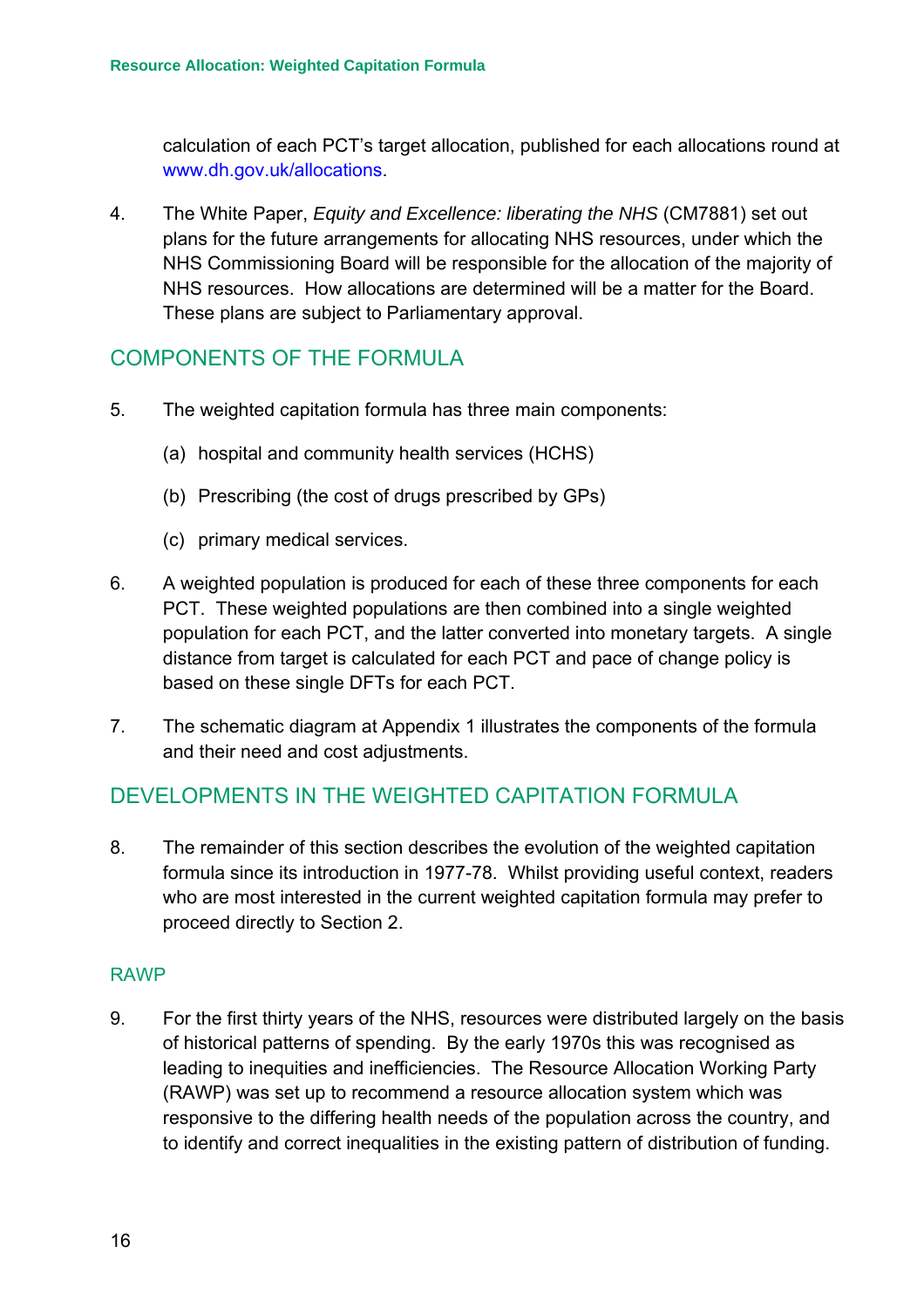calculation of each PCT's target allocation, published for each allocations round at www.dh.gov.uk/allocations.

4. The White Paper, *Equity and Excellence: liberating the NHS* (CM7881) set out plans for the future arrangements for allocating NHS resources, under which the NHS Commissioning Board will be responsible for the allocation of the majority of NHS resources. How allocations are determined will be a matter for the Board. These plans are subject to Parliamentary approval.

## COMPONENTS OF THE FORMULA

5. The weighted capitation formula has three main components:

   (a) hospital and community health services (HCHS)

   (b) Prescribing (the cost of drugs prescribed by GPs)

   (c) primary medical services.

6. A weighted population is produced for each of these three components for each PCT. These weighted populations are then combined into a single weighted population for each PCT, and the latter converted into monetary targets. A single distance from target is calculated for each PCT and pace of change policy is based on these single DFTs for each PCT.

7. The schematic diagram at Appendix 1 illustrates the components of the formula and their need and cost adjustments.

## DEVELOPMENTS IN THE WEIGHTED CAPITATION FORMULA

8. The remainder of this section describes the evolution of the weighted capitation formula since its introduction in 1977-78. Whilst providing useful context, readers who are most interested in the current weighted capitation formula may prefer to proceed directly to Section 2.

### RAWP

9. For the first thirty years of the NHS, resources were distributed largely on the basis of historical patterns of spending. By the early 1970s this was recognised as leading to inequities and inefficiencies. The Resource Allocation Working Party (RAWP) was set up to recommend a resource allocation system which was responsive to the differing health needs of the population across the country, and to identify and correct inequalities in the existing pattern of distribution of funding.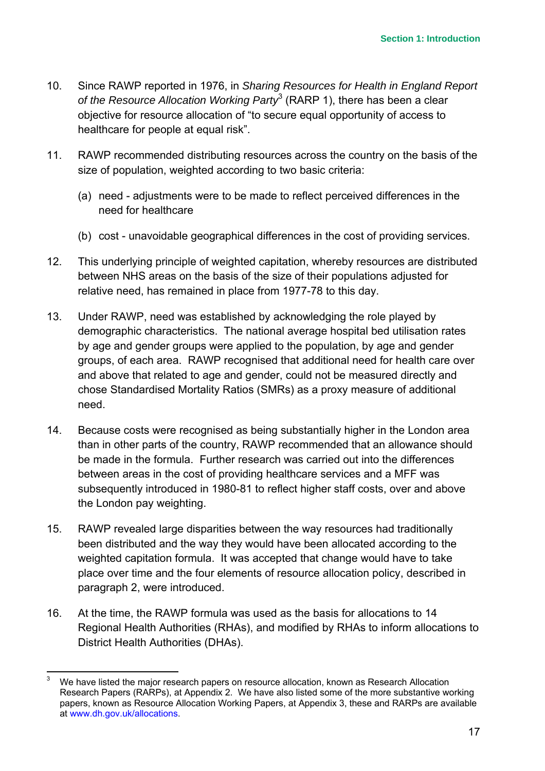10. Since RAWP reported in 1976, in *Sharing Resources for Health in England Report of the Resource Allocation Working Party*[3] (RARP 1), there has been a clear objective for resource allocation of "to secure equal opportunity of access to healthcare for people at equal risk".

11. RAWP recommended distributing resources across the country on the basis of the size of population, weighted according to two basic criteria:

    (a) need - adjustments were to be made to reflect perceived differences in the need for healthcare

    (b) cost - unavoidable geographical differences in the cost of providing services.

12. This underlying principle of weighted capitation, whereby resources are distributed between NHS areas on the basis of the size of their populations adjusted for relative need, has remained in place from 1977-78 to this day.

13. Under RAWP, need was established by acknowledging the role played by demographic characteristics. The national average hospital bed utilisation rates by age and gender groups were applied to the population, by age and gender groups, of each area. RAWP recognised that additional need for health care over and above that related to age and gender, could not be measured directly and chose Standardised Mortality Ratios (SMRs) as a proxy measure of additional need.

14. Because costs were recognised as being substantially higher in the London area than in other parts of the country, RAWP recommended that an allowance should be made in the formula. Further research was carried out into the differences between areas in the cost of providing healthcare services and a MFF was subsequently introduced in 1980-81 to reflect higher staff costs, over and above the London pay weighting.

15. RAWP revealed large disparities between the way resources had traditionally been distributed and the way they would have been allocated according to the weighted capitation formula. It was accepted that change would have to take place over time and the four elements of resource allocation policy, described in paragraph 2, were introduced.

16. At the time, the RAWP formula was used as the basis for allocations to 14 Regional Health Authorities (RHAs), and modified by RHAs to inform allocations to District Health Authorities (DHAs).

---

[3] We have listed the major research papers on resource allocation, known as Research Allocation Research Papers (RARPs), at Appendix 2. We have also listed some of the more substantive working papers, known as Resource Allocation Working Papers, at Appendix 3, these and RARPs are available at www.dh.gov.uk/allocations.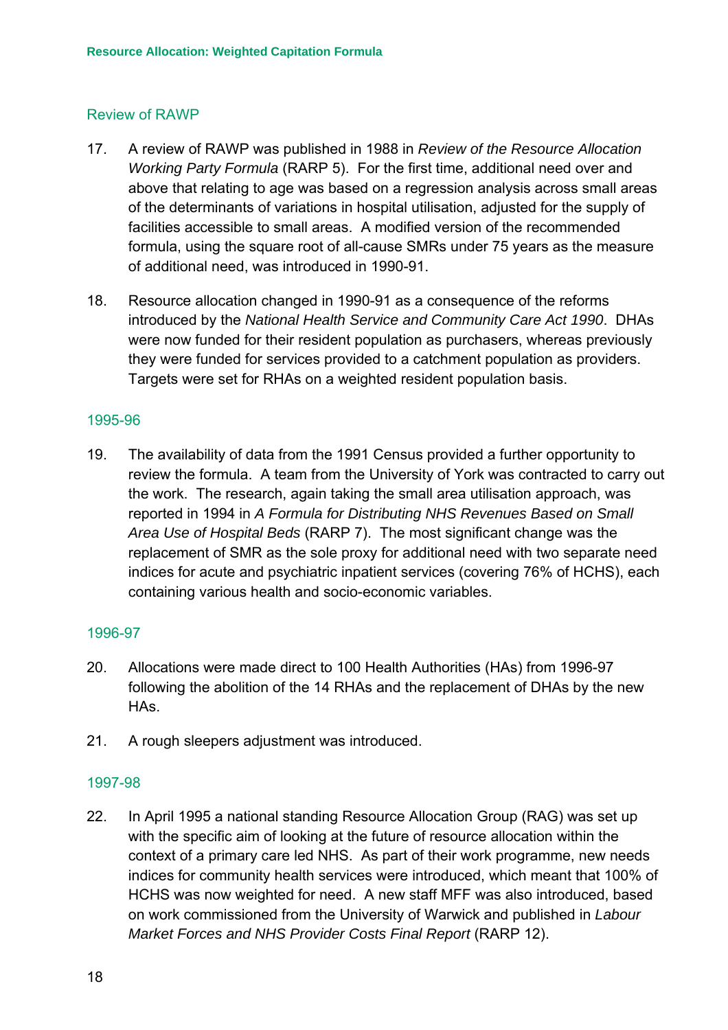## Review of RAWP

17. A review of RAWP was published in 1988 in *Review of the Resource Allocation Working Party Formula* (RARP 5). For the first time, additional need over and above that relating to age was based on a regression analysis across small areas of the determinants of variations in hospital utilisation, adjusted for the supply of facilities accessible to small areas. A modified version of the recommended formula, using the square root of all-cause SMRs under 75 years as the measure of additional need, was introduced in 1990-91.

18. Resource allocation changed in 1990-91 as a consequence of the reforms introduced by the *National Health Service and Community Care Act 1990*. DHAs were now funded for their resident population as purchasers, whereas previously they were funded for services provided to a catchment population as providers. Targets were set for RHAs on a weighted resident population basis.

## 1995-96

19. The availability of data from the 1991 Census provided a further opportunity to review the formula. A team from the University of York was contracted to carry out the work. The research, again taking the small area utilisation approach, was reported in 1994 in *A Formula for Distributing NHS Revenues Based on Small Area Use of Hospital Beds* (RARP 7). The most significant change was the replacement of SMR as the sole proxy for additional need with two separate need indices for acute and psychiatric inpatient services (covering 76% of HCHS), each containing various health and socio-economic variables.

## 1996-97

20. Allocations were made direct to 100 Health Authorities (HAs) from 1996-97 following the abolition of the 14 RHAs and the replacement of DHAs by the new HAs.

21. A rough sleepers adjustment was introduced.

## 1997-98

22. In April 1995 a national standing Resource Allocation Group (RAG) was set up with the specific aim of looking at the future of resource allocation within the context of a primary care led NHS. As part of their work programme, new needs indices for community health services were introduced, which meant that 100% of HCHS was now weighted for need. A new staff MFF was also introduced, based on work commissioned from the University of Warwick and published in *Labour Market Forces and NHS Provider Costs Final Report* (RARP 12).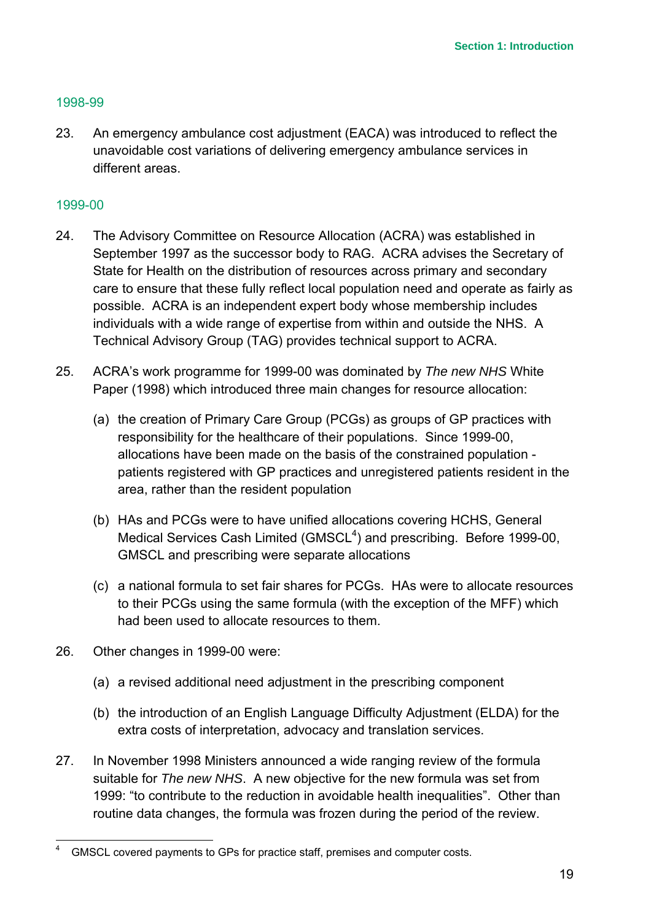### 1998-99

23. An emergency ambulance cost adjustment (EACA) was introduced to reflect the unavoidable cost variations of delivering emergency ambulance services in different areas.

### 1999-00

24. The Advisory Committee on Resource Allocation (ACRA) was established in September 1997 as the successor body to RAG. ACRA advises the Secretary of State for Health on the distribution of resources across primary and secondary care to ensure that these fully reflect local population need and operate as fairly as possible. ACRA is an independent expert body whose membership includes individuals with a wide range of expertise from within and outside the NHS. A Technical Advisory Group (TAG) provides technical support to ACRA.

25. ACRA's work programme for 1999-00 was dominated by *The new NHS* White Paper (1998) which introduced three main changes for resource allocation:

    (a) the creation of Primary Care Group (PCGs) as groups of GP practices with responsibility for the healthcare of their populations. Since 1999-00, allocations have been made on the basis of the constrained population - patients registered with GP practices and unregistered patients resident in the area, rather than the resident population

    (b) HAs and PCGs were to have unified allocations covering HCHS, General Medical Services Cash Limited (GMSCL[4]) and prescribing. Before 1999-00, GMSCL and prescribing were separate allocations

    (c) a national formula to set fair shares for PCGs. HAs were to allocate resources to their PCGs using the same formula (with the exception of the MFF) which had been used to allocate resources to them.

26. Other changes in 1999-00 were:

    (a) a revised additional need adjustment in the prescribing component

    (b) the introduction of an English Language Difficulty Adjustment (ELDA) for the extra costs of interpretation, advocacy and translation services.

27. In November 1998 Ministers announced a wide ranging review of the formula suitable for *The new NHS*. A new objective for the new formula was set from 1999: "to contribute to the reduction in avoidable health inequalities". Other than routine data changes, the formula was frozen during the period of the review.

---

[4] GMSCL covered payments to GPs for practice staff, premises and computer costs.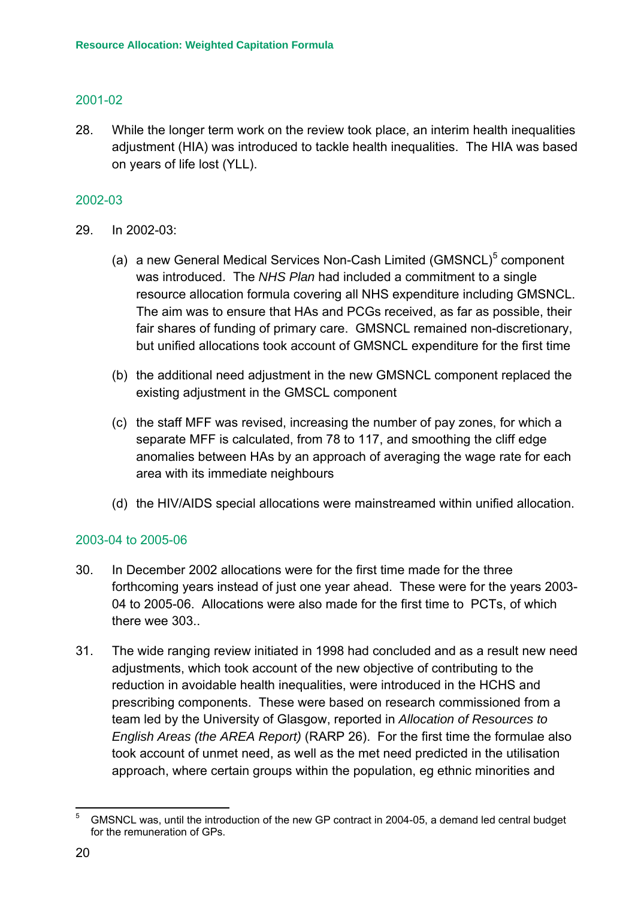## 2001-02

28. While the longer term work on the review took place, an interim health inequalities adjustment (HIA) was introduced to tackle health inequalities. The HIA was based on years of life lost (YLL).

## 2002-03

29. In 2002-03:

    (a) a new General Medical Services Non-Cash Limited (GMSNCL)[5] component was introduced. The *NHS Plan* had included a commitment to a single resource allocation formula covering all NHS expenditure including GMSNCL. The aim was to ensure that HAs and PCGs received, as far as possible, their fair shares of funding of primary care. GMSNCL remained non-discretionary, but unified allocations took account of GMSNCL expenditure for the first time

    (b) the additional need adjustment in the new GMSNCL component replaced the existing adjustment in the GMSCL component

    (c) the staff MFF was revised, increasing the number of pay zones, for which a separate MFF is calculated, from 78 to 117, and smoothing the cliff edge anomalies between HAs by an approach of averaging the wage rate for each area with its immediate neighbours

    (d) the HIV/AIDS special allocations were mainstreamed within unified allocation.

## 2003-04 to 2005-06

30. In December 2002 allocations were for the first time made for the three forthcoming years instead of just one year ahead. These were for the years 2003-04 to 2005-06. Allocations were also made for the first time to PCTs, of which there wee 303..

31. The wide ranging review initiated in 1998 had concluded and as a result new need adjustments, which took account of the new objective of contributing to the reduction in avoidable health inequalities, were introduced in the HCHS and prescribing components. These were based on research commissioned from a team led by the University of Glasgow, reported in *Allocation of Resources to English Areas (the AREA Report)* (RARP 26). For the first time the formulae also took account of unmet need, as well as the met need predicted in the utilisation approach, where certain groups within the population, eg ethnic minorities and

---

[5] GMSNCL was, until the introduction of the new GP contract in 2004-05, a demand led central budget for the remuneration of GPs.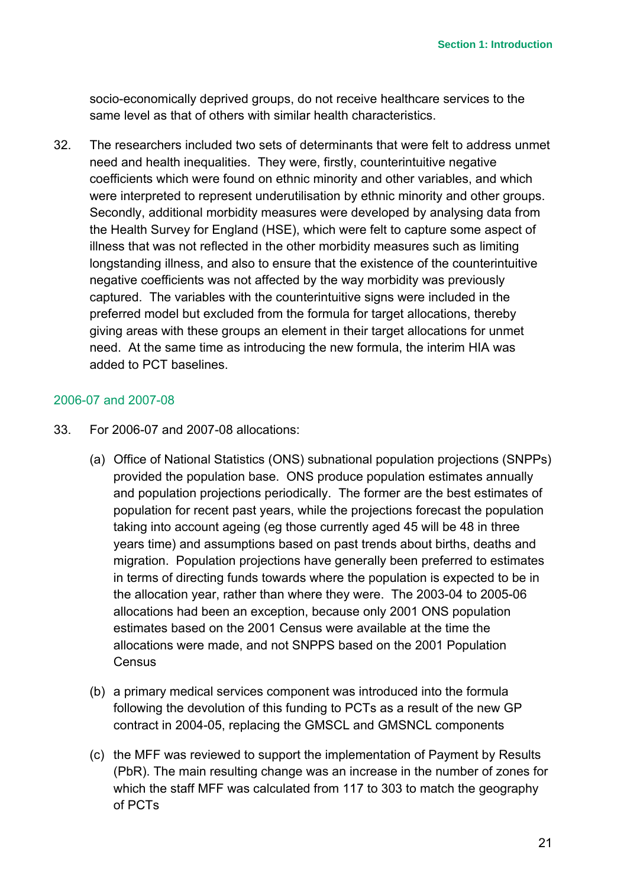socio-economically deprived groups, do not receive healthcare services to the same level as that of others with similar health characteristics.

32. The researchers included two sets of determinants that were felt to address unmet need and health inequalities. They were, firstly, counterintuitive negative coefficients which were found on ethnic minority and other variables, and which were interpreted to represent underutilisation by ethnic minority and other groups. Secondly, additional morbidity measures were developed by analysing data from the Health Survey for England (HSE), which were felt to capture some aspect of illness that was not reflected in the other morbidity measures such as limiting longstanding illness, and also to ensure that the existence of the counterintuitive negative coefficients was not affected by the way morbidity was previously captured. The variables with the counterintuitive signs were included in the preferred model but excluded from the formula for target allocations, thereby giving areas with these groups an element in their target allocations for unmet need. At the same time as introducing the new formula, the interim HIA was added to PCT baselines.

### 2006-07 and 2007-08

33. For 2006-07 and 2007-08 allocations:

    (a) Office of National Statistics (ONS) subnational population projections (SNPPs) provided the population base. ONS produce population estimates annually and population projections periodically. The former are the best estimates of population for recent past years, while the projections forecast the population taking into account ageing (eg those currently aged 45 will be 48 in three years time) and assumptions based on past trends about births, deaths and migration. Population projections have generally been preferred to estimates in terms of directing funds towards where the population is expected to be in the allocation year, rather than where they were. The 2003-04 to 2005-06 allocations had been an exception, because only 2001 ONS population estimates based on the 2001 Census were available at the time the allocations were made, and not SNPPS based on the 2001 Population Census

    (b) a primary medical services component was introduced into the formula following the devolution of this funding to PCTs as a result of the new GP contract in 2004-05, replacing the GMSCL and GMSNCL components

    (c) the MFF was reviewed to support the implementation of Payment by Results (PbR). The main resulting change was an increase in the number of zones for which the staff MFF was calculated from 117 to 303 to match the geography of PCTs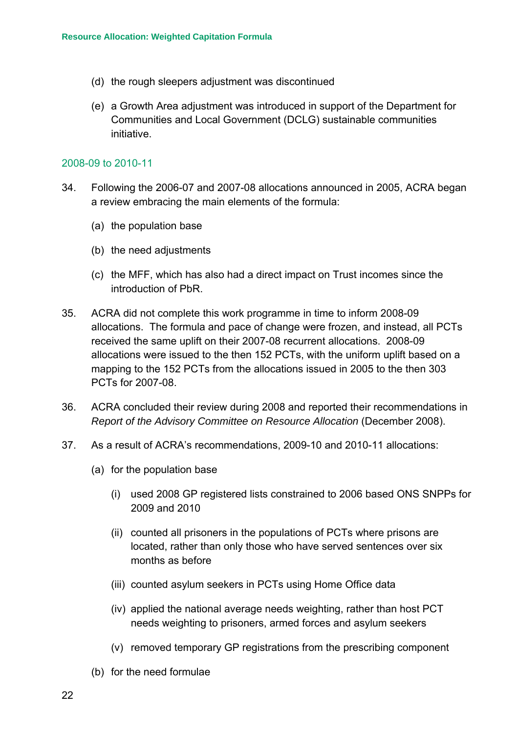(d) the rough sleepers adjustment was discontinued

(e) a Growth Area adjustment was introduced in support of the Department for Communities and Local Government (DCLG) sustainable communities initiative.

## 2008-09 to 2010-11

34. Following the 2006-07 and 2007-08 allocations announced in 2005, ACRA began a review embracing the main elements of the formula:

    (a) the population base

    (b) the need adjustments

    (c) the MFF, which has also had a direct impact on Trust incomes since the introduction of PbR.

35. ACRA did not complete this work programme in time to inform 2008-09 allocations. The formula and pace of change were frozen, and instead, all PCTs received the same uplift on their 2007-08 recurrent allocations. 2008-09 allocations were issued to the then 152 PCTs, with the uniform uplift based on a mapping to the 152 PCTs from the allocations issued in 2005 to the then 303 PCTs for 2007-08.

36. ACRA concluded their review during 2008 and reported their recommendations in *Report of the Advisory Committee on Resource Allocation* (December 2008).

37. As a result of ACRA's recommendations, 2009-10 and 2010-11 allocations:

    (a) for the population base

      (i) used 2008 GP registered lists constrained to 2006 based ONS SNPPs for 2009 and 2010

      (ii) counted all prisoners in the populations of PCTs where prisons are located, rather than only those who have served sentences over six months as before

      (iii) counted asylum seekers in PCTs using Home Office data

      (iv) applied the national average needs weighting, rather than host PCT needs weighting to prisoners, armed forces and asylum seekers

      (v) removed temporary GP registrations from the prescribing component

    (b) for the need formulae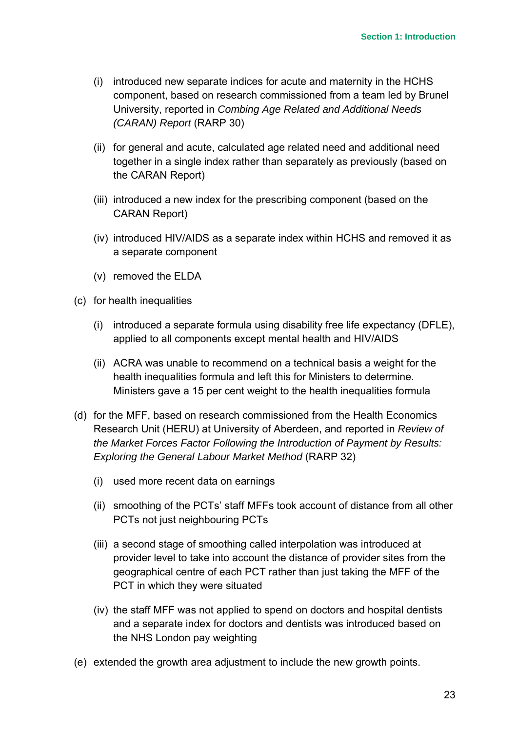- (i) introduced new separate indices for acute and maternity in the HCHS component, based on research commissioned from a team led by Brunel University, reported in *Combing Age Related and Additional Needs (CARAN) Report* (RARP 30)
   - (ii) for general and acute, calculated age related need and additional need together in a single index rather than separately as previously (based on the CARAN Report)
   - (iii) introduced a new index for the prescribing component (based on the CARAN Report)
   - (iv) introduced HIV/AIDS as a separate index within HCHS and removed it as a separate component
   - (v) removed the ELDA

- (c) for health inequalities
   - (i) introduced a separate formula using disability free life expectancy (DFLE), applied to all components except mental health and HIV/AIDS
   - (ii) ACRA was unable to recommend on a technical basis a weight for the health inequalities formula and left this for Ministers to determine. Ministers gave a 15 per cent weight to the health inequalities formula

- (d) for the MFF, based on research commissioned from the Health Economics Research Unit (HERU) at University of Aberdeen, and reported in *Review of the Market Forces Factor Following the Introduction of Payment by Results: Exploring the General Labour Market Method* (RARP 32)
   - (i) used more recent data on earnings
   - (ii) smoothing of the PCTs' staff MFFs took account of distance from all other PCTs not just neighbouring PCTs
   - (iii) a second stage of smoothing called interpolation was introduced at provider level to take into account the distance of provider sites from the geographical centre of each PCT rather than just taking the MFF of the PCT in which they were situated
   - (iv) the staff MFF was not applied to spend on doctors and hospital dentists and a separate index for doctors and dentists was introduced based on the NHS London pay weighting

- (e) extended the growth area adjustment to include the new growth points.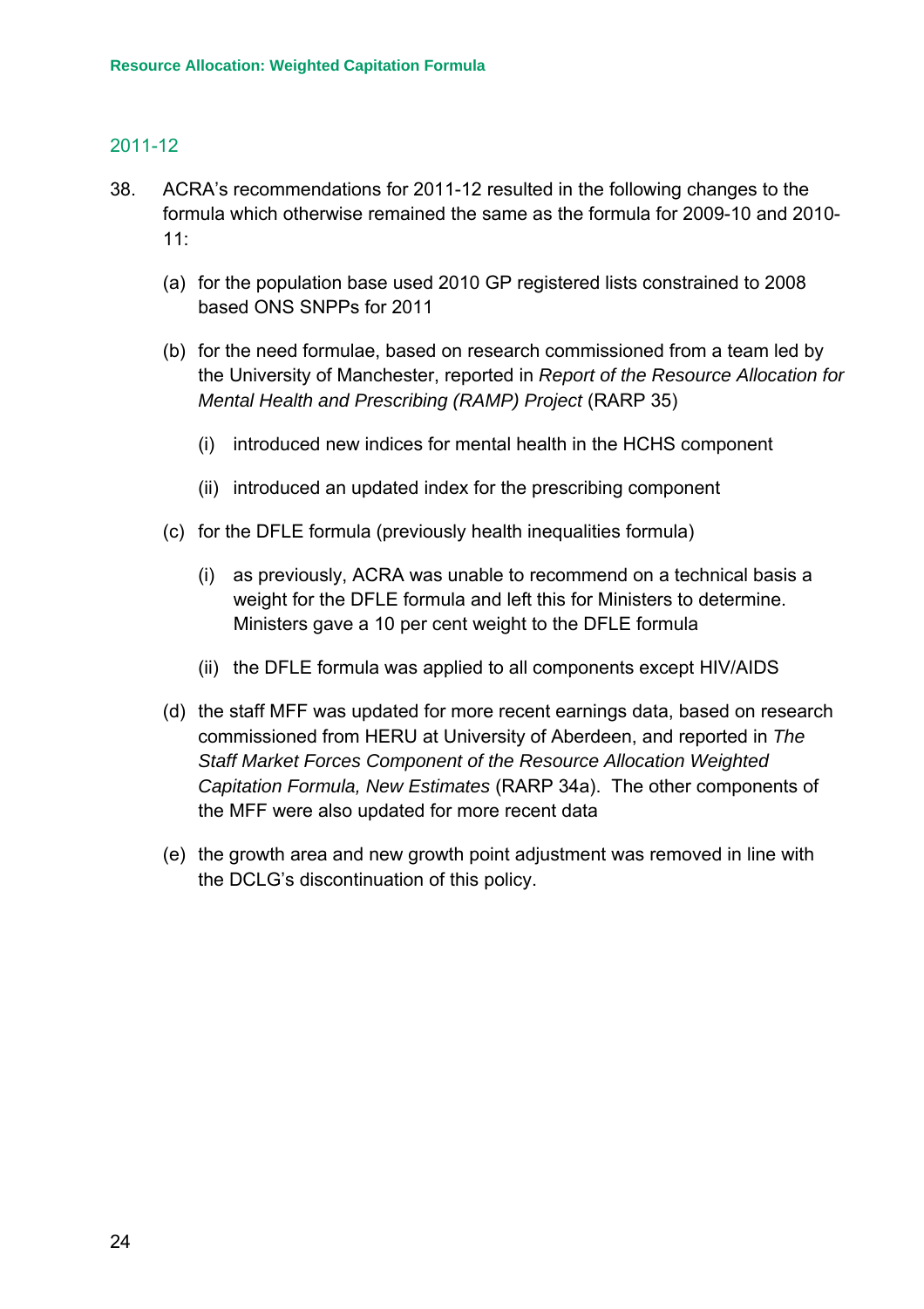## 2011-12

38. ACRA's recommendations for 2011-12 resulted in the following changes to the formula which otherwise remained the same as the formula for 2009-10 and 2010-11:

    (a) for the population base used 2010 GP registered lists constrained to 2008 based ONS SNPPs for 2011

    (b) for the need formulae, based on research commissioned from a team led by the University of Manchester, reported in *Report of the Resource Allocation for Mental Health and Prescribing (RAMP) Project* (RARP 35)

        (i) introduced new indices for mental health in the HCHS component

        (ii) introduced an updated index for the prescribing component

    (c) for the DFLE formula (previously health inequalities formula)

        (i) as previously, ACRA was unable to recommend on a technical basis a weight for the DFLE formula and left this for Ministers to determine. Ministers gave a 10 per cent weight to the DFLE formula

        (ii) the DFLE formula was applied to all components except HIV/AIDS

    (d) the staff MFF was updated for more recent earnings data, based on research commissioned from HERU at University of Aberdeen, and reported in *The Staff Market Forces Component of the Resource Allocation Weighted Capitation Formula, New Estimates* (RARP 34a). The other components of the MFF were also updated for more recent data

    (e) the growth area and new growth point adjustment was removed in line with the DCLG's discontinuation of this policy.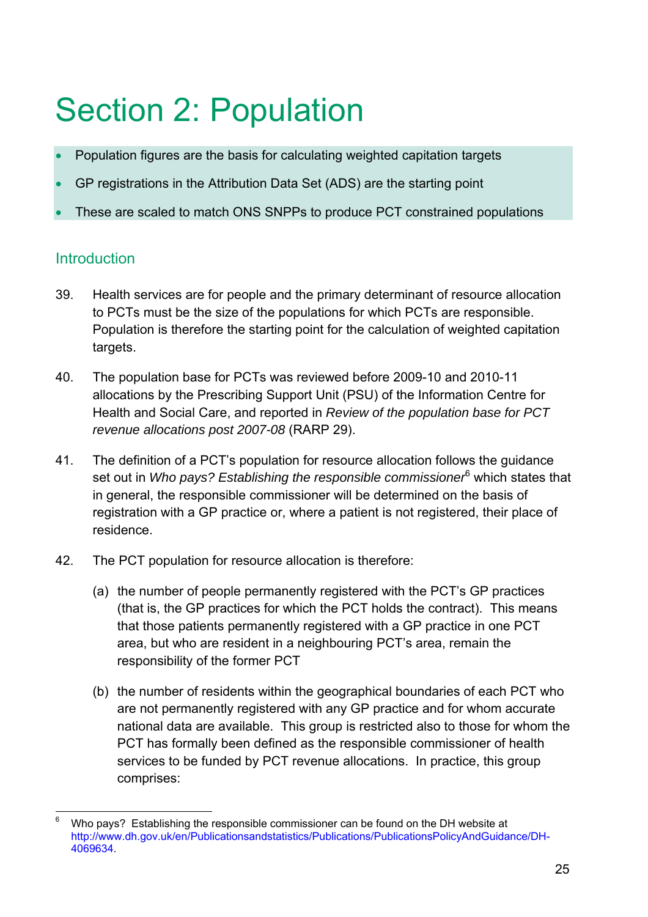# Section 2: Population

- Population figures are the basis for calculating weighted capitation targets
- GP registrations in the Attribution Data Set (ADS) are the starting point
- These are scaled to match ONS SNPPs to produce PCT constrained populations

## Introduction

39. Health services are for people and the primary determinant of resource allocation to PCTs must be the size of the populations for which PCTs are responsible. Population is therefore the starting point for the calculation of weighted capitation targets.

40. The population base for PCTs was reviewed before 2009-10 and 2010-11 allocations by the Prescribing Support Unit (PSU) of the Information Centre for Health and Social Care, and reported in *Review of the population base for PCT revenue allocations post 2007-08* (RARP 29).

41. The definition of a PCT's population for resource allocation follows the guidance set out in *Who pays? Establishing the responsible commissioner*[6] which states that in general, the responsible commissioner will be determined on the basis of registration with a GP practice or, where a patient is not registered, their place of residence.

42. The PCT population for resource allocation is therefore:

    (a) the number of people permanently registered with the PCT's GP practices (that is, the GP practices for which the PCT holds the contract). This means that those patients permanently registered with a GP practice in one PCT area, but who are resident in a neighbouring PCT's area, remain the responsibility of the former PCT

    (b) the number of residents within the geographical boundaries of each PCT who are not permanently registered with any GP practice and for whom accurate national data are available. This group is restricted also to those for whom the PCT has formally been defined as the responsible commissioner of health services to be funded by PCT revenue allocations. In practice, this group comprises:

---

[6] Who pays? Establishing the responsible commissioner can be found on the DH website at http://www.dh.gov.uk/en/Publicationsandstatistics/Publications/PublicationsPolicyAndGuidance/DH-4069634.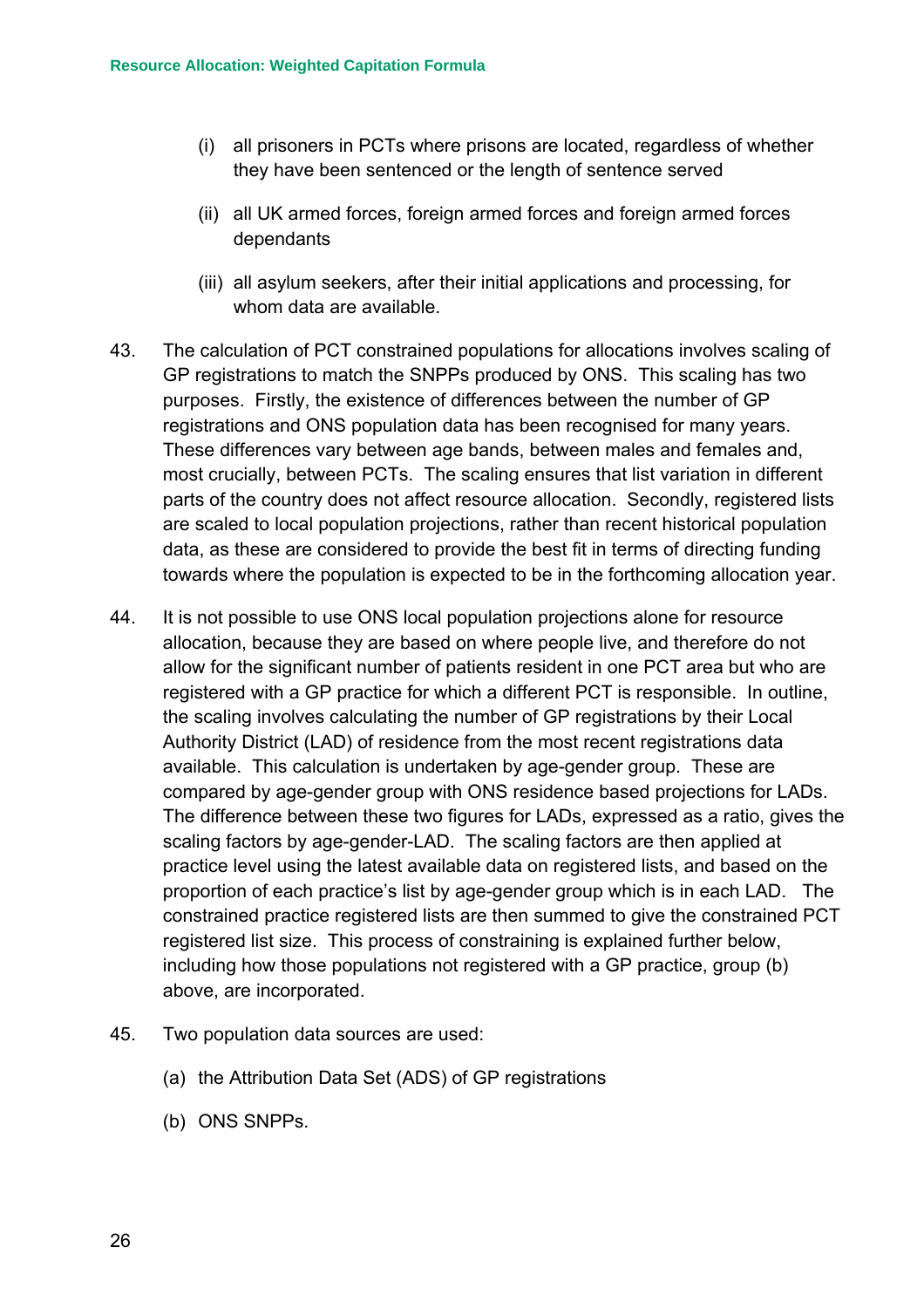(i) all prisoners in PCTs where prisons are located, regardless of whether they have been sentenced or the length of sentence served

(ii) all UK armed forces, foreign armed forces and foreign armed forces dependants

(iii) all asylum seekers, after their initial applications and processing, for whom data are available.

43. The calculation of PCT constrained populations for allocations involves scaling of GP registrations to match the SNPPs produced by ONS. This scaling has two purposes. Firstly, the existence of differences between the number of GP registrations and ONS population data has been recognised for many years. These differences vary between age bands, between males and females and, most crucially, between PCTs. The scaling ensures that list variation in different parts of the country does not affect resource allocation. Secondly, registered lists are scaled to local population projections, rather than recent historical population data, as these are considered to provide the best fit in terms of directing funding towards where the population is expected to be in the forthcoming allocation year.

44. It is not possible to use ONS local population projections alone for resource allocation, because they are based on where people live, and therefore do not allow for the significant number of patients resident in one PCT area but who are registered with a GP practice for which a different PCT is responsible. In outline, the scaling involves calculating the number of GP registrations by their Local Authority District (LAD) of residence from the most recent registrations data available. This calculation is undertaken by age-gender group. These are compared by age-gender group with ONS residence based projections for LADs. The difference between these two figures for LADs, expressed as a ratio, gives the scaling factors by age-gender-LAD. The scaling factors are then applied at practice level using the latest available data on registered lists, and based on the proportion of each practice's list by age-gender group which is in each LAD. The constrained practice registered lists are then summed to give the constrained PCT registered list size. This process of constraining is explained further below, including how those populations not registered with a GP practice, group (b) above, are incorporated.

45. Two population data sources are used:

(a) the Attribution Data Set (ADS) of GP registrations

(b) ONS SNPPs.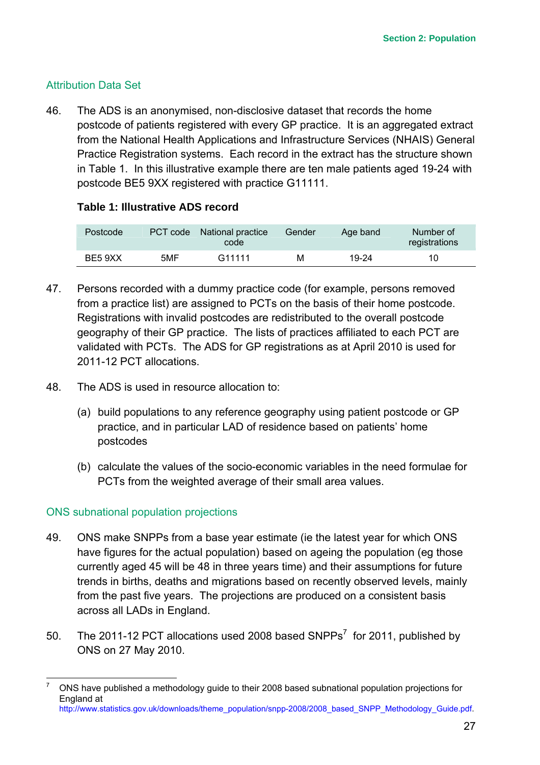## Attribution Data Set

46. The ADS is an anonymised, non-disclosive dataset that records the home postcode of patients registered with every GP practice. It is an aggregated extract from the National Health Applications and Infrastructure Services (NHAIS) General Practice Registration systems. Each record in the extract has the structure shown in Table 1. In this illustrative example there are ten male patients aged 19-24 with postcode BE5 9XX registered with practice G11111.

**Table 1: Illustrative ADS record**

| Postcode | PCT code | National practice code | Gender | Age band | Number of registrations |
|---|---|---|---|---|---|
| BE5 9XX | 5MF | G11111 | M | 19-24 | 10 |

47. Persons recorded with a dummy practice code (for example, persons removed from a practice list) are assigned to PCTs on the basis of their home postcode. Registrations with invalid postcodes are redistributed to the overall postcode geography of their GP practice. The lists of practices affiliated to each PCT are validated with PCTs. The ADS for GP registrations as at April 2010 is used for 2011-12 PCT allocations.

48. The ADS is used in resource allocation to:

    (a) build populations to any reference geography using patient postcode or GP practice, and in particular LAD of residence based on patients' home postcodes

    (b) calculate the values of the socio-economic variables in the need formulae for PCTs from the weighted average of their small area values.

## ONS subnational population projections

49. ONS make SNPPs from a base year estimate (ie the latest year for which ONS have figures for the actual population) based on ageing the population (eg those currently aged 45 will be 48 in three years time) and their assumptions for future trends in births, deaths and migrations based on recently observed levels, mainly from the past five years. The projections are produced on a consistent basis across all LADs in England.

50. The 2011-12 PCT allocations used 2008 based SNPPs[7] for 2011, published by ONS on 27 May 2010.

---

[7] ONS have published a methodology guide to their 2008 based subnational population projections for England at http://www.statistics.gov.uk/downloads/theme_population/snpp-2008/2008_based_SNPP_Methodology_Guide.pdf.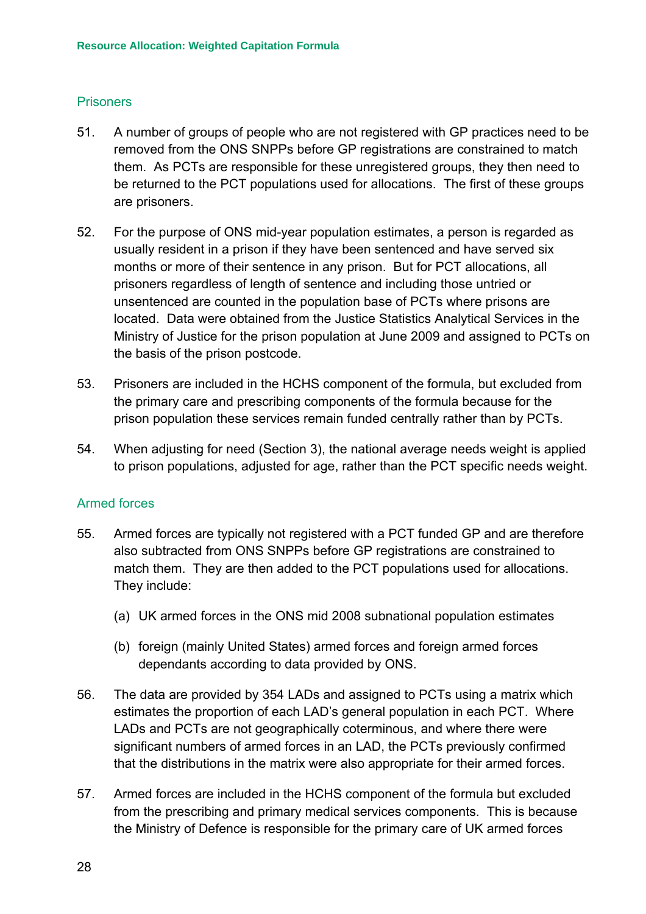### Prisoners

51. A number of groups of people who are not registered with GP practices need to be removed from the ONS SNPPs before GP registrations are constrained to match them. As PCTs are responsible for these unregistered groups, they then need to be returned to the PCT populations used for allocations. The first of these groups are prisoners.

52. For the purpose of ONS mid-year population estimates, a person is regarded as usually resident in a prison if they have been sentenced and have served six months or more of their sentence in any prison. But for PCT allocations, all prisoners regardless of length of sentence and including those untried or unsentenced are counted in the population base of PCTs where prisons are located. Data were obtained from the Justice Statistics Analytical Services in the Ministry of Justice for the prison population at June 2009 and assigned to PCTs on the basis of the prison postcode.

53. Prisoners are included in the HCHS component of the formula, but excluded from the primary care and prescribing components of the formula because for the prison population these services remain funded centrally rather than by PCTs.

54. When adjusting for need (Section 3), the national average needs weight is applied to prison populations, adjusted for age, rather than the PCT specific needs weight.

### Armed forces

55. Armed forces are typically not registered with a PCT funded GP and are therefore also subtracted from ONS SNPPs before GP registrations are constrained to match them. They are then added to the PCT populations used for allocations. They include:

    (a) UK armed forces in the ONS mid 2008 subnational population estimates

    (b) foreign (mainly United States) armed forces and foreign armed forces dependants according to data provided by ONS.

56. The data are provided by 354 LADs and assigned to PCTs using a matrix which estimates the proportion of each LAD's general population in each PCT. Where LADs and PCTs are not geographically coterminous, and where there were significant numbers of armed forces in an LAD, the PCTs previously confirmed that the distributions in the matrix were also appropriate for their armed forces.

57. Armed forces are included in the HCHS component of the formula but excluded from the prescribing and primary medical services components. This is because the Ministry of Defence is responsible for the primary care of UK armed forces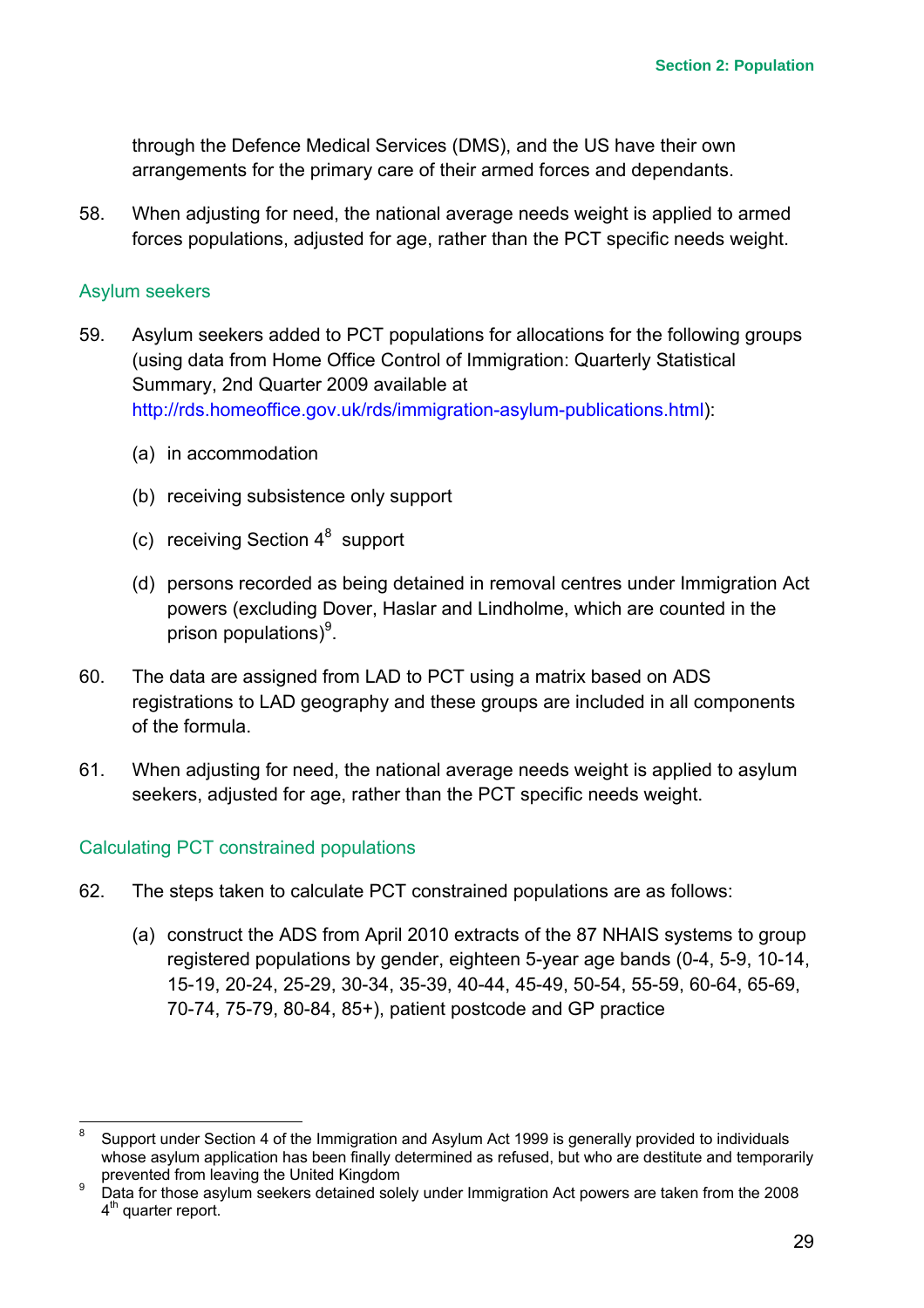through the Defence Medical Services (DMS), and the US have their own arrangements for the primary care of their armed forces and dependants.

58. When adjusting for need, the national average needs weight is applied to armed forces populations, adjusted for age, rather than the PCT specific needs weight.

### Asylum seekers

59. Asylum seekers added to PCT populations for allocations for the following groups (using data from Home Office Control of Immigration: Quarterly Statistical Summary, 2nd Quarter 2009 available at http://rds.homeoffice.gov.uk/rds/immigration-asylum-publications.html):

    (a) in accommodation

    (b) receiving subsistence only support

    (c) receiving Section 4[8] support

    (d) persons recorded as being detained in removal centres under Immigration Act powers (excluding Dover, Haslar and Lindholme, which are counted in the prison populations)[9].

60. The data are assigned from LAD to PCT using a matrix based on ADS registrations to LAD geography and these groups are included in all components of the formula.

61. When adjusting for need, the national average needs weight is applied to asylum seekers, adjusted for age, rather than the PCT specific needs weight.

### Calculating PCT constrained populations

62. The steps taken to calculate PCT constrained populations are as follows:

    (a) construct the ADS from April 2010 extracts of the 87 NHAIS systems to group registered populations by gender, eighteen 5-year age bands (0-4, 5-9, 10-14, 15-19, 20-24, 25-29, 30-34, 35-39, 40-44, 45-49, 50-54, 55-59, 60-64, 65-69, 70-74, 75-79, 80-84, 85+), patient postcode and GP practice

---

[8] Support under Section 4 of the Immigration and Asylum Act 1999 is generally provided to individuals whose asylum application has been finally determined as refused, but who are destitute and temporarily prevented from leaving the United Kingdom

[9] Data for those asylum seekers detained solely under Immigration Act powers are taken from the 2008 4th quarter report.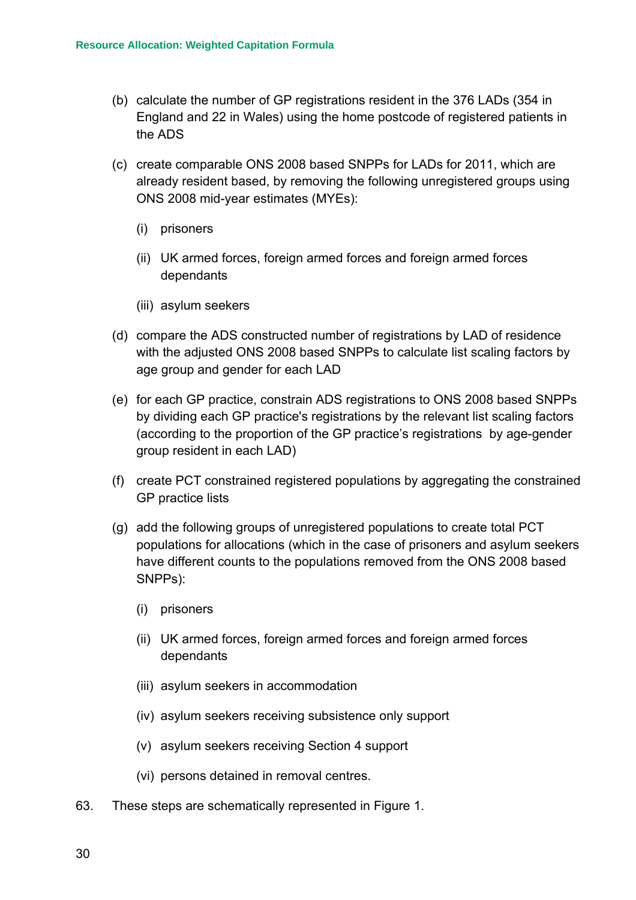(b) calculate the number of GP registrations resident in the 376 LADs (354 in England and 22 in Wales) using the home postcode of registered patients in the ADS

(c) create comparable ONS 2008 based SNPPs for LADs for 2011, which are already resident based, by removing the following unregistered groups using ONS 2008 mid-year estimates (MYEs):

  (i) prisoners

  (ii) UK armed forces, foreign armed forces and foreign armed forces dependants

  (iii) asylum seekers

(d) compare the ADS constructed number of registrations by LAD of residence with the adjusted ONS 2008 based SNPPs to calculate list scaling factors by age group and gender for each LAD

(e) for each GP practice, constrain ADS registrations to ONS 2008 based SNPPs by dividing each GP practice's registrations by the relevant list scaling factors (according to the proportion of the GP practice's registrations by age-gender group resident in each LAD)

(f) create PCT constrained registered populations by aggregating the constrained GP practice lists

(g) add the following groups of unregistered populations to create total PCT populations for allocations (which in the case of prisoners and asylum seekers have different counts to the populations removed from the ONS 2008 based SNPPs):

  (i) prisoners

  (ii) UK armed forces, foreign armed forces and foreign armed forces dependants

  (iii) asylum seekers in accommodation

  (iv) asylum seekers receiving subsistence only support

  (v) asylum seekers receiving Section 4 support

  (vi) persons detained in removal centres.

63. These steps are schematically represented in Figure 1.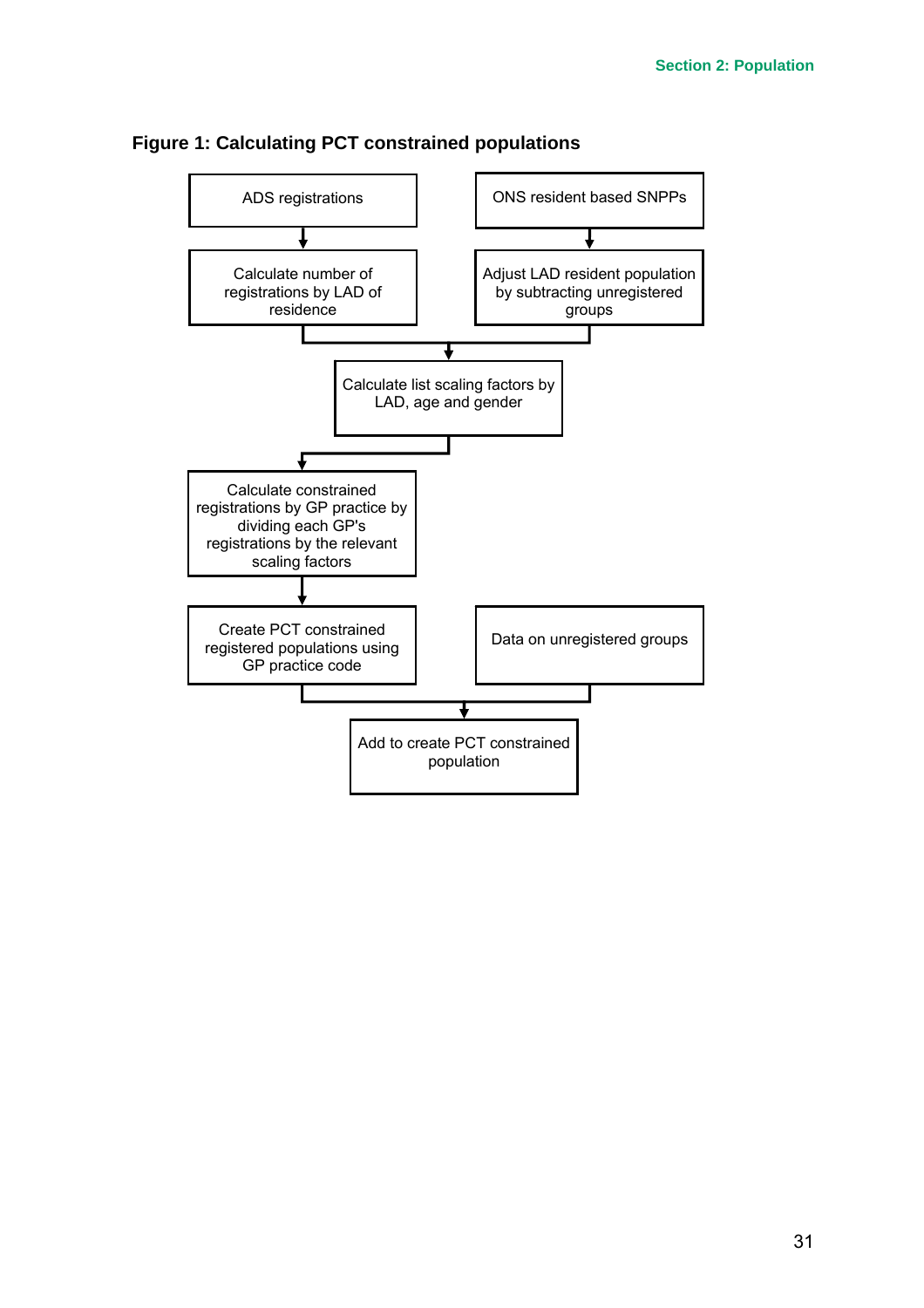**Figure 1: Calculating PCT constrained populations**

ADS registrations

Calculate number of registrations by LAD of residence

ONS resident based SNPPs

Adjust LAD resident population by subtracting unregistered groups

Calculate list scaling factors by LAD, age and gender

Calculate constrained registrations by GP practice by dividing each GP's registrations by the relevant scaling factors

Create PCT constrained registered populations using GP practice code

Data on unregistered groups

Add to create PCT constrained population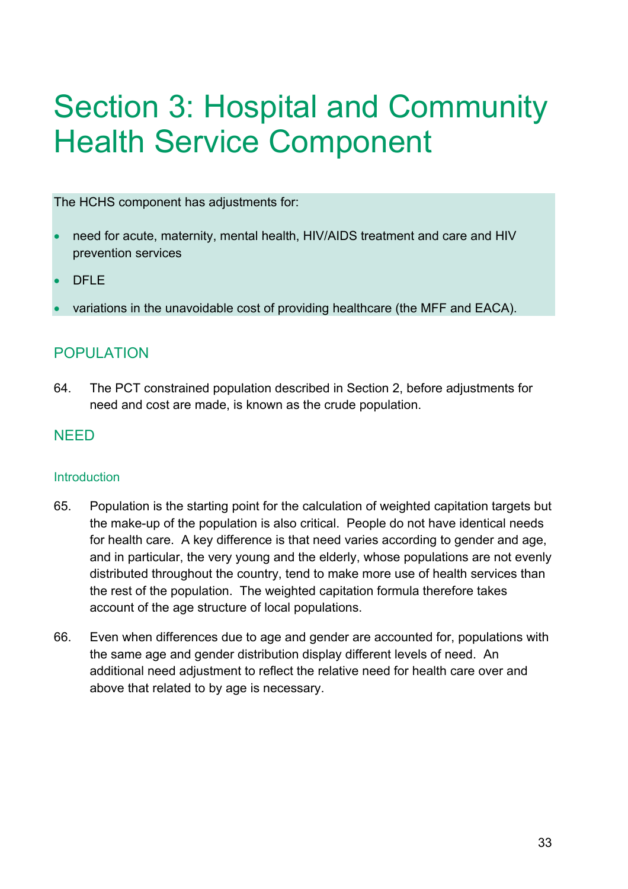# Section 3: Hospital and Community Health Service Component

The HCHS component has adjustments for:

- need for acute, maternity, mental health, HIV/AIDS treatment and care and HIV prevention services
- DFLE
- variations in the unavoidable cost of providing healthcare (the MFF and EACA).

## POPULATION

64. The PCT constrained population described in Section 2, before adjustments for need and cost are made, is known as the crude population.

## NEED

### Introduction

65. Population is the starting point for the calculation of weighted capitation targets but the make-up of the population is also critical. People do not have identical needs for health care. A key difference is that need varies according to gender and age, and in particular, the very young and the elderly, whose populations are not evenly distributed throughout the country, tend to make more use of health services than the rest of the population. The weighted capitation formula therefore takes account of the age structure of local populations.

66. Even when differences due to age and gender are accounted for, populations with the same age and gender distribution display different levels of need. An additional need adjustment to reflect the relative need for health care over and above that related to by age is necessary.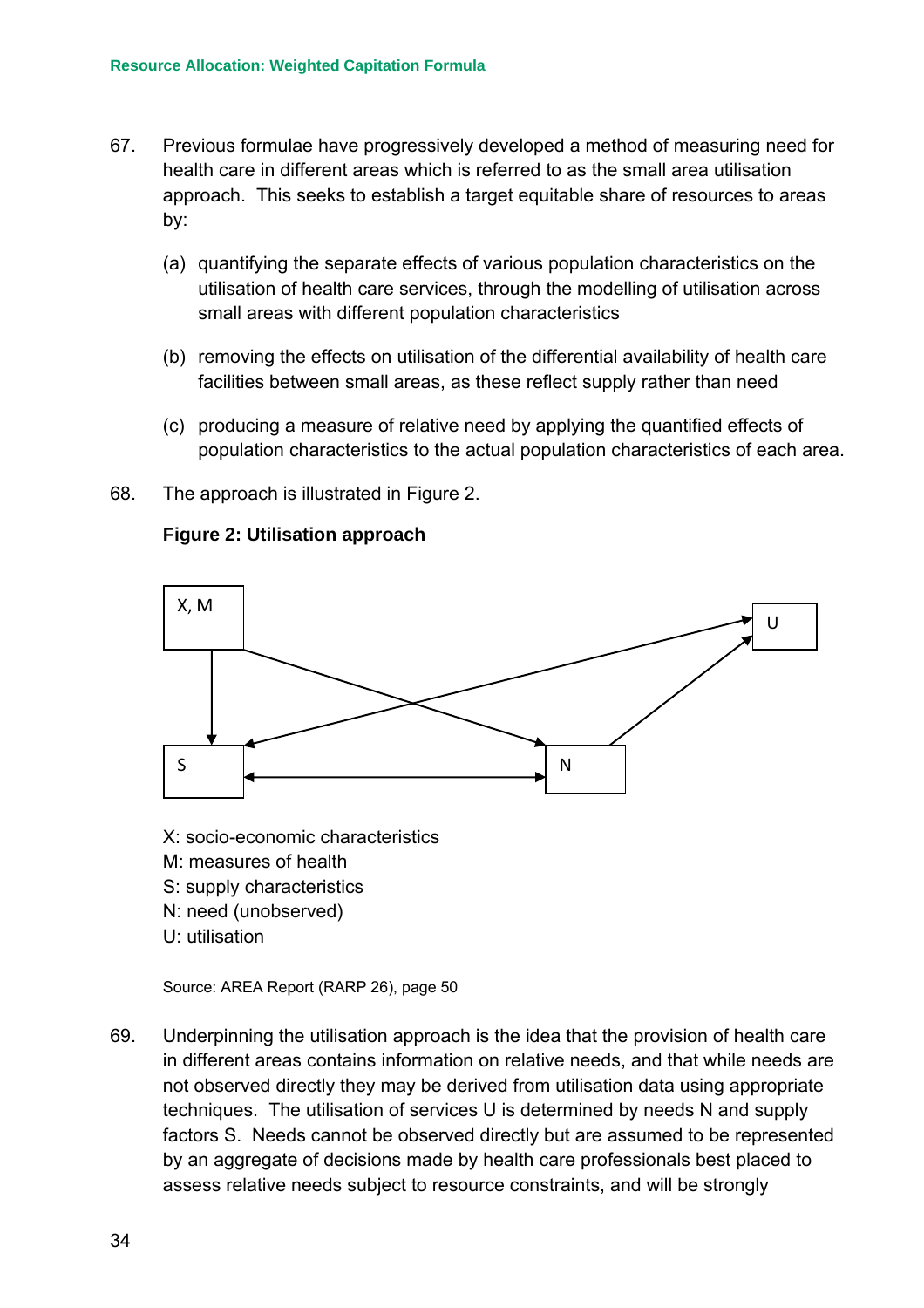67. Previous formulae have progressively developed a method of measuring need for health care in different areas which is referred to as the small area utilisation approach. This seeks to establish a target equitable share of resources to areas by:

   (a) quantifying the separate effects of various population characteristics on the utilisation of health care services, through the modelling of utilisation across small areas with different population characteristics

   (b) removing the effects on utilisation of the differential availability of health care facilities between small areas, as these reflect supply rather than need

   (c) producing a measure of relative need by applying the quantified effects of population characteristics to the actual population characteristics of each area.

68. The approach is illustrated in Figure 2.

**Figure 2: Utilisation approach**

X, M

U

S

N

X: socio-economic characteristics
M: measures of health
S: supply characteristics
N: need (unobserved)
U: utilisation

Source: AREA Report (RARP 26), page 50

69. Underpinning the utilisation approach is the idea that the provision of health care in different areas contains information on relative needs, and that while needs are not observed directly they may be derived from utilisation data using appropriate techniques. The utilisation of services U is determined by needs N and supply factors S. Needs cannot be observed directly but are assumed to be represented by an aggregate of decisions made by health care professionals best placed to assess relative needs subject to resource constraints, and will be strongly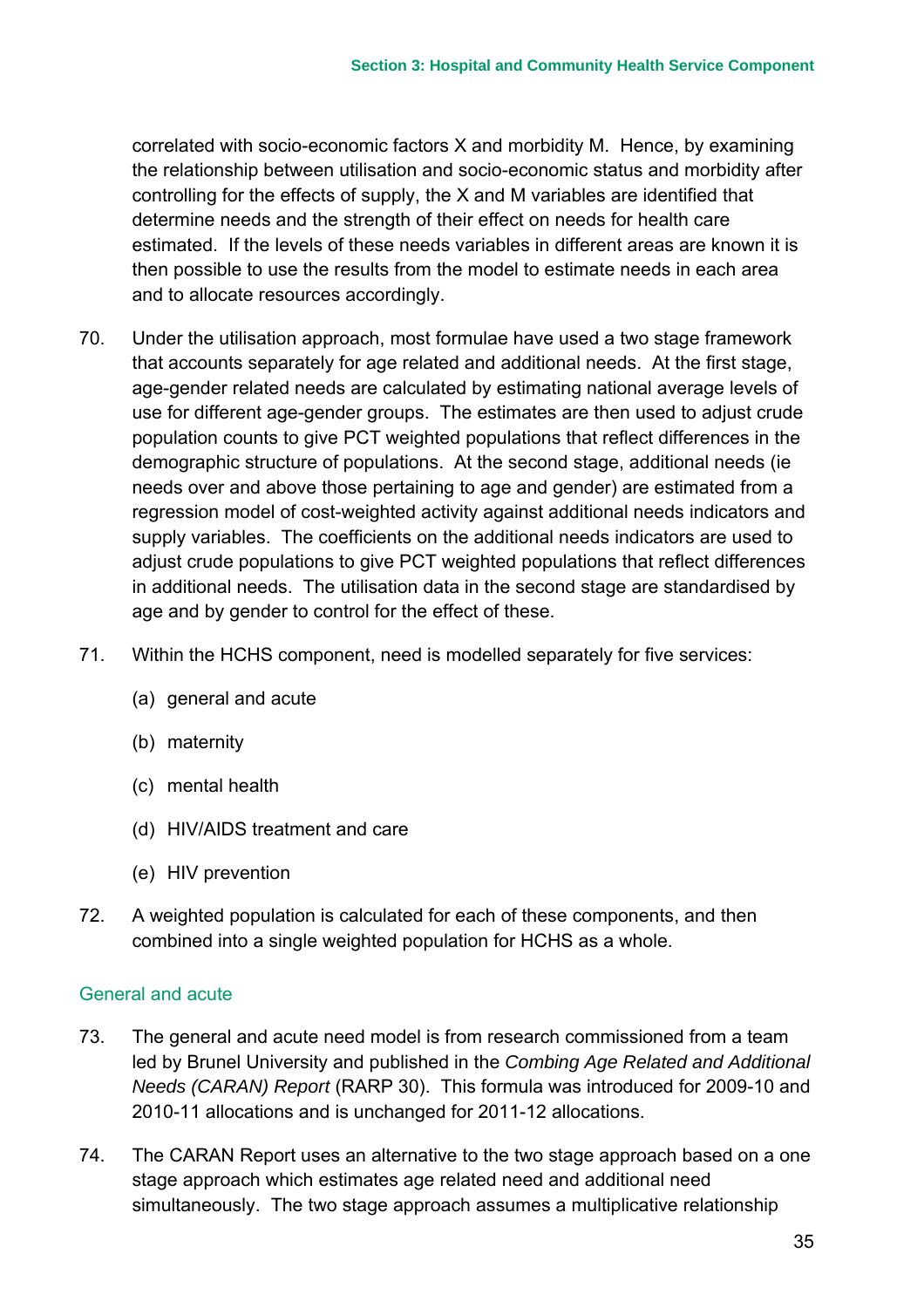correlated with socio-economic factors X and morbidity M. Hence, by examining the relationship between utilisation and socio-economic status and morbidity after controlling for the effects of supply, the X and M variables are identified that determine needs and the strength of their effect on needs for health care estimated. If the levels of these needs variables in different areas are known it is then possible to use the results from the model to estimate needs in each area and to allocate resources accordingly.

70. Under the utilisation approach, most formulae have used a two stage framework that accounts separately for age related and additional needs. At the first stage, age-gender related needs are calculated by estimating national average levels of use for different age-gender groups. The estimates are then used to adjust crude population counts to give PCT weighted populations that reflect differences in the demographic structure of populations. At the second stage, additional needs (ie needs over and above those pertaining to age and gender) are estimated from a regression model of cost-weighted activity against additional needs indicators and supply variables. The coefficients on the additional needs indicators are used to adjust crude populations to give PCT weighted populations that reflect differences in additional needs. The utilisation data in the second stage are standardised by age and by gender to control for the effect of these.

71. Within the HCHS component, need is modelled separately for five services:

    (a) general and acute

    (b) maternity

    (c) mental health

    (d) HIV/AIDS treatment and care

    (e) HIV prevention

72. A weighted population is calculated for each of these components, and then combined into a single weighted population for HCHS as a whole.

### General and acute

73. The general and acute need model is from research commissioned from a team led by Brunel University and published in the *Combing Age Related and Additional Needs (CARAN) Report* (RARP 30). This formula was introduced for 2009-10 and 2010-11 allocations and is unchanged for 2011-12 allocations.

74. The CARAN Report uses an alternative to the two stage approach based on a one stage approach which estimates age related need and additional need simultaneously. The two stage approach assumes a multiplicative relationship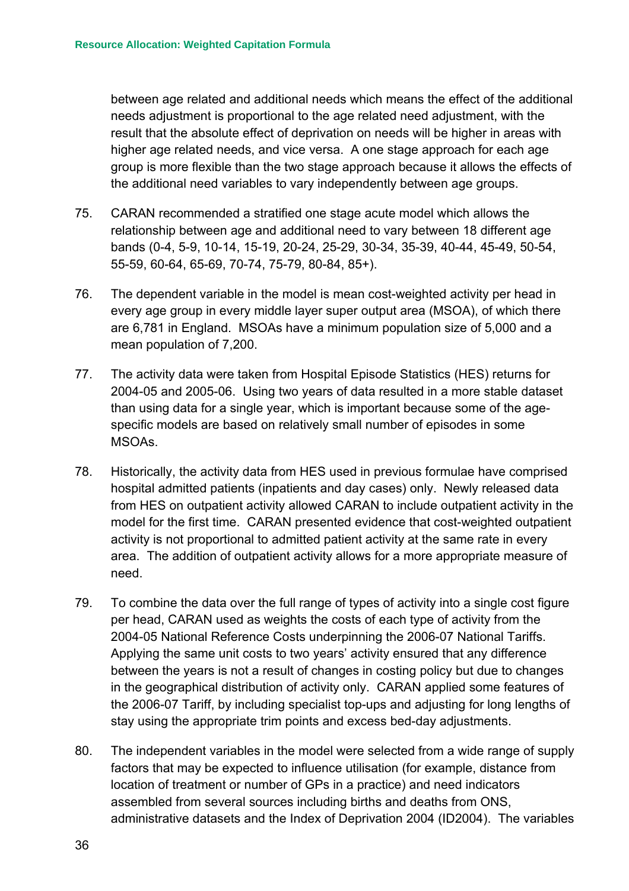between age related and additional needs which means the effect of the additional needs adjustment is proportional to the age related need adjustment, with the result that the absolute effect of deprivation on needs will be higher in areas with higher age related needs, and vice versa. A one stage approach for each age group is more flexible than the two stage approach because it allows the effects of the additional need variables to vary independently between age groups.

75. CARAN recommended a stratified one stage acute model which allows the relationship between age and additional need to vary between 18 different age bands (0-4, 5-9, 10-14, 15-19, 20-24, 25-29, 30-34, 35-39, 40-44, 45-49, 50-54, 55-59, 60-64, 65-69, 70-74, 75-79, 80-84, 85+).

76. The dependent variable in the model is mean cost-weighted activity per head in every age group in every middle layer super output area (MSOA), of which there are 6,781 in England. MSOAs have a minimum population size of 5,000 and a mean population of 7,200.

77. The activity data were taken from Hospital Episode Statistics (HES) returns for 2004-05 and 2005-06. Using two years of data resulted in a more stable dataset than using data for a single year, which is important because some of the age-specific models are based on relatively small number of episodes in some MSOAs.

78. Historically, the activity data from HES used in previous formulae have comprised hospital admitted patients (inpatients and day cases) only. Newly released data from HES on outpatient activity allowed CARAN to include outpatient activity in the model for the first time. CARAN presented evidence that cost-weighted outpatient activity is not proportional to admitted patient activity at the same rate in every area. The addition of outpatient activity allows for a more appropriate measure of need.

79. To combine the data over the full range of types of activity into a single cost figure per head, CARAN used as weights the costs of each type of activity from the 2004-05 National Reference Costs underpinning the 2006-07 National Tariffs. Applying the same unit costs to two years' activity ensured that any difference between the years is not a result of changes in costing policy but due to changes in the geographical distribution of activity only. CARAN applied some features of the 2006-07 Tariff, by including specialist top-ups and adjusting for long lengths of stay using the appropriate trim points and excess bed-day adjustments.

80. The independent variables in the model were selected from a wide range of supply factors that may be expected to influence utilisation (for example, distance from location of treatment or number of GPs in a practice) and need indicators assembled from several sources including births and deaths from ONS, administrative datasets and the Index of Deprivation 2004 (ID2004). The variables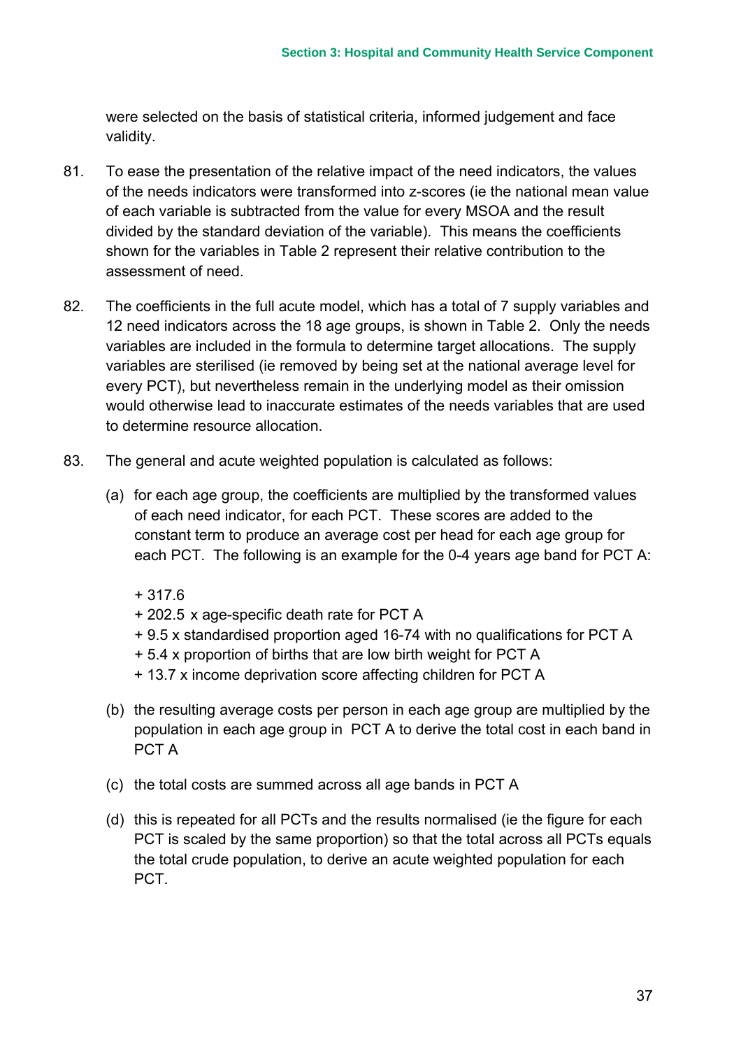were selected on the basis of statistical criteria, informed judgement and face validity.

81. To ease the presentation of the relative impact of the need indicators, the values of the needs indicators were transformed into z-scores (ie the national mean value of each variable is subtracted from the value for every MSOA and the result divided by the standard deviation of the variable). This means the coefficients shown for the variables in Table 2 represent their relative contribution to the assessment of need.

82. The coefficients in the full acute model, which has a total of 7 supply variables and 12 need indicators across the 18 age groups, is shown in Table 2. Only the needs variables are included in the formula to determine target allocations. The supply variables are sterilised (ie removed by being set at the national average level for every PCT), but nevertheless remain in the underlying model as their omission would otherwise lead to inaccurate estimates of the needs variables that are used to determine resource allocation.

83. The general and acute weighted population is calculated as follows:

    (a) for each age group, the coefficients are multiplied by the transformed values of each need indicator, for each PCT. These scores are added to the constant term to produce an average cost per head for each age group for each PCT. The following is an example for the 0-4 years age band for PCT A:

        + 317.6
        + 202.5 x age-specific death rate for PCT A
        + 9.5 x standardised proportion aged 16-74 with no qualifications for PCT A
        + 5.4 x proportion of births that are low birth weight for PCT A
        + 13.7 x income deprivation score affecting children for PCT A

    (b) the resulting average costs per person in each age group are multiplied by the population in each age group in PCT A to derive the total cost in each band in PCT A

    (c) the total costs are summed across all age bands in PCT A

    (d) this is repeated for all PCTs and the results normalised (ie the figure for each PCT is scaled by the same proportion) so that the total across all PCTs equals the total crude population, to derive an acute weighted population for each PCT.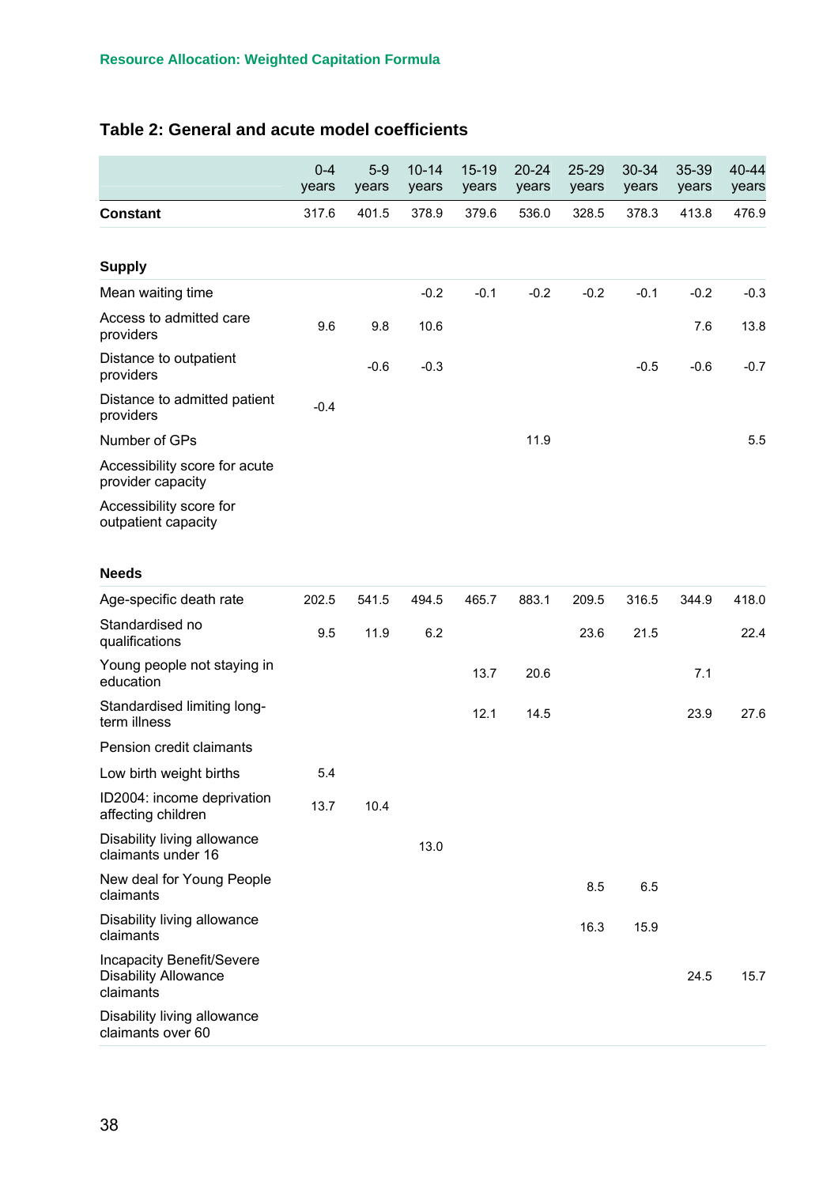## Table 2: General and acute model coefficients

| | 0-4 years | 5-9 years | 10-14 years | 15-19 years | 20-24 years | 25-29 years | 30-34 years | 35-39 years | 40-44 years |
|---|---|---|---|---|---|---|---|---|---|
| **Constant** | 317.6 | 401.5 | 378.9 | 379.6 | 536.0 | 328.5 | 378.3 | 413.8 | 476.9 |
| **Supply** | | | | | | | | | |
| Mean waiting time | | | -0.2 | -0.1 | -0.2 | -0.2 | -0.1 | -0.2 | -0.3 |
| Access to admitted care providers | 9.6 | 9.8 | 10.6 | | | | | 7.6 | 13.8 |
| Distance to outpatient providers | | -0.6 | -0.3 | | | | -0.5 | -0.6 | -0.7 |
| Distance to admitted patient providers | -0.4 | | | | | | | | |
| Number of GPs | | | | | 11.9 | | | | 5.5 |
| Accessibility score for acute provider capacity | | | | | | | | | |
| Accessibility score for outpatient capacity | | | | | | | | | |
| **Needs** | | | | | | | | | |
| Age-specific death rate | 202.5 | 541.5 | 494.5 | 465.7 | 883.1 | 209.5 | 316.5 | 344.9 | 418.0 |
| Standardised no qualifications | 9.5 | 11.9 | 6.2 | | | 23.6 | 21.5 | | 22.4 |
| Young people not staying in education | | | | 13.7 | 20.6 | | | 7.1 | |
| Standardised limiting long-term illness | | | | 12.1 | 14.5 | | | 23.9 | 27.6 |
| Pension credit claimants | | | | | | | | | |
| Low birth weight births | 5.4 | | | | | | | | |
| ID2004: income deprivation affecting children | 13.7 | 10.4 | | | | | | | |
| Disability living allowance claimants under 16 | | | 13.0 | | | | | | |
| New deal for Young People claimants | | | | | | 8.5 | 6.5 | | |
| Disability living allowance claimants | | | | | | 16.3 | 15.9 | | |
| Incapacity Benefit/Severe Disability Allowance claimants | | | | | | | | 24.5 | 15.7 |
| Disability living allowance claimants over 60 | | | | | | | | | |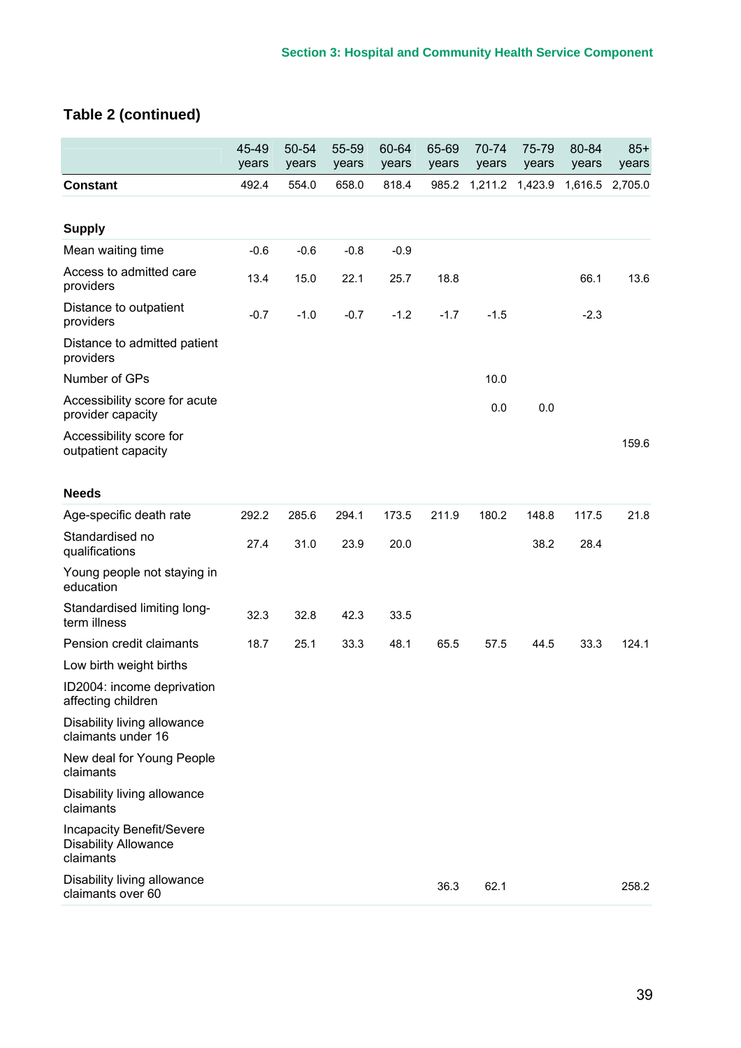## Table 2 (continued)

| | 45-49 years | 50-54 years | 55-59 years | 60-64 years | 65-69 years | 70-74 years | 75-79 years | 80-84 years | 85+ years |
|---|---|---|---|---|---|---|---|---|---|
| **Constant** | 492.4 | 554.0 | 658.0 | 818.4 | 985.2 | 1,211.2 | 1,423.9 | 1,616.5 | 2,705.0 |
| **Supply** | | | | | | | | | |
| Mean waiting time | -0.6 | -0.6 | -0.8 | -0.9 | | | | | |
| Access to admitted care providers | 13.4 | 15.0 | 22.1 | 25.7 | 18.8 | | | 66.1 | 13.6 |
| Distance to outpatient providers | -0.7 | -1.0 | -0.7 | -1.2 | -1.7 | -1.5 | | -2.3 | |
| Distance to admitted patient providers | | | | | | | | | |
| Number of GPs | | | | | | 10.0 | | | |
| Accessibility score for acute provider capacity | | | | | | 0.0 | 0.0 | | |
| Accessibility score for outpatient capacity | | | | | | | | | 159.6 |
| **Needs** | | | | | | | | | |
| Age-specific death rate | 292.2 | 285.6 | 294.1 | 173.5 | 211.9 | 180.2 | 148.8 | 117.5 | 21.8 |
| Standardised no qualifications | 27.4 | 31.0 | 23.9 | 20.0 | | | 38.2 | 28.4 | |
| Young people not staying in education | | | | | | | | | |
| Standardised limiting long-term illness | 32.3 | 32.8 | 42.3 | 33.5 | | | | | |
| Pension credit claimants | 18.7 | 25.1 | 33.3 | 48.1 | 65.5 | 57.5 | 44.5 | 33.3 | 124.1 |
| Low birth weight births | | | | | | | | | |
| ID2004: income deprivation affecting children | | | | | | | | | |
| Disability living allowance claimants under 16 | | | | | | | | | |
| New deal for Young People claimants | | | | | | | | | |
| Disability living allowance claimants | | | | | | | | | |
| Incapacity Benefit/Severe Disability Allowance claimants | | | | | | | | | |
| Disability living allowance claimants over 60 | | | | | 36.3 | 62.1 | | | 258.2 |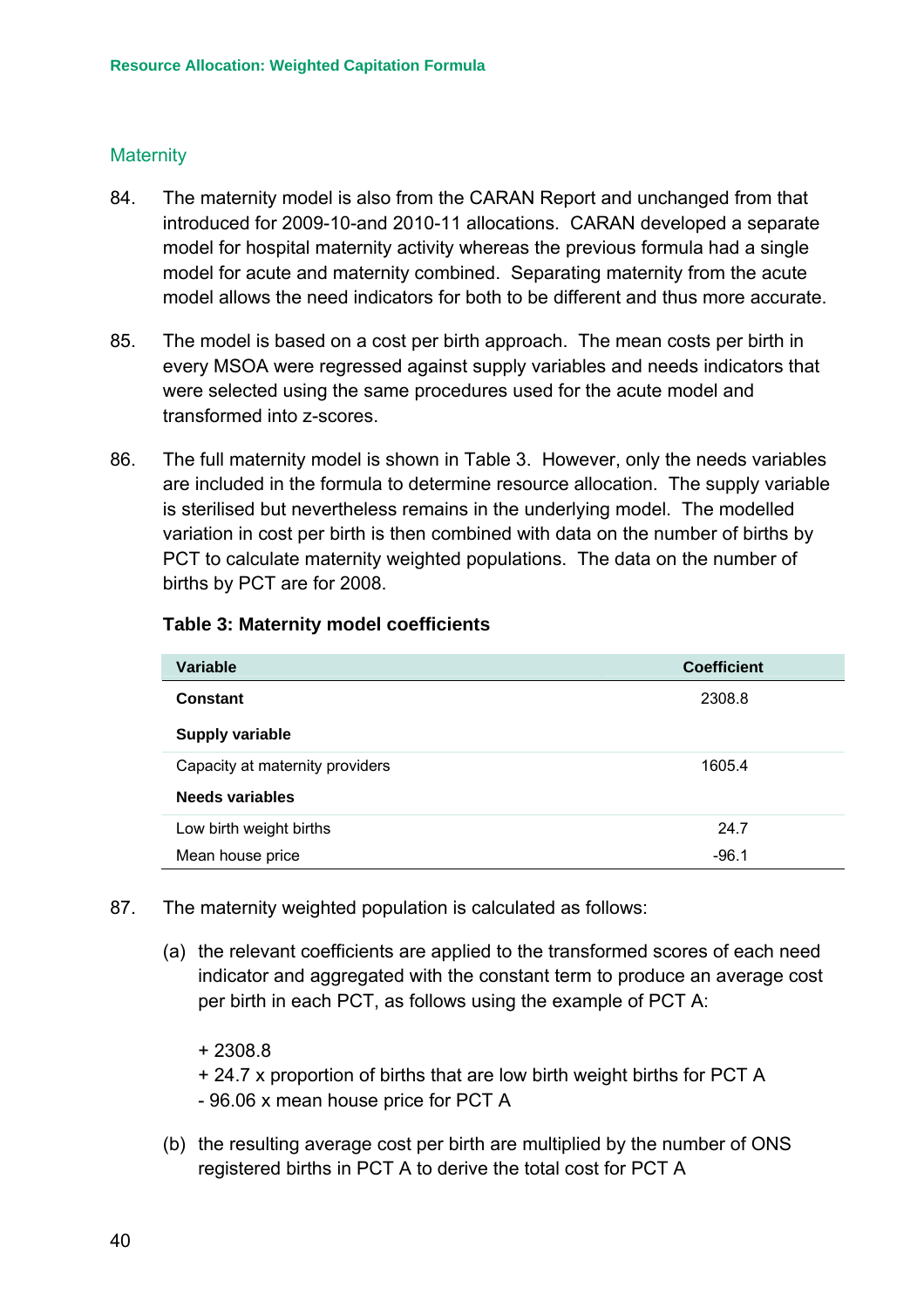## Maternity

84. The maternity model is also from the CARAN Report and unchanged from that introduced for 2009-10-and 2010-11 allocations. CARAN developed a separate model for hospital maternity activity whereas the previous formula had a single model for acute and maternity combined. Separating maternity from the acute model allows the need indicators for both to be different and thus more accurate.

85. The model is based on a cost per birth approach. The mean costs per birth in every MSOA were regressed against supply variables and needs indicators that were selected using the same procedures used for the acute model and transformed into z-scores.

86. The full maternity model is shown in Table 3. However, only the needs variables are included in the formula to determine resource allocation. The supply variable is sterilised but nevertheless remains in the underlying model. The modelled variation in cost per birth is then combined with data on the number of births by PCT to calculate maternity weighted populations. The data on the number of births by PCT are for 2008.

**Table 3: Maternity model coefficients**

| Variable | Coefficient |
|---|---|
| **Constant** | 2308.8 |
| **Supply variable** | |
| Capacity at maternity providers | 1605.4 |
| **Needs variables** | |
| Low birth weight births | 24.7 |
| Mean house price | -96.1 |

87. The maternity weighted population is calculated as follows:

    (a) the relevant coefficients are applied to the transformed scores of each need indicator and aggregated with the constant term to produce an average cost per birth in each PCT, as follows using the example of PCT A:

    + 2308.8
    + 24.7 x proportion of births that are low birth weight births for PCT A
    - 96.06 x mean house price for PCT A

    (b) the resulting average cost per birth are multiplied by the number of ONS registered births in PCT A to derive the total cost for PCT A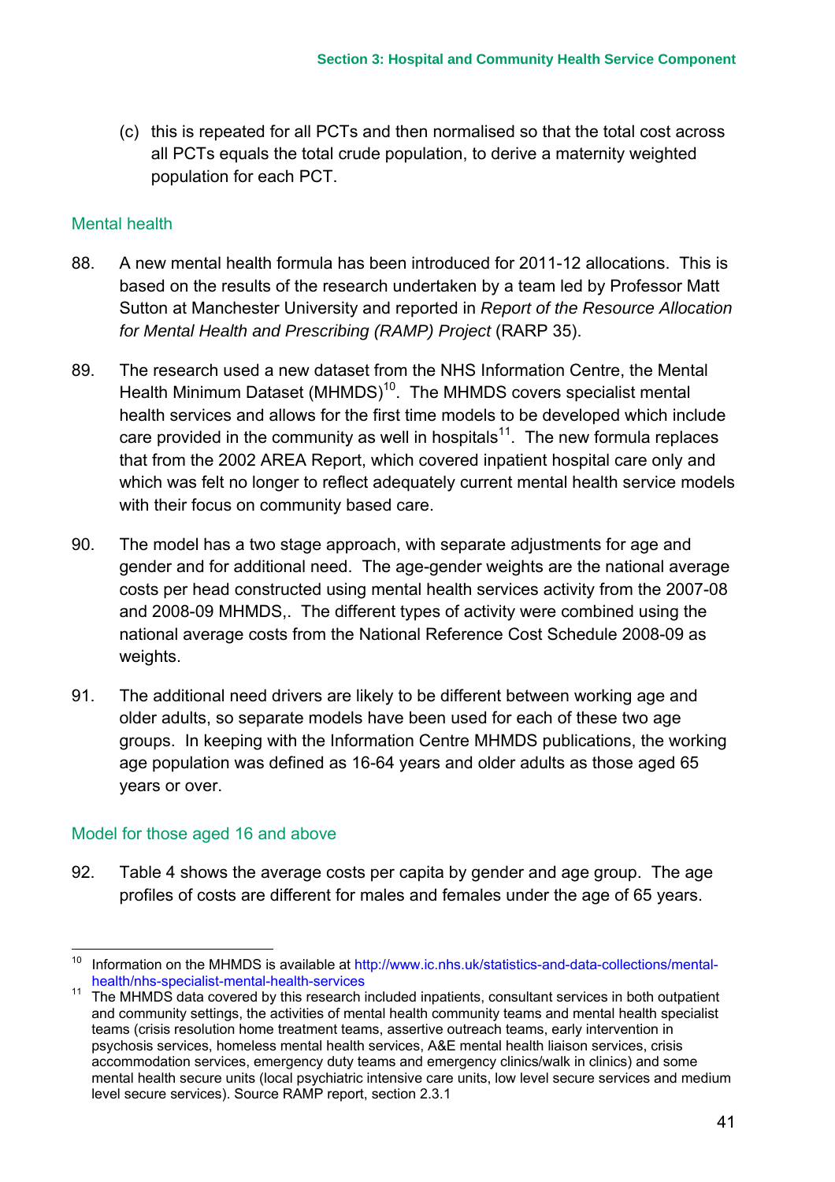(c) this is repeated for all PCTs and then normalised so that the total cost across all PCTs equals the total crude population, to derive a maternity weighted population for each PCT.

### Mental health

88. A new mental health formula has been introduced for 2011-12 allocations. This is based on the results of the research undertaken by a team led by Professor Matt Sutton at Manchester University and reported in *Report of the Resource Allocation for Mental Health and Prescribing (RAMP) Project* (RARP 35).

89. The research used a new dataset from the NHS Information Centre, the Mental Health Minimum Dataset (MHMDS)[10]. The MHMDS covers specialist mental health services and allows for the first time models to be developed which include care provided in the community as well in hospitals[11]. The new formula replaces that from the 2002 AREA Report, which covered inpatient hospital care only and which was felt no longer to reflect adequately current mental health service models with their focus on community based care.

90. The model has a two stage approach, with separate adjustments for age and gender and for additional need. The age-gender weights are the national average costs per head constructed using mental health services activity from the 2007-08 and 2008-09 MHMDS,. The different types of activity were combined using the national average costs from the National Reference Cost Schedule 2008-09 as weights.

91. The additional need drivers are likely to be different between working age and older adults, so separate models have been used for each of these two age groups. In keeping with the Information Centre MHMDS publications, the working age population was defined as 16-64 years and older adults as those aged 65 years or over.

### Model for those aged 16 and above

92. Table 4 shows the average costs per capita by gender and age group. The age profiles of costs are different for males and females under the age of 65 years.

---

[10] Information on the MHMDS is available at http://www.ic.nhs.uk/statistics-and-data-collections/mental-health/nhs-specialist-mental-health-services

[11] The MHMDS data covered by this research included inpatients, consultant services in both outpatient and community settings, the activities of mental health community teams and mental health specialist teams (crisis resolution home treatment teams, assertive outreach teams, early intervention in psychosis services, homeless mental health services, A&E mental health liaison services, crisis accommodation services, emergency duty teams and emergency clinics/walk in clinics) and some mental health secure units (local psychiatric intensive care units, low level secure services and medium level secure services). Source RAMP report, section 2.3.1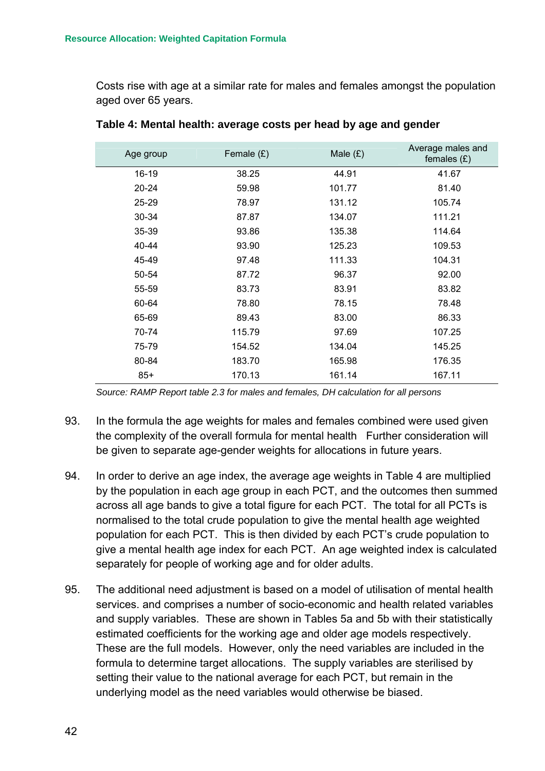Costs rise with age at a similar rate for males and females amongst the population aged over 65 years.

**Table 4: Mental health: average costs per head by age and gender**

| Age group | Female (£) | Male (£) | Average males and females (£) |
|---|---|---|---|
| 16-19 | 38.25 | 44.91 | 41.67 |
| 20-24 | 59.98 | 101.77 | 81.40 |
| 25-29 | 78.97 | 131.12 | 105.74 |
| 30-34 | 87.87 | 134.07 | 111.21 |
| 35-39 | 93.86 | 135.38 | 114.64 |
| 40-44 | 93.90 | 125.23 | 109.53 |
| 45-49 | 97.48 | 111.33 | 104.31 |
| 50-54 | 87.72 | 96.37 | 92.00 |
| 55-59 | 83.73 | 83.91 | 83.82 |
| 60-64 | 78.80 | 78.15 | 78.48 |
| 65-69 | 89.43 | 83.00 | 86.33 |
| 70-74 | 115.79 | 97.69 | 107.25 |
| 75-79 | 154.52 | 134.04 | 145.25 |
| 80-84 | 183.70 | 165.98 | 176.35 |
| 85+ | 170.13 | 161.14 | 167.11 |

*Source: RAMP Report table 2.3 for males and females, DH calculation for all persons*

93. In the formula the age weights for males and females combined were used given the complexity of the overall formula for mental health Further consideration will be given to separate age-gender weights for allocations in future years.

94. In order to derive an age index, the average age weights in Table 4 are multiplied by the population in each age group in each PCT, and the outcomes then summed across all age bands to give a total figure for each PCT. The total for all PCTs is normalised to the total crude population to give the mental health age weighted population for each PCT. This is then divided by each PCT's crude population to give a mental health age index for each PCT. An age weighted index is calculated separately for people of working age and for older adults.

95. The additional need adjustment is based on a model of utilisation of mental health services. and comprises a number of socio-economic and health related variables and supply variables. These are shown in Tables 5a and 5b with their statistically estimated coefficients for the working age and older age models respectively. These are the full models. However, only the need variables are included in the formula to determine target allocations. The supply variables are sterilised by setting their value to the national average for each PCT, but remain in the underlying model as the need variables would otherwise be biased.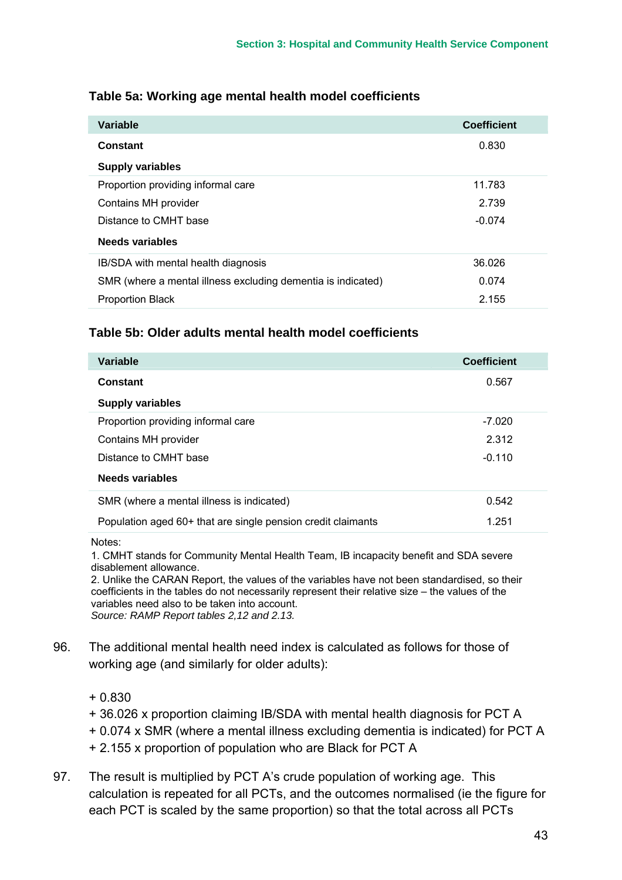**Table 5a: Working age mental health model coefficients**

| Variable | Coefficient |
|---|---|
| **Constant** | 0.830 |
| **Supply variables** | |
| Proportion providing informal care | 11.783 |
| Contains MH provider | 2.739 |
| Distance to CMHT base | -0.074 |
| **Needs variables** | |
| IB/SDA with mental health diagnosis | 36.026 |
| SMR (where a mental illness excluding dementia is indicated) | 0.074 |
| Proportion Black | 2.155 |

**Table 5b: Older adults mental health model coefficients**

| Variable | Coefficient |
|---|---|
| **Constant** | 0.567 |
| **Supply variables** | |
| Proportion providing informal care | -7.020 |
| Contains MH provider | 2.312 |
| Distance to CMHT base | -0.110 |
| **Needs variables** | |
| SMR (where a mental illness is indicated) | 0.542 |
| Population aged 60+ that are single pension credit claimants | 1.251 |

Notes:
1. CMHT stands for Community Mental Health Team, IB incapacity benefit and SDA severe disablement allowance.
2. Unlike the CARAN Report, the values of the variables have not been standardised, so their coefficients in the tables do not necessarily represent their relative size – the values of the variables need also to be taken into account.
*Source: RAMP Report tables 2,12 and 2.13.*

96. The additional mental health need index is calculated as follows for those of working age (and similarly for older adults):

+ 0.830
+ 36.026 x proportion claiming IB/SDA with mental health diagnosis for PCT A
+ 0.074 x SMR (where a mental illness excluding dementia is indicated) for PCT A
+ 2.155 x proportion of population who are Black for PCT A

97. The result is multiplied by PCT A's crude population of working age. This calculation is repeated for all PCTs, and the outcomes normalised (ie the figure for each PCT is scaled by the same proportion) so that the total across all PCTs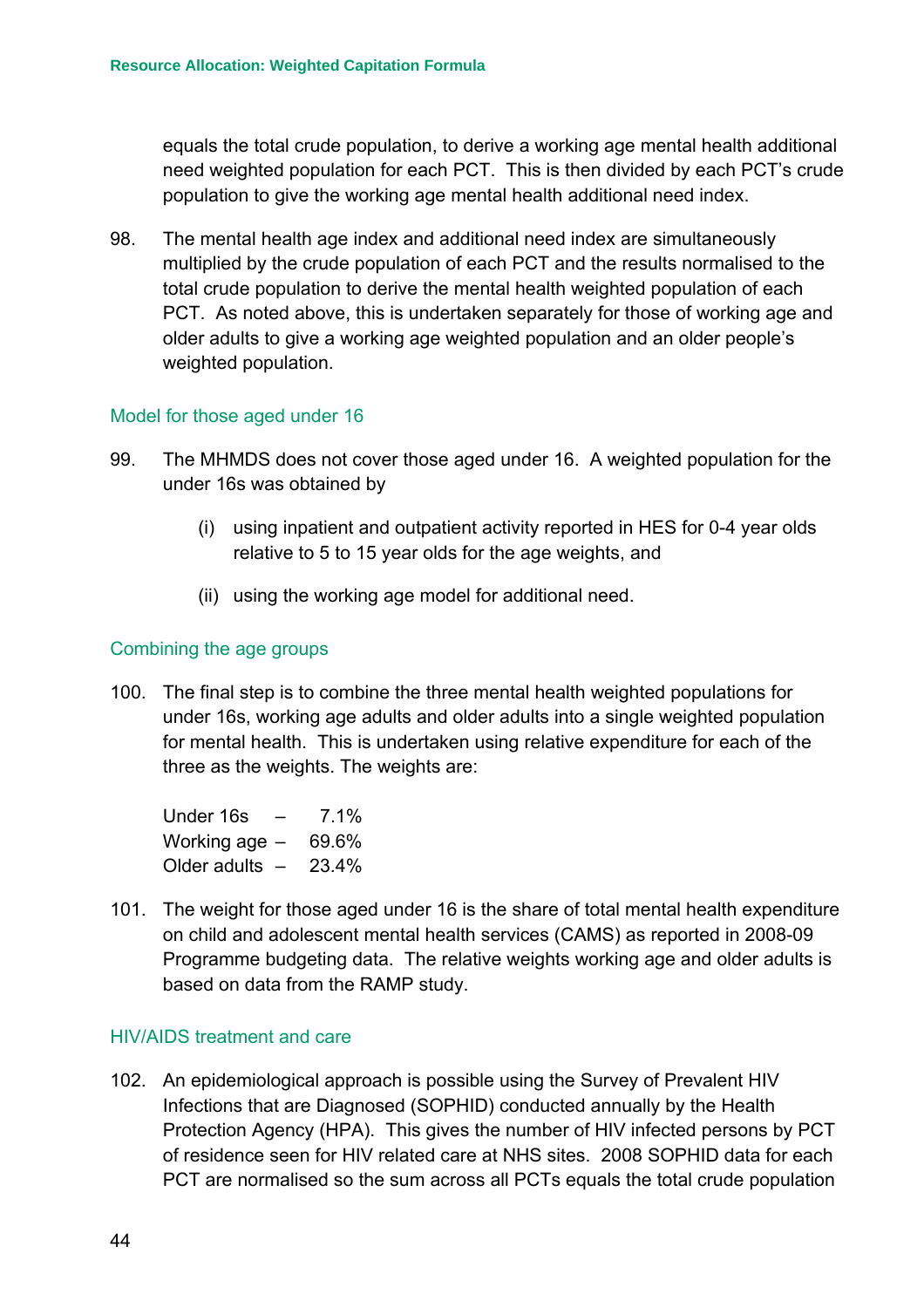equals the total crude population, to derive a working age mental health additional need weighted population for each PCT. This is then divided by each PCT's crude population to give the working age mental health additional need index.

98. The mental health age index and additional need index are simultaneously multiplied by the crude population of each PCT and the results normalised to the total crude population to derive the mental health weighted population of each PCT. As noted above, this is undertaken separately for those of working age and older adults to give a working age weighted population and an older people's weighted population.

### Model for those aged under 16

99. The MHMDS does not cover those aged under 16. A weighted population for the under 16s was obtained by

    (i) using inpatient and outpatient activity reported in HES for 0-4 year olds relative to 5 to 15 year olds for the age weights, and

    (ii) using the working age model for additional need.

### Combining the age groups

100. The final step is to combine the three mental health weighted populations for under 16s, working age adults and older adults into a single weighted population for mental health. This is undertaken using relative expenditure for each of the three as the weights. The weights are:

| | | |
|---|---|---|
| Under 16s | – | 7.1% |
| Working age | – | 69.6% |
| Older adults | – | 23.4% |

101. The weight for those aged under 16 is the share of total mental health expenditure on child and adolescent mental health services (CAMS) as reported in 2008-09 Programme budgeting data. The relative weights working age and older adults is based on data from the RAMP study.

### HIV/AIDS treatment and care

102. An epidemiological approach is possible using the Survey of Prevalent HIV Infections that are Diagnosed (SOPHID) conducted annually by the Health Protection Agency (HPA). This gives the number of HIV infected persons by PCT of residence seen for HIV related care at NHS sites. 2008 SOPHID data for each PCT are normalised so the sum across all PCTs equals the total crude population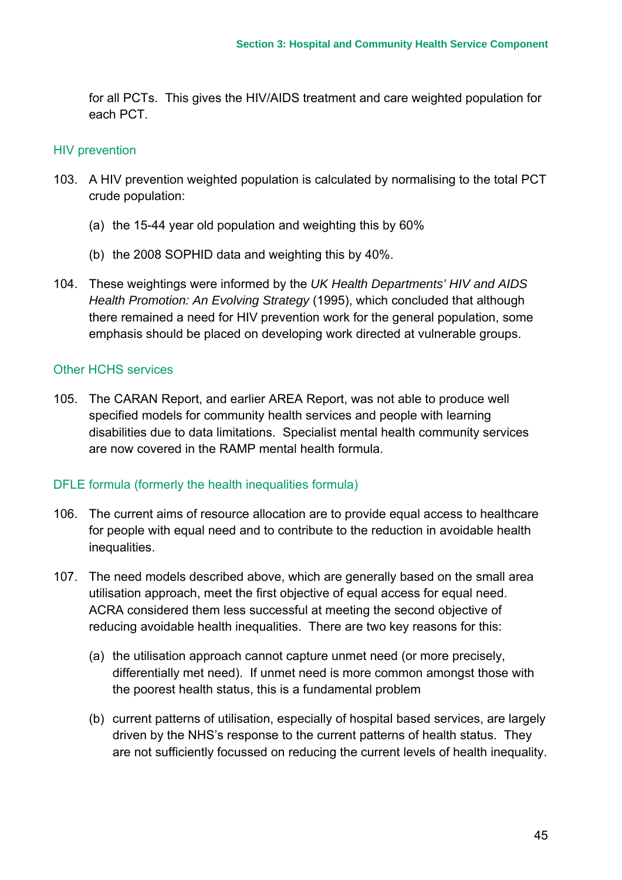for all PCTs. This gives the HIV/AIDS treatment and care weighted population for each PCT.

### HIV prevention

103. A HIV prevention weighted population is calculated by normalising to the total PCT crude population:

    (a) the 15-44 year old population and weighting this by 60%

    (b) the 2008 SOPHID data and weighting this by 40%.

104. These weightings were informed by the *UK Health Departments' HIV and AIDS Health Promotion: An Evolving Strategy* (1995), which concluded that although there remained a need for HIV prevention work for the general population, some emphasis should be placed on developing work directed at vulnerable groups.

### Other HCHS services

105. The CARAN Report, and earlier AREA Report, was not able to produce well specified models for community health services and people with learning disabilities due to data limitations. Specialist mental health community services are now covered in the RAMP mental health formula.

### DFLE formula (formerly the health inequalities formula)

106. The current aims of resource allocation are to provide equal access to healthcare for people with equal need and to contribute to the reduction in avoidable health inequalities.

107. The need models described above, which are generally based on the small area utilisation approach, meet the first objective of equal access for equal need. ACRA considered them less successful at meeting the second objective of reducing avoidable health inequalities. There are two key reasons for this:

    (a) the utilisation approach cannot capture unmet need (or more precisely, differentially met need). If unmet need is more common amongst those with the poorest health status, this is a fundamental problem

    (b) current patterns of utilisation, especially of hospital based services, are largely driven by the NHS's response to the current patterns of health status. They are not sufficiently focussed on reducing the current levels of health inequality.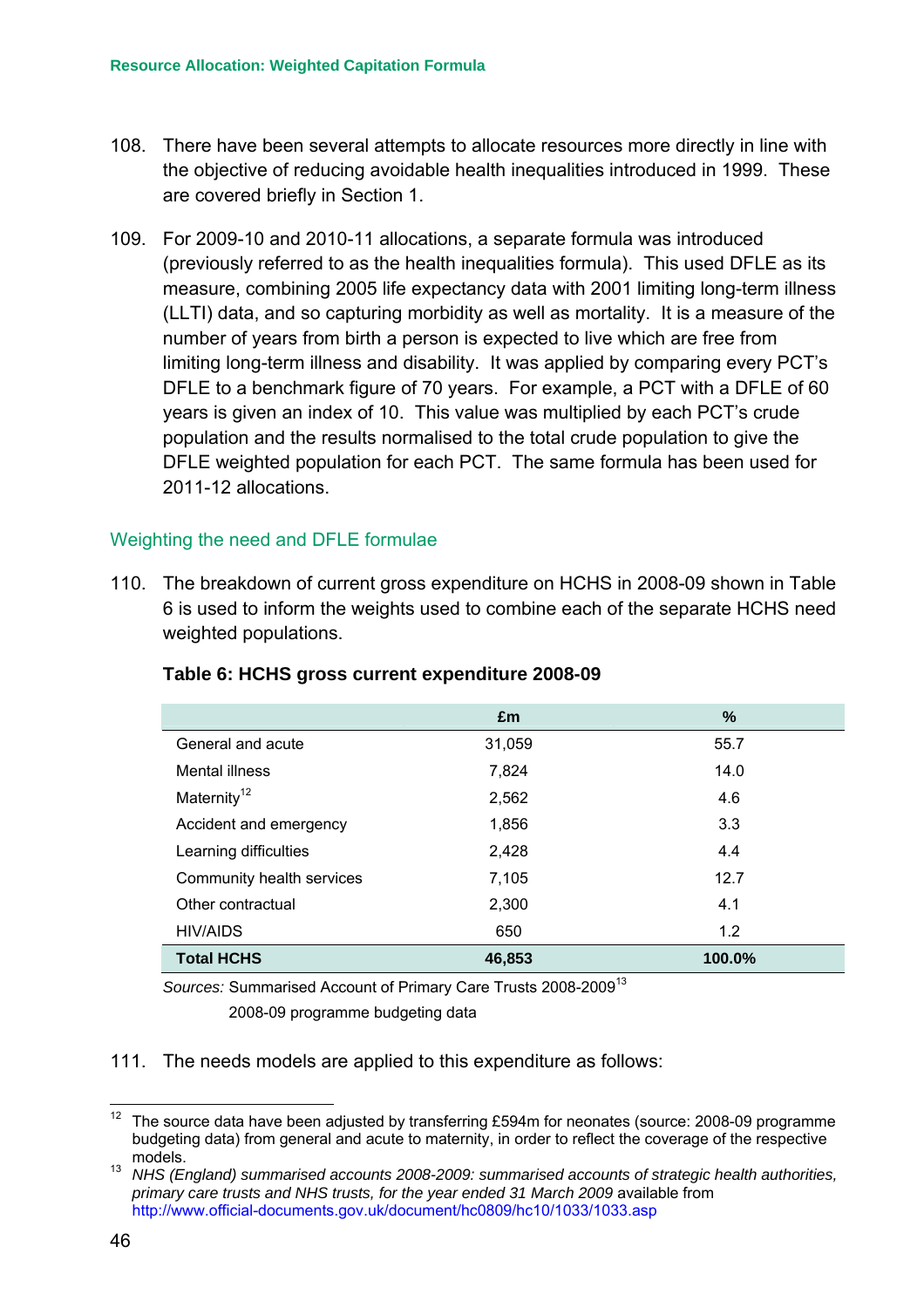108. There have been several attempts to allocate resources more directly in line with the objective of reducing avoidable health inequalities introduced in 1999. These are covered briefly in Section 1.

109. For 2009-10 and 2010-11 allocations, a separate formula was introduced (previously referred to as the health inequalities formula). This used DFLE as its measure, combining 2005 life expectancy data with 2001 limiting long-term illness (LLTI) data, and so capturing morbidity as well as mortality. It is a measure of the number of years from birth a person is expected to live which are free from limiting long-term illness and disability. It was applied by comparing every PCT's DFLE to a benchmark figure of 70 years. For example, a PCT with a DFLE of 60 years is given an index of 10. This value was multiplied by each PCT's crude population and the results normalised to the total crude population to give the DFLE weighted population for each PCT. The same formula has been used for 2011-12 allocations.

## Weighting the need and DFLE formulae

110. The breakdown of current gross expenditure on HCHS in 2008-09 shown in Table 6 is used to inform the weights used to combine each of the separate HCHS need weighted populations.

**Table 6: HCHS gross current expenditure 2008-09**

| | £m | % |
|---|---|---|
| General and acute | 31,059 | 55.7 |
| Mental illness | 7,824 | 14.0 |
| Maternity[12] | 2,562 | 4.6 |
| Accident and emergency | 1,856 | 3.3 |
| Learning difficulties | 2,428 | 4.4 |
| Community health services | 7,105 | 12.7 |
| Other contractual | 2,300 | 4.1 |
| HIV/AIDS | 650 | 1.2 |
| **Total HCHS** | **46,853** | **100.0%** |

*Sources:* Summarised Account of Primary Care Trusts 2008-2009[13]
2008-09 programme budgeting data

111. The needs models are applied to this expenditure as follows:

---

[12] The source data have been adjusted by transferring £594m for neonates (source: 2008-09 programme budgeting data) from general and acute to maternity, in order to reflect the coverage of the respective models.

[13] *NHS (England) summarised accounts 2008-2009: summarised accounts of strategic health authorities, primary care trusts and NHS trusts, for the year ended 31 March 2009* available from http://www.official-documents.gov.uk/document/hc0809/hc10/1033/1033.asp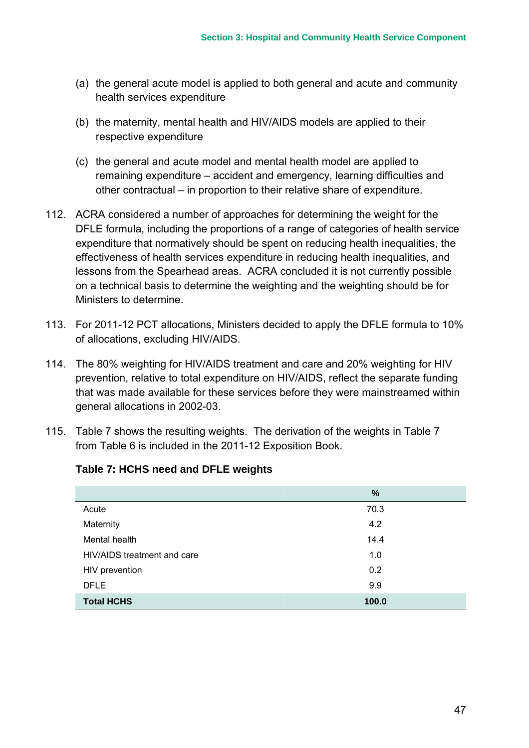(a) the general acute model is applied to both general and acute and community health services expenditure

(b) the maternity, mental health and HIV/AIDS models are applied to their respective expenditure

(c) the general and acute model and mental health model are applied to remaining expenditure – accident and emergency, learning difficulties and other contractual – in proportion to their relative share of expenditure.

112. ACRA considered a number of approaches for determining the weight for the DFLE formula, including the proportions of a range of categories of health service expenditure that normatively should be spent on reducing health inequalities, the effectiveness of health services expenditure in reducing health inequalities, and lessons from the Spearhead areas. ACRA concluded it is not currently possible on a technical basis to determine the weighting and the weighting should be for Ministers to determine.

113. For 2011-12 PCT allocations, Ministers decided to apply the DFLE formula to 10% of allocations, excluding HIV/AIDS.

114. The 80% weighting for HIV/AIDS treatment and care and 20% weighting for HIV prevention, relative to total expenditure on HIV/AIDS, reflect the separate funding that was made available for these services before they were mainstreamed within general allocations in 2002-03.

115. Table 7 shows the resulting weights. The derivation of the weights in Table 7 from Table 6 is included in the 2011-12 Exposition Book.

**Table 7: HCHS need and DFLE weights**

| | % |
|---|---|
| Acute | 70.3 |
| Maternity | 4.2 |
| Mental health | 14.4 |
| HIV/AIDS treatment and care | 1.0 |
| HIV prevention | 0.2 |
| DFLE | 9.9 |
| **Total HCHS** | **100.0** |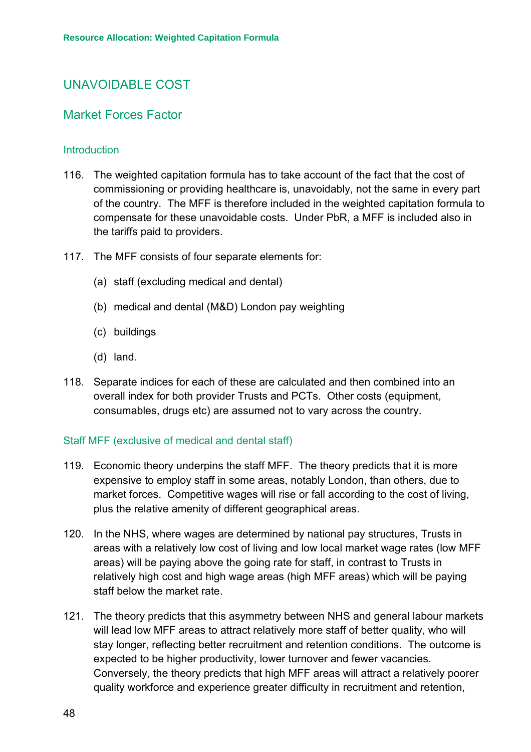## UNAVOIDABLE COST

### Market Forces Factor

#### Introduction

116. The weighted capitation formula has to take account of the fact that the cost of commissioning or providing healthcare is, unavoidably, not the same in every part of the country. The MFF is therefore included in the weighted capitation formula to compensate for these unavoidable costs. Under PbR, a MFF is included also in the tariffs paid to providers.

117. The MFF consists of four separate elements for:

    (a) staff (excluding medical and dental)

    (b) medical and dental (M&D) London pay weighting

    (c) buildings

    (d) land.

118. Separate indices for each of these are calculated and then combined into an overall index for both provider Trusts and PCTs. Other costs (equipment, consumables, drugs etc) are assumed not to vary across the country.

#### Staff MFF (exclusive of medical and dental staff)

119. Economic theory underpins the staff MFF. The theory predicts that it is more expensive to employ staff in some areas, notably London, than others, due to market forces. Competitive wages will rise or fall according to the cost of living, plus the relative amenity of different geographical areas.

120. In the NHS, where wages are determined by national pay structures, Trusts in areas with a relatively low cost of living and low local market wage rates (low MFF areas) will be paying above the going rate for staff, in contrast to Trusts in relatively high cost and high wage areas (high MFF areas) which will be paying staff below the market rate.

121. The theory predicts that this asymmetry between NHS and general labour markets will lead low MFF areas to attract relatively more staff of better quality, who will stay longer, reflecting better recruitment and retention conditions. The outcome is expected to be higher productivity, lower turnover and fewer vacancies. Conversely, the theory predicts that high MFF areas will attract a relatively poorer quality workforce and experience greater difficulty in recruitment and retention,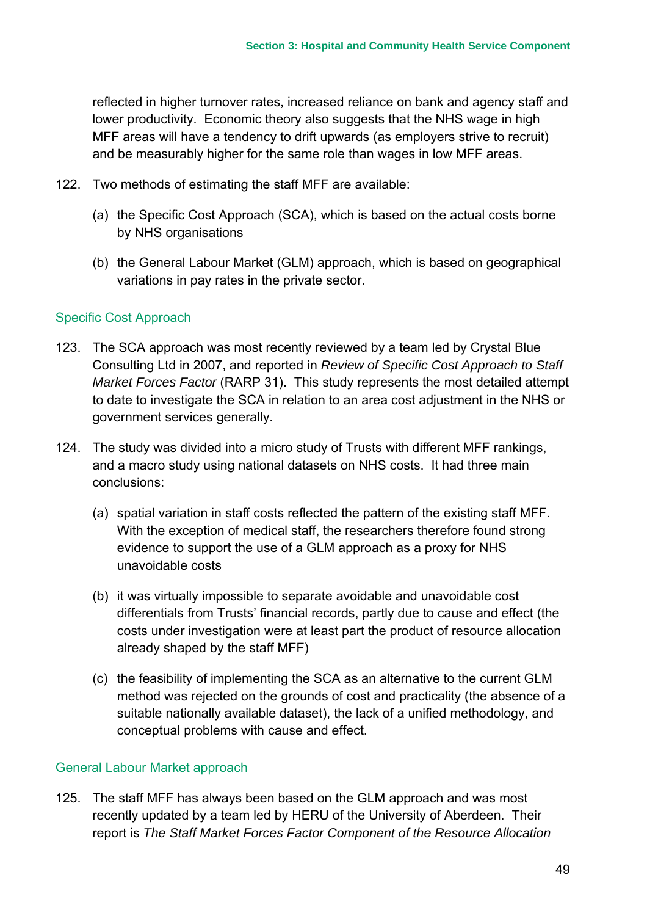reflected in higher turnover rates, increased reliance on bank and agency staff and lower productivity. Economic theory also suggests that the NHS wage in high MFF areas will have a tendency to drift upwards (as employers strive to recruit) and be measurably higher for the same role than wages in low MFF areas.

122. Two methods of estimating the staff MFF are available:

    (a) the Specific Cost Approach (SCA), which is based on the actual costs borne by NHS organisations

    (b) the General Labour Market (GLM) approach, which is based on geographical variations in pay rates in the private sector.

### Specific Cost Approach

123. The SCA approach was most recently reviewed by a team led by Crystal Blue Consulting Ltd in 2007, and reported in *Review of Specific Cost Approach to Staff Market Forces Factor* (RARP 31). This study represents the most detailed attempt to date to investigate the SCA in relation to an area cost adjustment in the NHS or government services generally.

124. The study was divided into a micro study of Trusts with different MFF rankings, and a macro study using national datasets on NHS costs. It had three main conclusions:

    (a) spatial variation in staff costs reflected the pattern of the existing staff MFF. With the exception of medical staff, the researchers therefore found strong evidence to support the use of a GLM approach as a proxy for NHS unavoidable costs

    (b) it was virtually impossible to separate avoidable and unavoidable cost differentials from Trusts' financial records, partly due to cause and effect (the costs under investigation were at least part the product of resource allocation already shaped by the staff MFF)

    (c) the feasibility of implementing the SCA as an alternative to the current GLM method was rejected on the grounds of cost and practicality (the absence of a suitable nationally available dataset), the lack of a unified methodology, and conceptual problems with cause and effect.

### General Labour Market approach

125. The staff MFF has always been based on the GLM approach and was most recently updated by a team led by HERU of the University of Aberdeen. Their report is *The Staff Market Forces Factor Component of the Resource Allocation*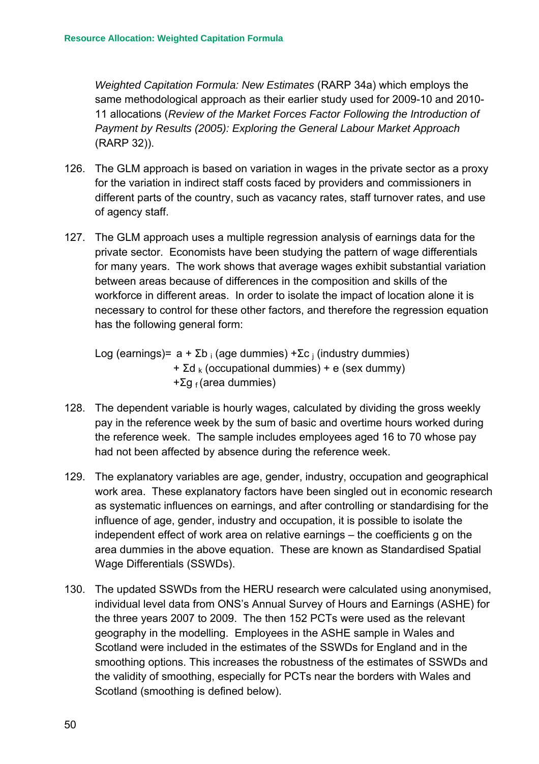*Weighted Capitation Formula: New Estimates* (RARP 34a) which employs the same methodological approach as their earlier study used for 2009-10 and 2010-11 allocations (*Review of the Market Forces Factor Following the Introduction of Payment by Results (2005): Exploring the General Labour Market Approach* (RARP 32)).

126. The GLM approach is based on variation in wages in the private sector as a proxy for the variation in indirect staff costs faced by providers and commissioners in different parts of the country, such as vacancy rates, staff turnover rates, and use of agency staff.

127. The GLM approach uses a multiple regression analysis of earnings data for the private sector. Economists have been studying the pattern of wage differentials for many years. The work shows that average wages exhibit substantial variation between areas because of differences in the composition and skills of the workforce in different areas. In order to isolate the impact of location alone it is necessary to control for these other factors, and therefore the regression equation has the following general form:

$$
\begin{aligned}
\text{Log (earnings)} = \; & a + \Sigma b_i \text{ (age dummies)} + \Sigma c_j \text{ (industry dummies)} \\
& + \Sigma d_k \text{ (occupational dummies)} + e \text{ (sex dummy)} \\
& + \Sigma g_f \text{ (area dummies)}
\end{aligned}
$$

128. The dependent variable is hourly wages, calculated by dividing the gross weekly pay in the reference week by the sum of basic and overtime hours worked during the reference week. The sample includes employees aged 16 to 70 whose pay had not been affected by absence during the reference week.

129. The explanatory variables are age, gender, industry, occupation and geographical work area. These explanatory factors have been singled out in economic research as systematic influences on earnings, and after controlling or standardising for the influence of age, gender, industry and occupation, it is possible to isolate the independent effect of work area on relative earnings – the coefficients $g$ on the area dummies in the above equation. These are known as Standardised Spatial Wage Differentials (SSWDs).

130. The updated SSWDs from the HERU research were calculated using anonymised, individual level data from ONS's Annual Survey of Hours and Earnings (ASHE) for the three years 2007 to 2009. The then 152 PCTs were used as the relevant geography in the modelling. Employees in the ASHE sample in Wales and Scotland were included in the estimates of the SSWDs for England and in the smoothing options. This increases the robustness of the estimates of SSWDs and the validity of smoothing, especially for PCTs near the borders with Wales and Scotland (smoothing is defined below).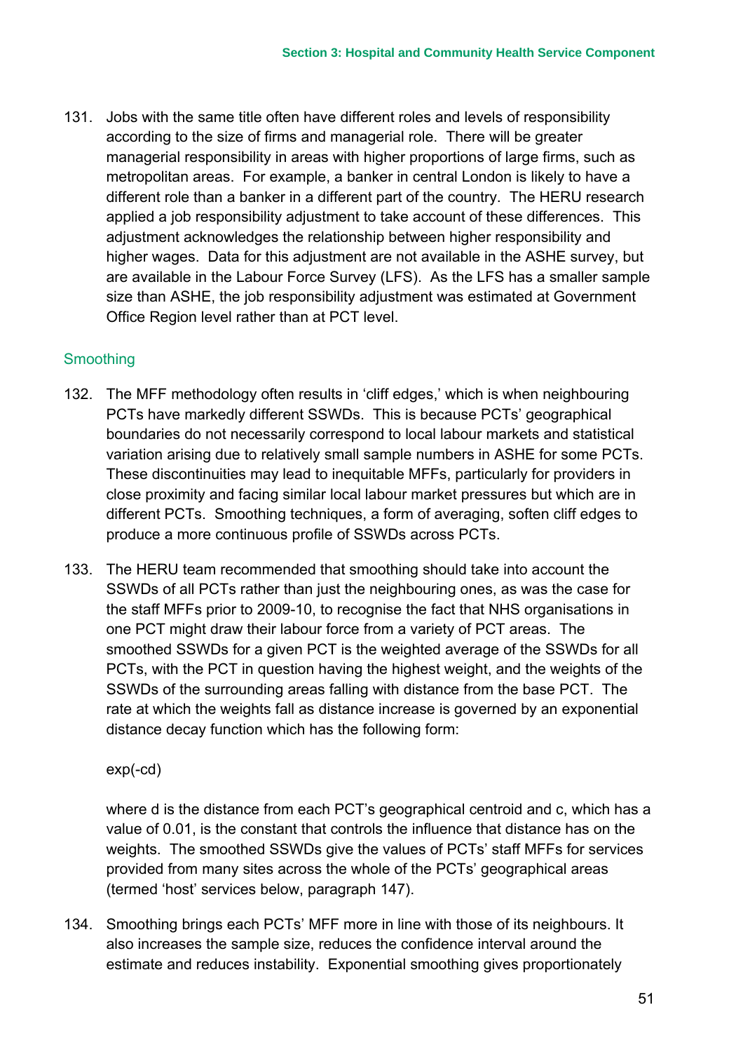131. Jobs with the same title often have different roles and levels of responsibility according to the size of firms and managerial role. There will be greater managerial responsibility in areas with higher proportions of large firms, such as metropolitan areas. For example, a banker in central London is likely to have a different role than a banker in a different part of the country. The HERU research applied a job responsibility adjustment to take account of these differences. This adjustment acknowledges the relationship between higher responsibility and higher wages. Data for this adjustment are not available in the ASHE survey, but are available in the Labour Force Survey (LFS). As the LFS has a smaller sample size than ASHE, the job responsibility adjustment was estimated at Government Office Region level rather than at PCT level.

### Smoothing

132. The MFF methodology often results in 'cliff edges,' which is when neighbouring PCTs have markedly different SSWDs. This is because PCTs' geographical boundaries do not necessarily correspond to local labour markets and statistical variation arising due to relatively small sample numbers in ASHE for some PCTs. These discontinuities may lead to inequitable MFFs, particularly for providers in close proximity and facing similar local labour market pressures but which are in different PCTs. Smoothing techniques, a form of averaging, soften cliff edges to produce a more continuous profile of SSWDs across PCTs.

133. The HERU team recommended that smoothing should take into account the SSWDs of all PCTs rather than just the neighbouring ones, as was the case for the staff MFFs prior to 2009-10, to recognise the fact that NHS organisations in one PCT might draw their labour force from a variety of PCT areas. The smoothed SSWDs for a given PCT is the weighted average of the SSWDs for all PCTs, with the PCT in question having the highest weight, and the weights of the SSWDs of the surrounding areas falling with distance from the base PCT. The rate at which the weights fall as distance increase is governed by an exponential distance decay function which has the following form:

$$\exp(-cd)$$

where $d$ is the distance from each PCT's geographical centroid and $c$, which has a value of 0.01, is the constant that controls the influence that distance has on the weights. The smoothed SSWDs give the values of PCTs' staff MFFs for services provided from many sites across the whole of the PCTs' geographical areas (termed 'host' services below, paragraph 147).

134. Smoothing brings each PCTs' MFF more in line with those of its neighbours. It also increases the sample size, reduces the confidence interval around the estimate and reduces instability. Exponential smoothing gives proportionately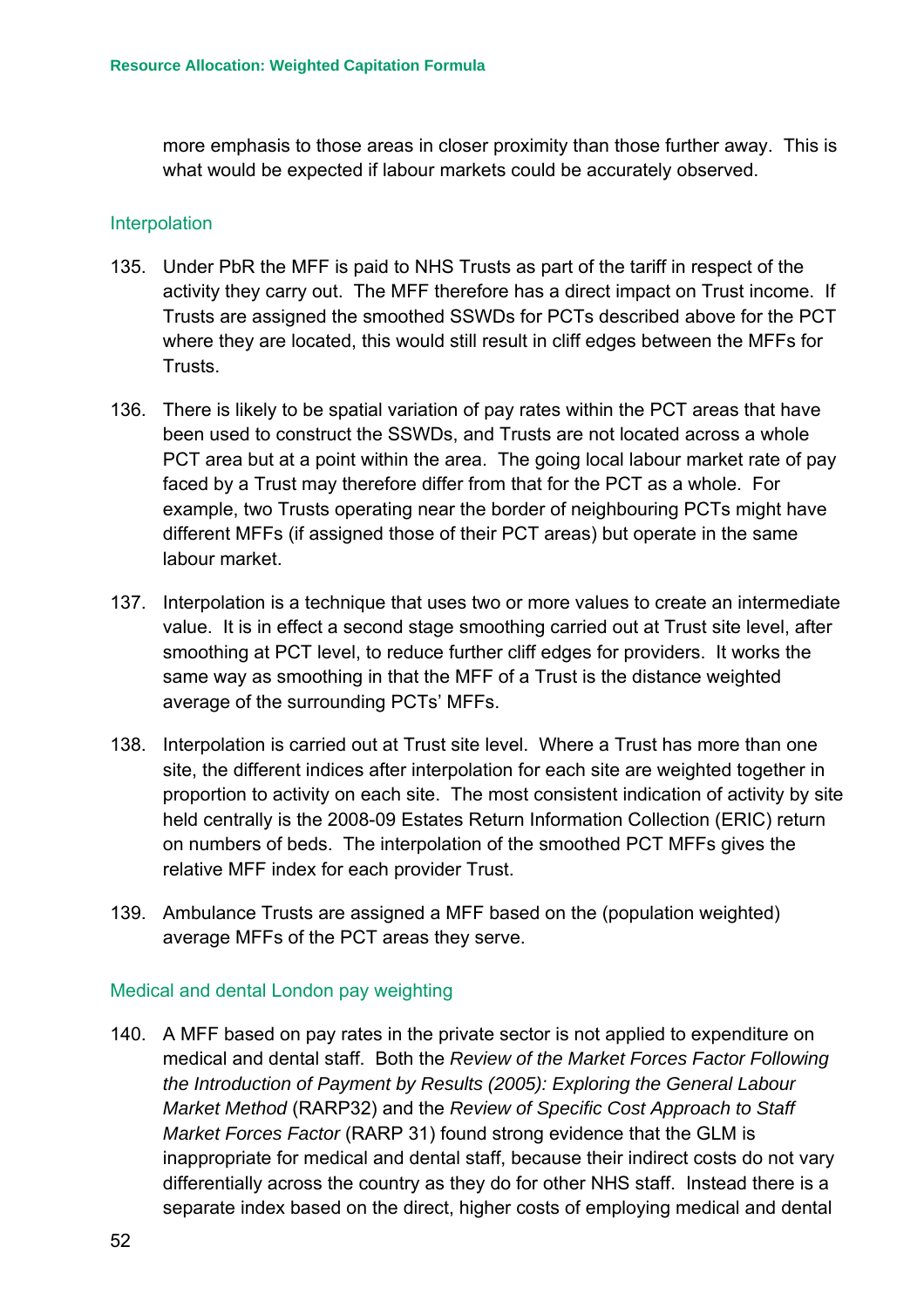more emphasis to those areas in closer proximity than those further away. This is what would be expected if labour markets could be accurately observed.

### Interpolation

135. Under PbR the MFF is paid to NHS Trusts as part of the tariff in respect of the activity they carry out. The MFF therefore has a direct impact on Trust income. If Trusts are assigned the smoothed SSWDs for PCTs described above for the PCT where they are located, this would still result in cliff edges between the MFFs for Trusts.

136. There is likely to be spatial variation of pay rates within the PCT areas that have been used to construct the SSWDs, and Trusts are not located across a whole PCT area but at a point within the area. The going local labour market rate of pay faced by a Trust may therefore differ from that for the PCT as a whole. For example, two Trusts operating near the border of neighbouring PCTs might have different MFFs (if assigned those of their PCT areas) but operate in the same labour market.

137. Interpolation is a technique that uses two or more values to create an intermediate value. It is in effect a second stage smoothing carried out at Trust site level, after smoothing at PCT level, to reduce further cliff edges for providers. It works the same way as smoothing in that the MFF of a Trust is the distance weighted average of the surrounding PCTs' MFFs.

138. Interpolation is carried out at Trust site level. Where a Trust has more than one site, the different indices after interpolation for each site are weighted together in proportion to activity on each site. The most consistent indication of activity by site held centrally is the 2008-09 Estates Return Information Collection (ERIC) return on numbers of beds. The interpolation of the smoothed PCT MFFs gives the relative MFF index for each provider Trust.

139. Ambulance Trusts are assigned a MFF based on the (population weighted) average MFFs of the PCT areas they serve.

### Medical and dental London pay weighting

140. A MFF based on pay rates in the private sector is not applied to expenditure on medical and dental staff. Both the *Review of the Market Forces Factor Following the Introduction of Payment by Results (2005): Exploring the General Labour Market Method* (RARP32) and the *Review of Specific Cost Approach to Staff Market Forces Factor* (RARP 31) found strong evidence that the GLM is inappropriate for medical and dental staff, because their indirect costs do not vary differentially across the country as they do for other NHS staff. Instead there is a separate index based on the direct, higher costs of employing medical and dental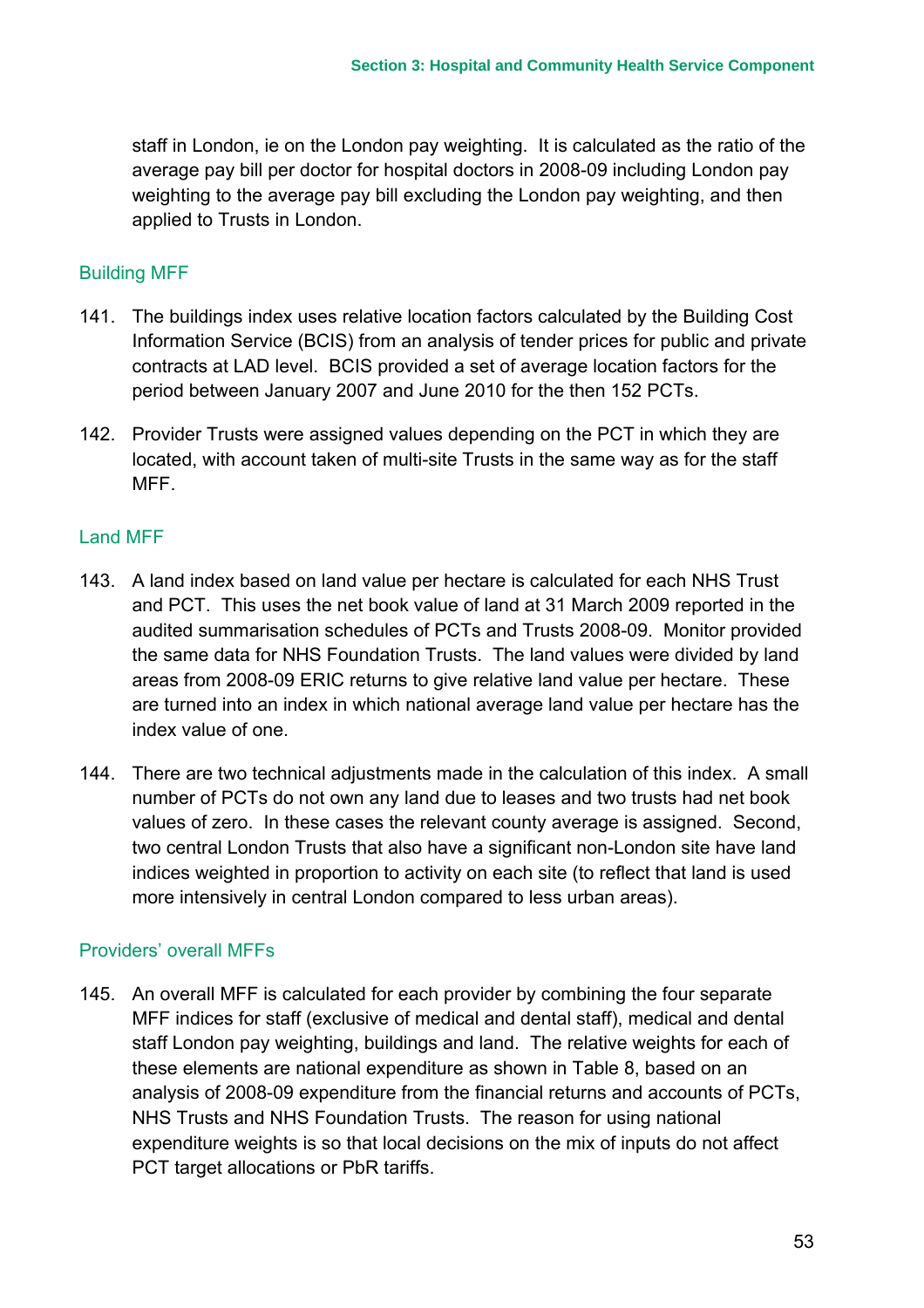staff in London, ie on the London pay weighting. It is calculated as the ratio of the average pay bill per doctor for hospital doctors in 2008-09 including London pay weighting to the average pay bill excluding the London pay weighting, and then applied to Trusts in London.

### Building MFF

141. The buildings index uses relative location factors calculated by the Building Cost Information Service (BCIS) from an analysis of tender prices for public and private contracts at LAD level. BCIS provided a set of average location factors for the period between January 2007 and June 2010 for the then 152 PCTs.

142. Provider Trusts were assigned values depending on the PCT in which they are located, with account taken of multi-site Trusts in the same way as for the staff MFF.

### Land MFF

143. A land index based on land value per hectare is calculated for each NHS Trust and PCT. This uses the net book value of land at 31 March 2009 reported in the audited summarisation schedules of PCTs and Trusts 2008-09. Monitor provided the same data for NHS Foundation Trusts. The land values were divided by land areas from 2008-09 ERIC returns to give relative land value per hectare. These are turned into an index in which national average land value per hectare has the index value of one.

144. There are two technical adjustments made in the calculation of this index. A small number of PCTs do not own any land due to leases and two trusts had net book values of zero. In these cases the relevant county average is assigned. Second, two central London Trusts that also have a significant non-London site have land indices weighted in proportion to activity on each site (to reflect that land is used more intensively in central London compared to less urban areas).

### Providers' overall MFFs

145. An overall MFF is calculated for each provider by combining the four separate MFF indices for staff (exclusive of medical and dental staff), medical and dental staff London pay weighting, buildings and land. The relative weights for each of these elements are national expenditure as shown in Table 8, based on an analysis of 2008-09 expenditure from the financial returns and accounts of PCTs, NHS Trusts and NHS Foundation Trusts. The reason for using national expenditure weights is so that local decisions on the mix of inputs do not affect PCT target allocations or PbR tariffs.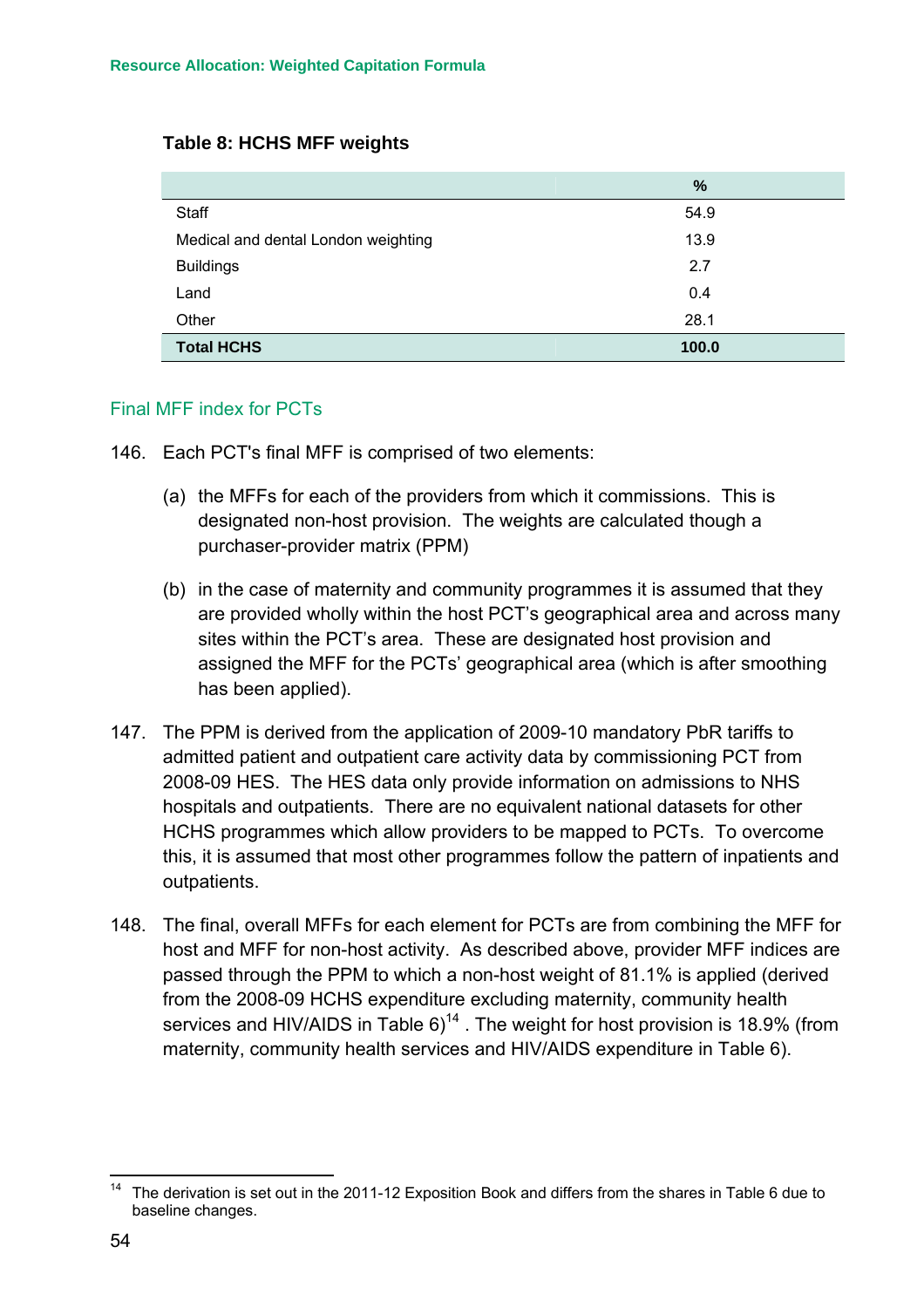**Table 8: HCHS MFF weights**

| | % |
|---|---|
| Staff | 54.9 |
| Medical and dental London weighting | 13.9 |
| Buildings | 2.7 |
| Land | 0.4 |
| Other | 28.1 |
| **Total HCHS** | **100.0** |

## Final MFF index for PCTs

146. Each PCT's final MFF is comprised of two elements:

   (a) the MFFs for each of the providers from which it commissions. This is designated non-host provision. The weights are calculated though a purchaser-provider matrix (PPM)

   (b) in the case of maternity and community programmes it is assumed that they are provided wholly within the host PCT's geographical area and across many sites within the PCT's area. These are designated host provision and assigned the MFF for the PCTs' geographical area (which is after smoothing has been applied).

147. The PPM is derived from the application of 2009-10 mandatory PbR tariffs to admitted patient and outpatient care activity data by commissioning PCT from 2008-09 HES. The HES data only provide information on admissions to NHS hospitals and outpatients. There are no equivalent national datasets for other HCHS programmes which allow providers to be mapped to PCTs. To overcome this, it is assumed that most other programmes follow the pattern of inpatients and outpatients.

148. The final, overall MFFs for each element for PCTs are from combining the MFF for host and MFF for non-host activity. As described above, provider MFF indices are passed through the PPM to which a non-host weight of 81.1% is applied (derived from the 2008-09 HCHS expenditure excluding maternity, community health services and HIV/AIDS in Table 6)[14] . The weight for host provision is 18.9% (from maternity, community health services and HIV/AIDS expenditure in Table 6).

[14] The derivation is set out in the 2011-12 Exposition Book and differs from the shares in Table 6 due to baseline changes.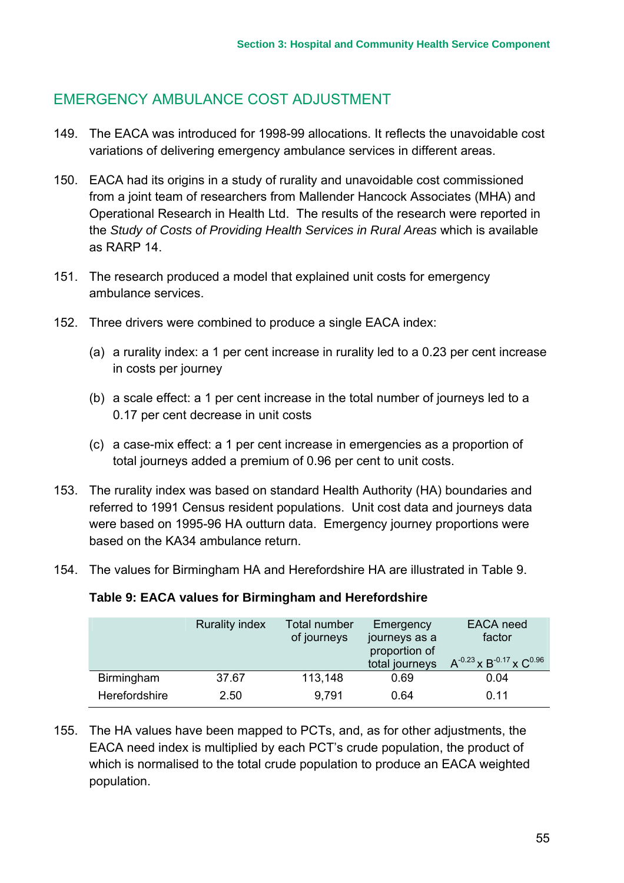## EMERGENCY AMBULANCE COST ADJUSTMENT

149. The EACA was introduced for 1998-99 allocations. It reflects the unavoidable cost variations of delivering emergency ambulance services in different areas.

150. EACA had its origins in a study of rurality and unavoidable cost commissioned from a joint team of researchers from Mallender Hancock Associates (MHA) and Operational Research in Health Ltd. The results of the research were reported in the *Study of Costs of Providing Health Services in Rural Areas* which is available as RARP 14.

151. The research produced a model that explained unit costs for emergency ambulance services.

152. Three drivers were combined to produce a single EACA index:

    (a) a rurality index: a 1 per cent increase in rurality led to a 0.23 per cent increase in costs per journey

    (b) a scale effect: a 1 per cent increase in the total number of journeys led to a 0.17 per cent decrease in unit costs

    (c) a case-mix effect: a 1 per cent increase in emergencies as a proportion of total journeys added a premium of 0.96 per cent to unit costs.

153. The rurality index was based on standard Health Authority (HA) boundaries and referred to 1991 Census resident populations. Unit cost data and journeys data were based on 1995-96 HA outturn data. Emergency journey proportions were based on the KA34 ambulance return.

154. The values for Birmingham HA and Herefordshire HA are illustrated in Table 9.

**Table 9: EACA values for Birmingham and Herefordshire**

| | Rurality index | Total number of journeys | Emergency journeys as a proportion of total journeys | EACA need factor $A^{-0.23} \times B^{-0.17} \times C^{0.96}$ |
|---|---|---|---|---|
| Birmingham | 37.67 | 113,148 | 0.69 | 0.04 |
| Herefordshire | 2.50 | 9,791 | 0.64 | 0.11 |

155. The HA values have been mapped to PCTs, and, as for other adjustments, the EACA need index is multiplied by each PCT's crude population, the product of which is normalised to the total crude population to produce an EACA weighted population.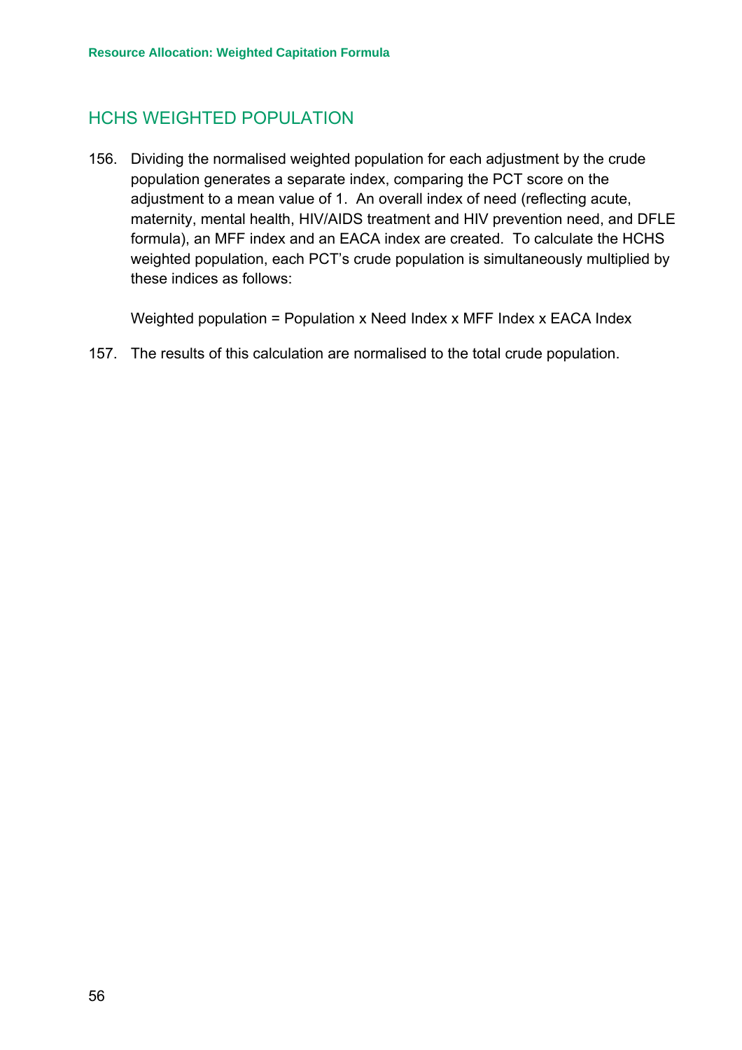## HCHS WEIGHTED POPULATION

156. Dividing the normalised weighted population for each adjustment by the crude population generates a separate index, comparing the PCT score on the adjustment to a mean value of 1. An overall index of need (reflecting acute, maternity, mental health, HIV/AIDS treatment and HIV prevention need, and DFLE formula), an MFF index and an EACA index are created. To calculate the HCHS weighted population, each PCT's crude population is simultaneously multiplied by these indices as follows:

     Weighted population = Population x Need Index x MFF Index x EACA Index

157. The results of this calculation are normalised to the total crude population.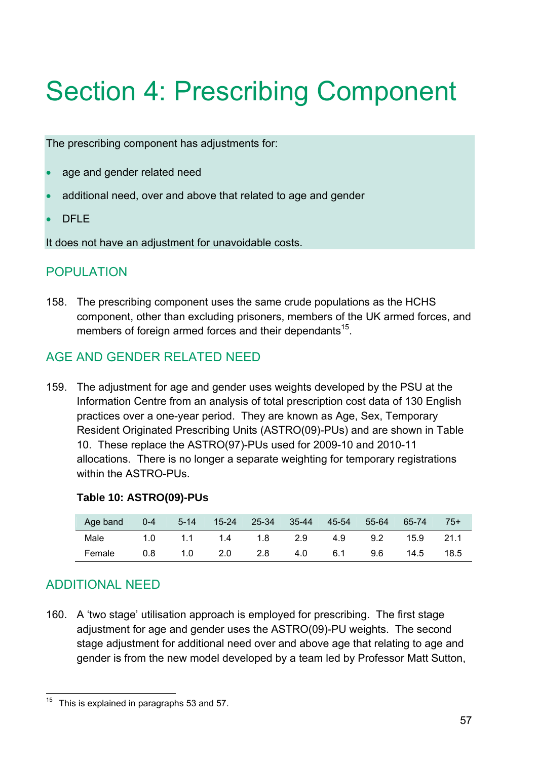# Section 4: Prescribing Component

The prescribing component has adjustments for:

- age and gender related need
- additional need, over and above that related to age and gender
- DFLE

It does not have an adjustment for unavoidable costs.

## POPULATION

158. The prescribing component uses the same crude populations as the HCHS component, other than excluding prisoners, members of the UK armed forces, and members of foreign armed forces and their dependants[15].

## AGE AND GENDER RELATED NEED

159. The adjustment for age and gender uses weights developed by the PSU at the Information Centre from an analysis of total prescription cost data of 130 English practices over a one-year period. They are known as Age, Sex, Temporary Resident Originated Prescribing Units (ASTRO(09)-PUs) and are shown in Table 10. These replace the ASTRO(97)-PUs used for 2009-10 and 2010-11 allocations. There is no longer a separate weighting for temporary registrations within the ASTRO-PUs.

**Table 10: ASTRO(09)-PUs**

| Age band | 0-4 | 5-14 | 15-24 | 25-34 | 35-44 | 45-54 | 55-64 | 65-74 | 75+ |
|---|---|---|---|---|---|---|---|---|---|
| Male | 1.0 | 1.1 | 1.4 | 1.8 | 2.9 | 4.9 | 9.2 | 15.9 | 21.1 |
| Female | 0.8 | 1.0 | 2.0 | 2.8 | 4.0 | 6.1 | 9.6 | 14.5 | 18.5 |

## ADDITIONAL NEED

160. A 'two stage' utilisation approach is employed for prescribing. The first stage adjustment for age and gender uses the ASTRO(09)-PU weights. The second stage adjustment for additional need over and above age that relating to age and gender is from the new model developed by a team led by Professor Matt Sutton,

[15] This is explained in paragraphs 53 and 57.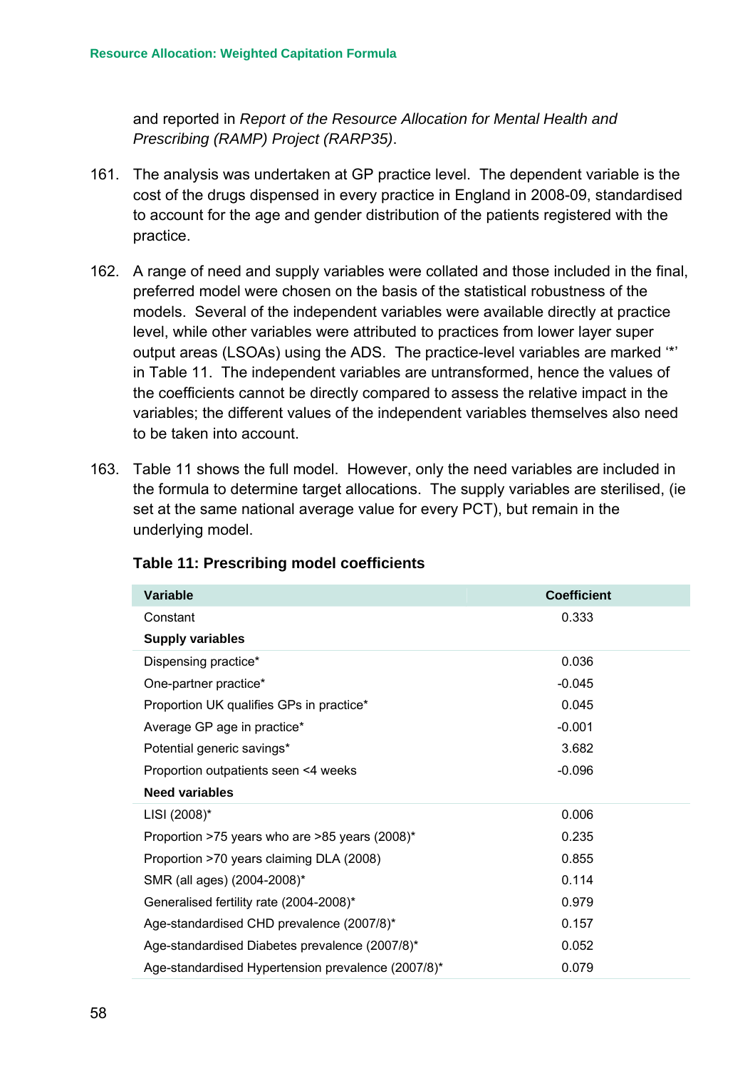and reported in *Report of the Resource Allocation for Mental Health and Prescribing (RAMP) Project (RARP35)*.

161. The analysis was undertaken at GP practice level. The dependent variable is the cost of the drugs dispensed in every practice in England in 2008-09, standardised to account for the age and gender distribution of the patients registered with the practice.

162. A range of need and supply variables were collated and those included in the final, preferred model were chosen on the basis of the statistical robustness of the models. Several of the independent variables were available directly at practice level, while other variables were attributed to practices from lower layer super output areas (LSOAs) using the ADS. The practice-level variables are marked '*' in Table 11. The independent variables are untransformed, hence the values of the coefficients cannot be directly compared to assess the relative impact in the variables; the different values of the independent variables themselves also need to be taken into account.

163. Table 11 shows the full model. However, only the need variables are included in the formula to determine target allocations. The supply variables are sterilised, (ie set at the same national average value for every PCT), but remain in the underlying model.

**Table 11: Prescribing model coefficients**

| Variable | Coefficient |
|---|---|
| Constant | 0.333 |
| **Supply variables** | |
| Dispensing practice* | 0.036 |
| One-partner practice* | -0.045 |
| Proportion UK qualifies GPs in practice* | 0.045 |
| Average GP age in practice* | -0.001 |
| Potential generic savings* | 3.682 |
| Proportion outpatients seen <4 weeks | -0.096 |
| **Need variables** | |
| LISI (2008)* | 0.006 |
| Proportion >75 years who are >85 years (2008)* | 0.235 |
| Proportion >70 years claiming DLA (2008) | 0.855 |
| SMR (all ages) (2004-2008)* | 0.114 |
| Generalised fertility rate (2004-2008)* | 0.979 |
| Age-standardised CHD prevalence (2007/8)* | 0.157 |
| Age-standardised Diabetes prevalence (2007/8)* | 0.052 |
| Age-standardised Hypertension prevalence (2007/8)* | 0.079 |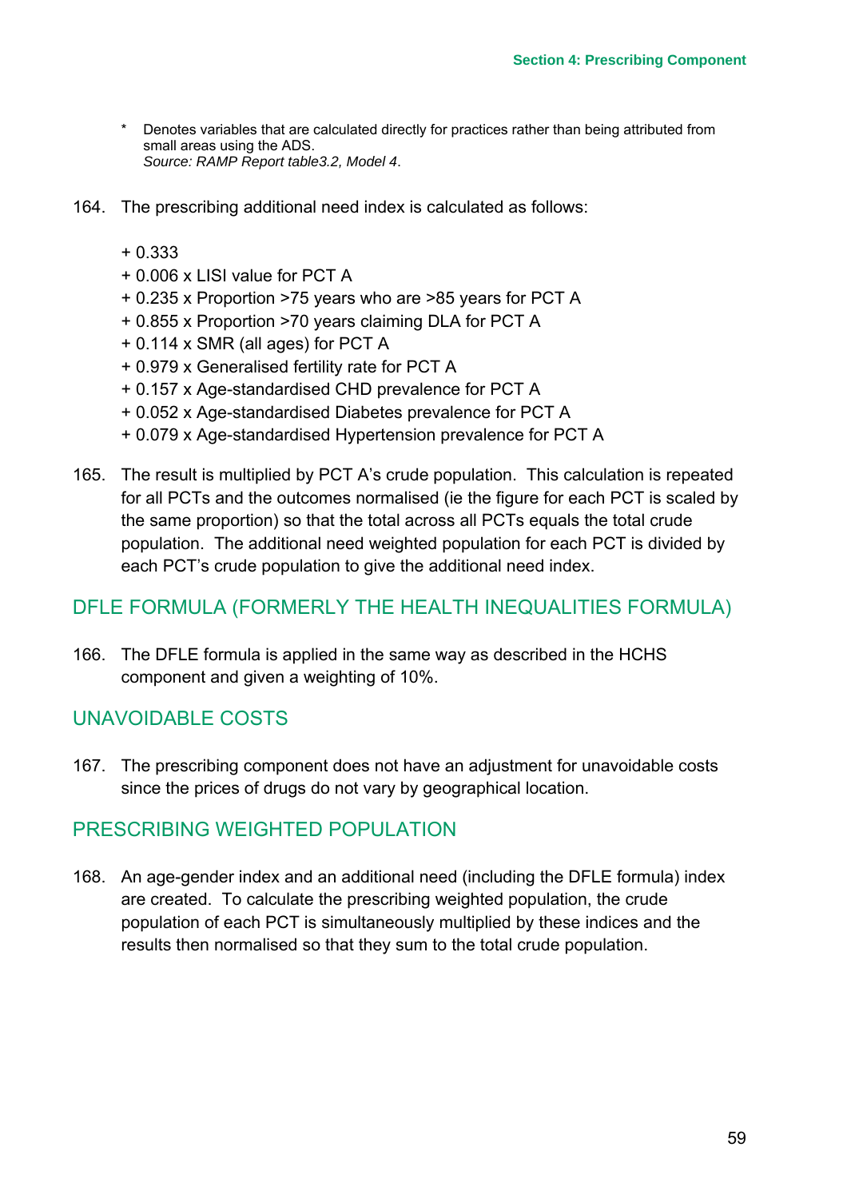\* Denotes variables that are calculated directly for practices rather than being attributed from small areas using the ADS.
*Source: RAMP Report table3.2, Model 4.*

164. The prescribing additional need index is calculated as follows:

+ 0.333
+ 0.006 x LISI value for PCT A
+ 0.235 x Proportion >75 years who are >85 years for PCT A
+ 0.855 x Proportion >70 years claiming DLA for PCT A
+ 0.114 x SMR (all ages) for PCT A
+ 0.979 x Generalised fertility rate for PCT A
+ 0.157 x Age-standardised CHD prevalence for PCT A
+ 0.052 x Age-standardised Diabetes prevalence for PCT A
+ 0.079 x Age-standardised Hypertension prevalence for PCT A

165. The result is multiplied by PCT A's crude population. This calculation is repeated for all PCTs and the outcomes normalised (ie the figure for each PCT is scaled by the same proportion) so that the total across all PCTs equals the total crude population. The additional need weighted population for each PCT is divided by each PCT's crude population to give the additional need index.

## DFLE FORMULA (FORMERLY THE HEALTH INEQUALITIES FORMULA)

166. The DFLE formula is applied in the same way as described in the HCHS component and given a weighting of 10%.

## UNAVOIDABLE COSTS

167. The prescribing component does not have an adjustment for unavoidable costs since the prices of drugs do not vary by geographical location.

## PRESCRIBING WEIGHTED POPULATION

168. An age-gender index and an additional need (including the DFLE formula) index are created. To calculate the prescribing weighted population, the crude population of each PCT is simultaneously multiplied by these indices and the results then normalised so that they sum to the total crude population.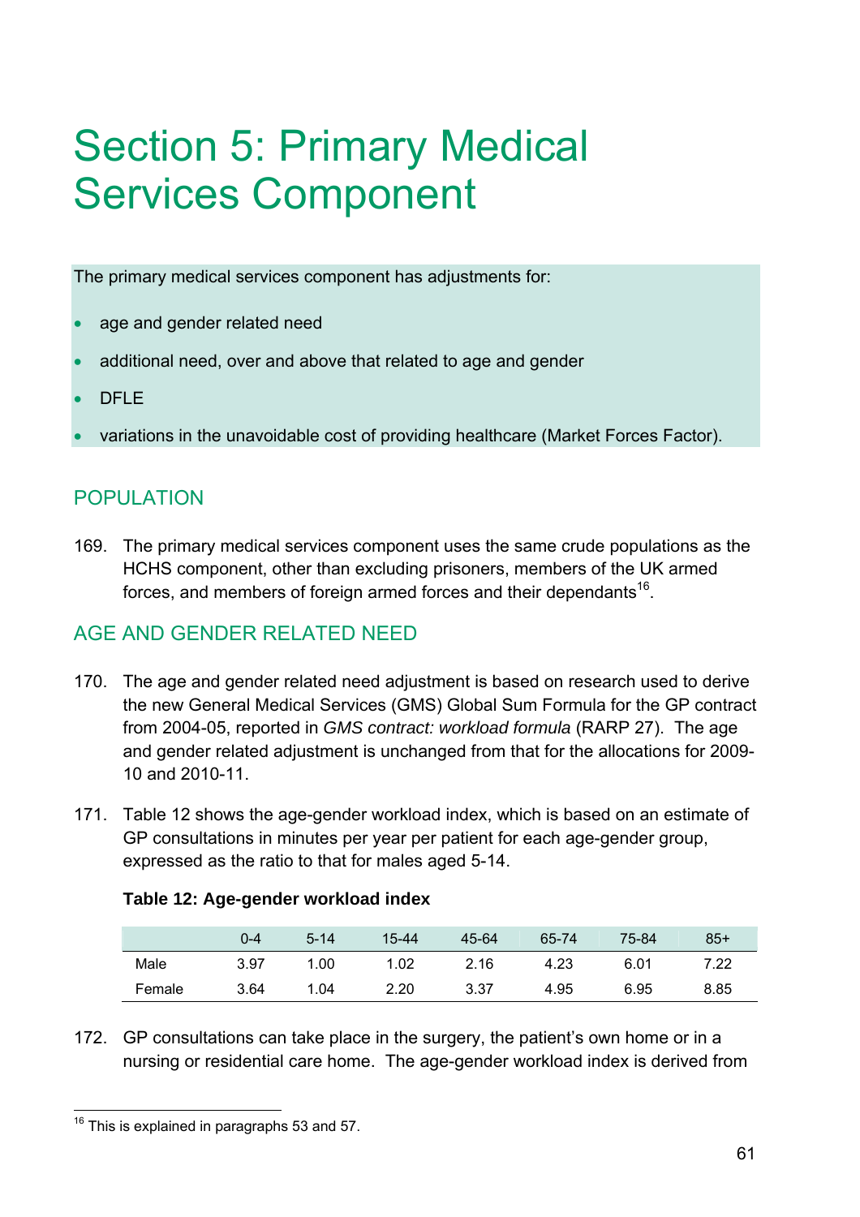# Section 5: Primary Medical Services Component

The primary medical services component has adjustments for:

- age and gender related need
- additional need, over and above that related to age and gender
- DFLE
- variations in the unavoidable cost of providing healthcare (Market Forces Factor).

## POPULATION

169. The primary medical services component uses the same crude populations as the HCHS component, other than excluding prisoners, members of the UK armed forces, and members of foreign armed forces and their dependants[16].

## AGE AND GENDER RELATED NEED

170. The age and gender related need adjustment is based on research used to derive the new General Medical Services (GMS) Global Sum Formula for the GP contract from 2004-05, reported in *GMS contract: workload formula* (RARP 27). The age and gender related adjustment is unchanged from that for the allocations for 2009-10 and 2010-11.

171. Table 12 shows the age-gender workload index, which is based on an estimate of GP consultations in minutes per year per patient for each age-gender group, expressed as the ratio to that for males aged 5-14.

**Table 12: Age-gender workload index**

| | 0-4 | 5-14 | 15-44 | 45-64 | 65-74 | 75-84 | 85+ |
|---|---|---|---|---|---|---|---|
| Male | 3.97 | 1.00 | 1.02 | 2.16 | 4.23 | 6.01 | 7.22 |
| Female | 3.64 | 1.04 | 2.20 | 3.37 | 4.95 | 6.95 | 8.85 |

172. GP consultations can take place in the surgery, the patient's own home or in a nursing or residential care home. The age-gender workload index is derived from

[16] This is explained in paragraphs 53 and 57.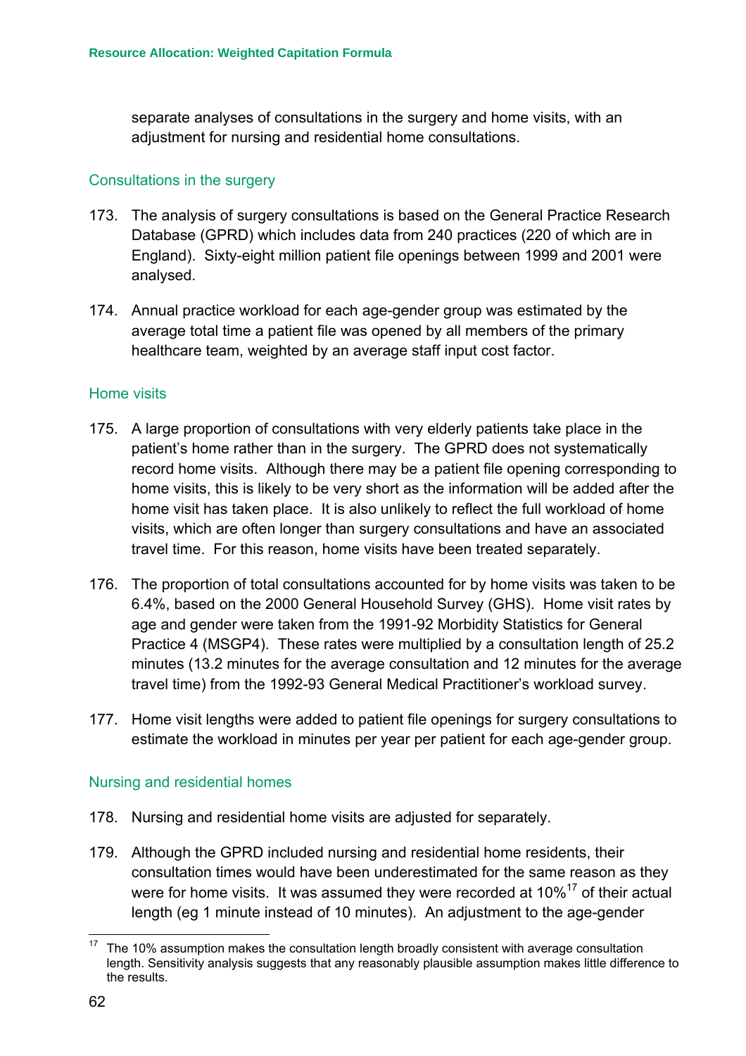separate analyses of consultations in the surgery and home visits, with an adjustment for nursing and residential home consultations.

### Consultations in the surgery

173. The analysis of surgery consultations is based on the General Practice Research Database (GPRD) which includes data from 240 practices (220 of which are in England). Sixty-eight million patient file openings between 1999 and 2001 were analysed.

174. Annual practice workload for each age-gender group was estimated by the average total time a patient file was opened by all members of the primary healthcare team, weighted by an average staff input cost factor.

### Home visits

175. A large proportion of consultations with very elderly patients take place in the patient's home rather than in the surgery. The GPRD does not systematically record home visits. Although there may be a patient file opening corresponding to home visits, this is likely to be very short as the information will be added after the home visit has taken place. It is also unlikely to reflect the full workload of home visits, which are often longer than surgery consultations and have an associated travel time. For this reason, home visits have been treated separately.

176. The proportion of total consultations accounted for by home visits was taken to be 6.4%, based on the 2000 General Household Survey (GHS). Home visit rates by age and gender were taken from the 1991-92 Morbidity Statistics for General Practice 4 (MSGP4). These rates were multiplied by a consultation length of 25.2 minutes (13.2 minutes for the average consultation and 12 minutes for the average travel time) from the 1992-93 General Medical Practitioner's workload survey.

177. Home visit lengths were added to patient file openings for surgery consultations to estimate the workload in minutes per year per patient for each age-gender group.

### Nursing and residential homes

178. Nursing and residential home visits are adjusted for separately.

179. Although the GPRD included nursing and residential home residents, their consultation times would have been underestimated for the same reason as they were for home visits. It was assumed they were recorded at 10%[17] of their actual length (eg 1 minute instead of 10 minutes). An adjustment to the age-gender

---

[17] The 10% assumption makes the consultation length broadly consistent with average consultation length. Sensitivity analysis suggests that any reasonably plausible assumption makes little difference to the results.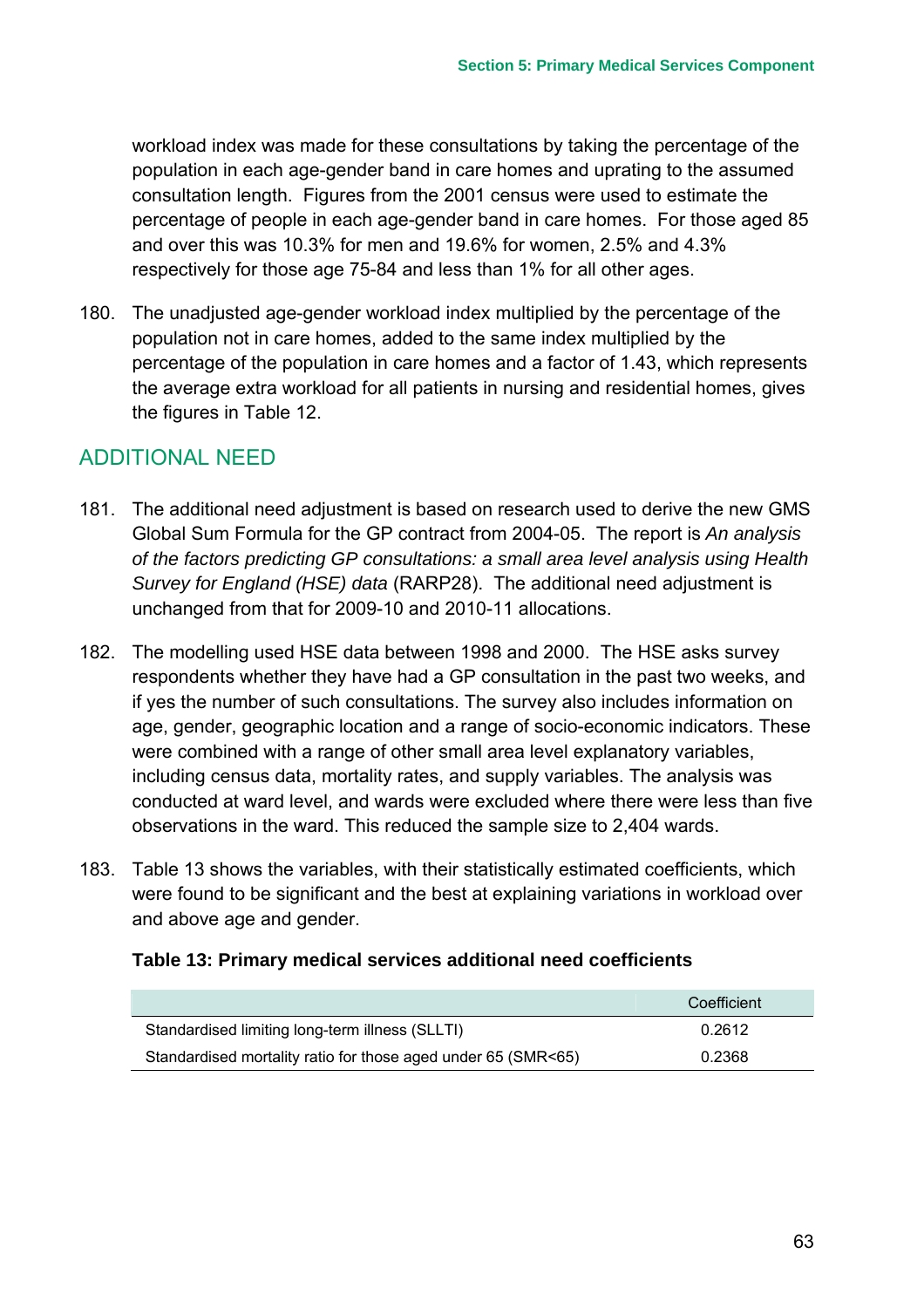workload index was made for these consultations by taking the percentage of the population in each age-gender band in care homes and uprating to the assumed consultation length. Figures from the 2001 census were used to estimate the percentage of people in each age-gender band in care homes. For those aged 85 and over this was 10.3% for men and 19.6% for women, 2.5% and 4.3% respectively for those age 75-84 and less than 1% for all other ages.

180. The unadjusted age-gender workload index multiplied by the percentage of the population not in care homes, added to the same index multiplied by the percentage of the population in care homes and a factor of 1.43, which represents the average extra workload for all patients in nursing and residential homes, gives the figures in Table 12.

## ADDITIONAL NEED

181. The additional need adjustment is based on research used to derive the new GMS Global Sum Formula for the GP contract from 2004-05. The report is *An analysis of the factors predicting GP consultations: a small area level analysis using Health Survey for England (HSE) data* (RARP28). The additional need adjustment is unchanged from that for 2009-10 and 2010-11 allocations.

182. The modelling used HSE data between 1998 and 2000. The HSE asks survey respondents whether they have had a GP consultation in the past two weeks, and if yes the number of such consultations. The survey also includes information on age, gender, geographic location and a range of socio-economic indicators. These were combined with a range of other small area level explanatory variables, including census data, mortality rates, and supply variables. The analysis was conducted at ward level, and wards were excluded where there were less than five observations in the ward. This reduced the sample size to 2,404 wards.

183. Table 13 shows the variables, with their statistically estimated coefficients, which were found to be significant and the best at explaining variations in workload over and above age and gender.

**Table 13: Primary medical services additional need coefficients**

| | Coefficient |
|---|---|
| Standardised limiting long-term illness (SLLTI) | 0.2612 |
| Standardised mortality ratio for those aged under 65 (SMR<65) | 0.2368 |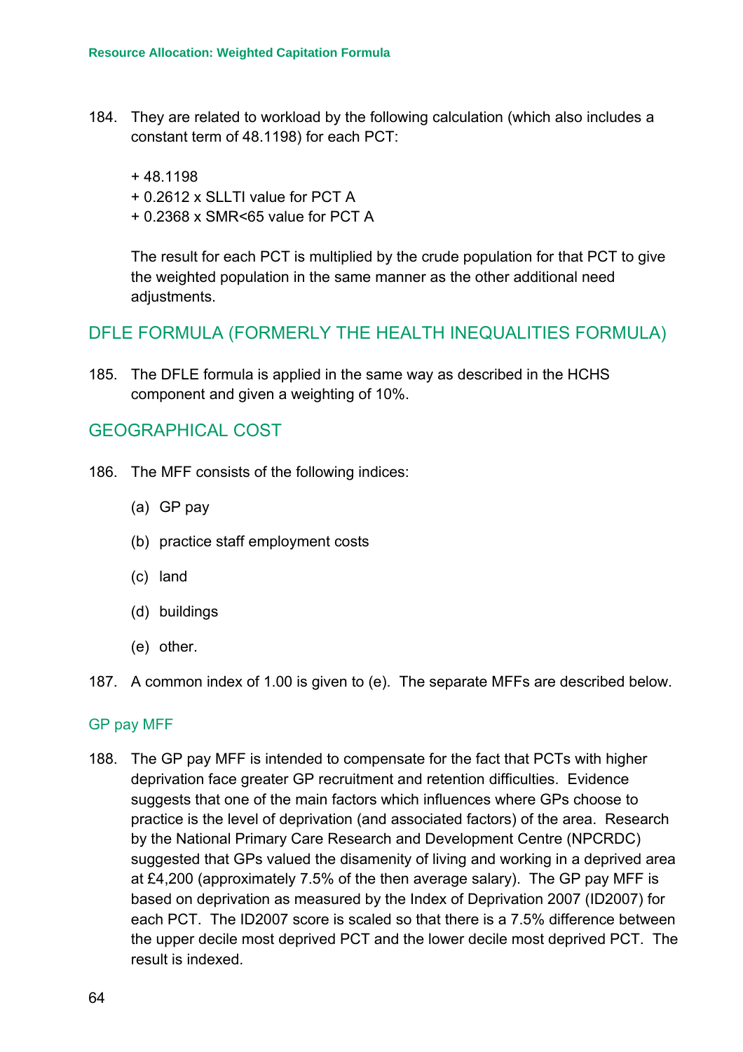184. They are related to workload by the following calculation (which also includes a constant term of 48.1198) for each PCT:

   + 48.1198
   + 0.2612 x SLLTI value for PCT A
   + 0.2368 x SMR<65 value for PCT A

   The result for each PCT is multiplied by the crude population for that PCT to give the weighted population in the same manner as the other additional need adjustments.

## DFLE FORMULA (FORMERLY THE HEALTH INEQUALITIES FORMULA)

185. The DFLE formula is applied in the same way as described in the HCHS component and given a weighting of 10%.

## GEOGRAPHICAL COST

186. The MFF consists of the following indices:

   (a) GP pay

   (b) practice staff employment costs

   (c) land

   (d) buildings

   (e) other.

187. A common index of 1.00 is given to (e). The separate MFFs are described below.

### GP pay MFF

188. The GP pay MFF is intended to compensate for the fact that PCTs with higher deprivation face greater GP recruitment and retention difficulties. Evidence suggests that one of the main factors which influences where GPs choose to practice is the level of deprivation (and associated factors) of the area. Research by the National Primary Care Research and Development Centre (NPCRDC) suggested that GPs valued the disamenity of living and working in a deprived area at £4,200 (approximately 7.5% of the then average salary). The GP pay MFF is based on deprivation as measured by the Index of Deprivation 2007 (ID2007) for each PCT. The ID2007 score is scaled so that there is a 7.5% difference between the upper decile most deprived PCT and the lower decile most deprived PCT. The result is indexed.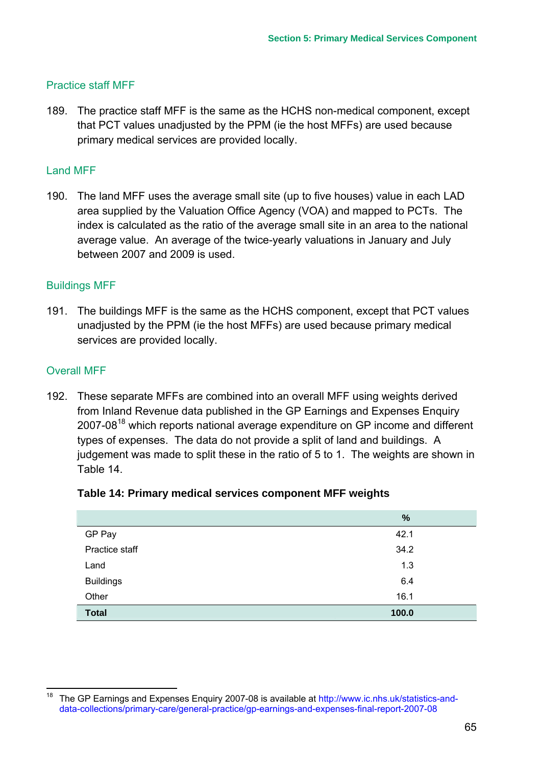### Practice staff MFF

189. The practice staff MFF is the same as the HCHS non-medical component, except that PCT values unadjusted by the PPM (ie the host MFFs) are used because primary medical services are provided locally.

### Land MFF

190. The land MFF uses the average small site (up to five houses) value in each LAD area supplied by the Valuation Office Agency (VOA) and mapped to PCTs. The index is calculated as the ratio of the average small site in an area to the national average value. An average of the twice-yearly valuations in January and July between 2007 and 2009 is used.

### Buildings MFF

191. The buildings MFF is the same as the HCHS component, except that PCT values unadjusted by the PPM (ie the host MFFs) are used because primary medical services are provided locally.

### Overall MFF

192. These separate MFFs are combined into an overall MFF using weights derived from Inland Revenue data published in the GP Earnings and Expenses Enquiry 2007-08[18] which reports national average expenditure on GP income and different types of expenses. The data do not provide a split of land and buildings. A judgement was made to split these in the ratio of 5 to 1. The weights are shown in Table 14.

**Table 14: Primary medical services component MFF weights**

| | % |
|---|---|
| GP Pay | 42.1 |
| Practice staff | 34.2 |
| Land | 1.3 |
| Buildings | 6.4 |
| Other | 16.1 |
| **Total** | **100.0** |

[18] The GP Earnings and Expenses Enquiry 2007-08 is available at http://www.ic.nhs.uk/statistics-and-data-collections/primary-care/general-practice/gp-earnings-and-expenses-final-report-2007-08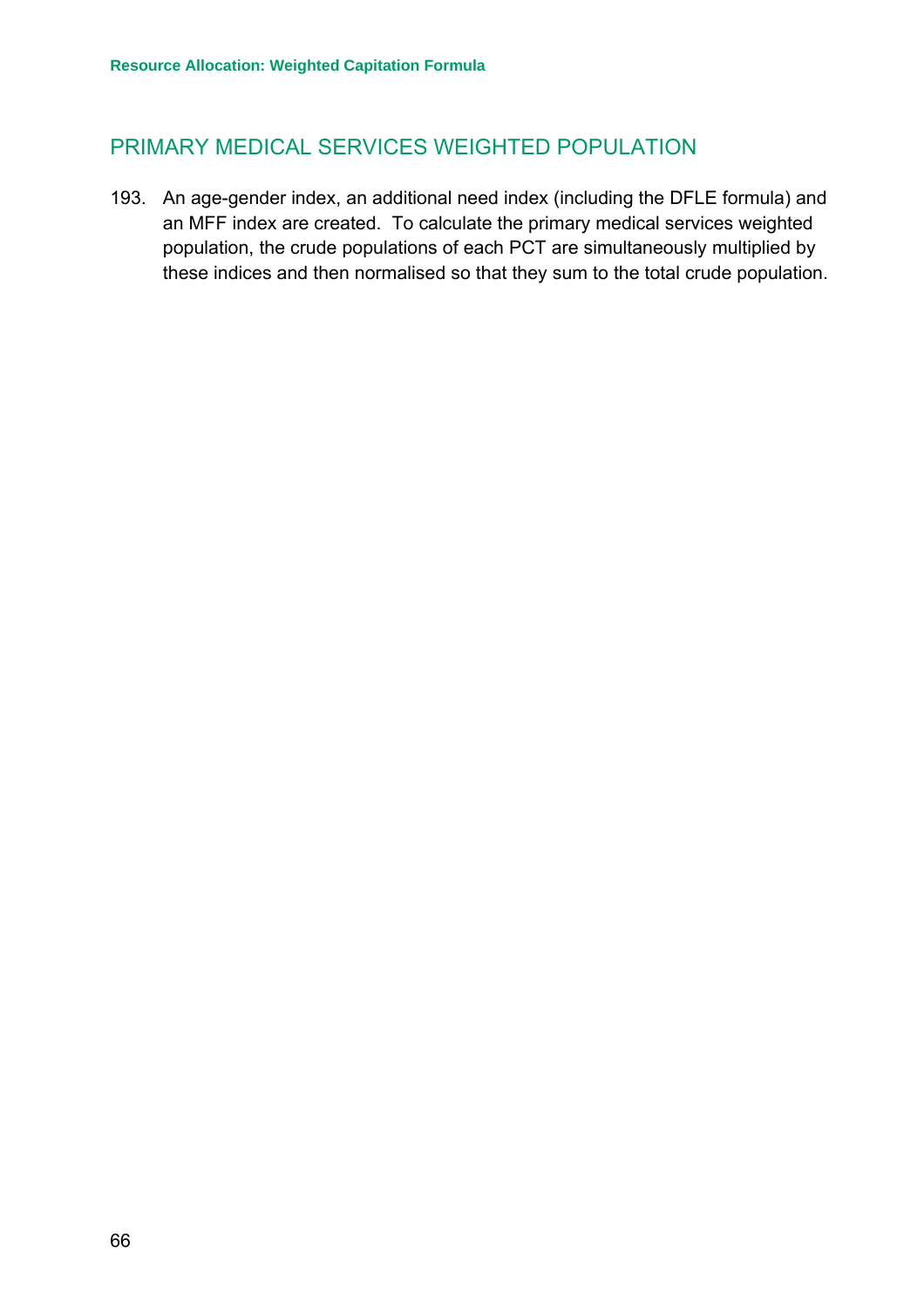## PRIMARY MEDICAL SERVICES WEIGHTED POPULATION

193. An age-gender index, an additional need index (including the DFLE formula) and an MFF index are created. To calculate the primary medical services weighted population, the crude populations of each PCT are simultaneously multiplied by these indices and then normalised so that they sum to the total crude population.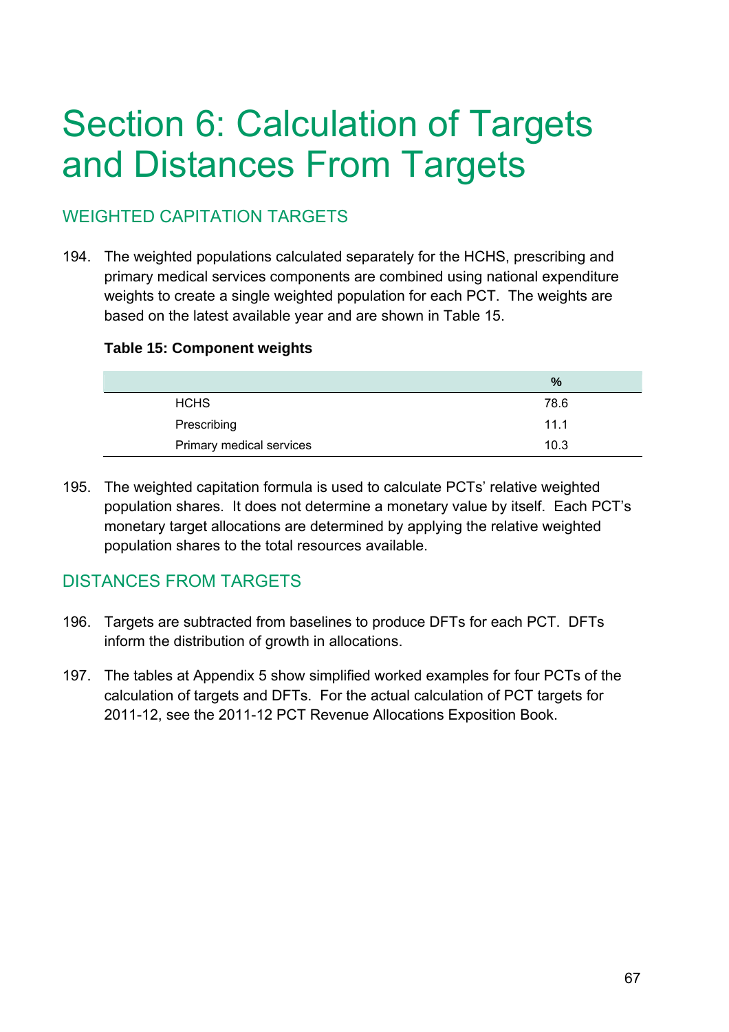# Section 6: Calculation of Targets and Distances From Targets

## WEIGHTED CAPITATION TARGETS

194. The weighted populations calculated separately for the HCHS, prescribing and primary medical services components are combined using national expenditure weights to create a single weighted population for each PCT. The weights are based on the latest available year and are shown in Table 15.

**Table 15: Component weights**

| | % |
|---|---|
| HCHS | 78.6 |
| Prescribing | 11.1 |
| Primary medical services | 10.3 |

195. The weighted capitation formula is used to calculate PCTs' relative weighted population shares. It does not determine a monetary value by itself. Each PCT's monetary target allocations are determined by applying the relative weighted population shares to the total resources available.

## DISTANCES FROM TARGETS

196. Targets are subtracted from baselines to produce DFTs for each PCT. DFTs inform the distribution of growth in allocations.

197. The tables at Appendix 5 show simplified worked examples for four PCTs of the calculation of targets and DFTs. For the actual calculation of PCT targets for 2011-12, see the 2011-12 PCT Revenue Allocations Exposition Book.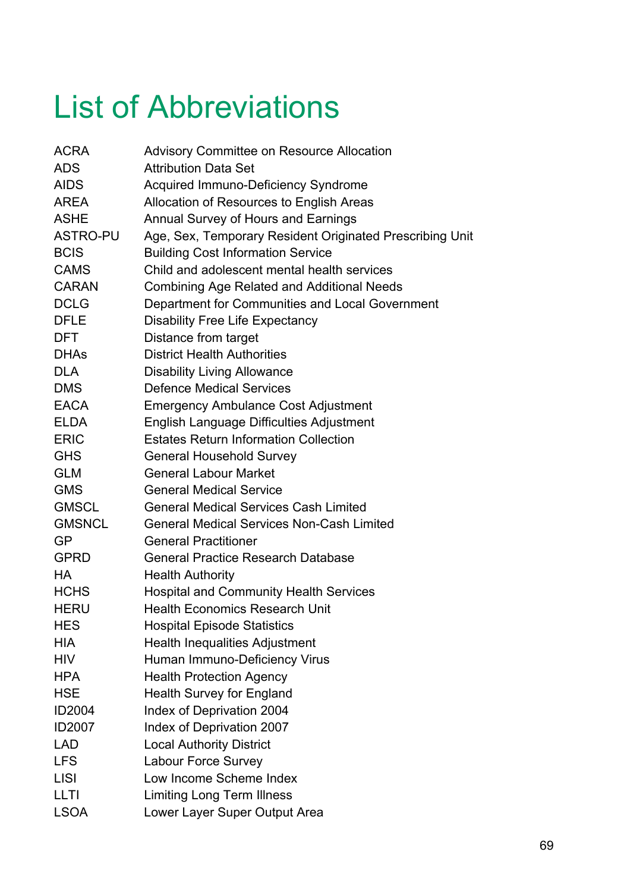# List of Abbreviations

| | |
|---|---|
| ACRA | Advisory Committee on Resource Allocation |
| ADS | Attribution Data Set |
| AIDS | Acquired Immuno-Deficiency Syndrome |
| AREA | Allocation of Resources to English Areas |
| ASHE | Annual Survey of Hours and Earnings |
| ASTRO-PU | Age, Sex, Temporary Resident Originated Prescribing Unit |
| BCIS | Building Cost Information Service |
| CAMS | Child and adolescent mental health services |
| CARAN | Combining Age Related and Additional Needs |
| DCLG | Department for Communities and Local Government |
| DFLE | Disability Free Life Expectancy |
| DFT | Distance from target |
| DHAs | District Health Authorities |
| DLA | Disability Living Allowance |
| DMS | Defence Medical Services |
| EACA | Emergency Ambulance Cost Adjustment |
| ELDA | English Language Difficulties Adjustment |
| ERIC | Estates Return Information Collection |
| GHS | General Household Survey |
| GLM | General Labour Market |
| GMS | General Medical Service |
| GMSCL | General Medical Services Cash Limited |
| GMSNCL | General Medical Services Non-Cash Limited |
| GP | General Practitioner |
| GPRD | General Practice Research Database |
| HA | Health Authority |
| HCHS | Hospital and Community Health Services |
| HERU | Health Economics Research Unit |
| HES | Hospital Episode Statistics |
| HIA | Health Inequalities Adjustment |
| HIV | Human Immuno-Deficiency Virus |
| HPA | Health Protection Agency |
| HSE | Health Survey for England |
| ID2004 | Index of Deprivation 2004 |
| ID2007 | Index of Deprivation 2007 |
| LAD | Local Authority District |
| LFS | Labour Force Survey |
| LISI | Low Income Scheme Index |
| LLTI | Limiting Long Term Illness |
| LSOA | Lower Layer Super Output Area |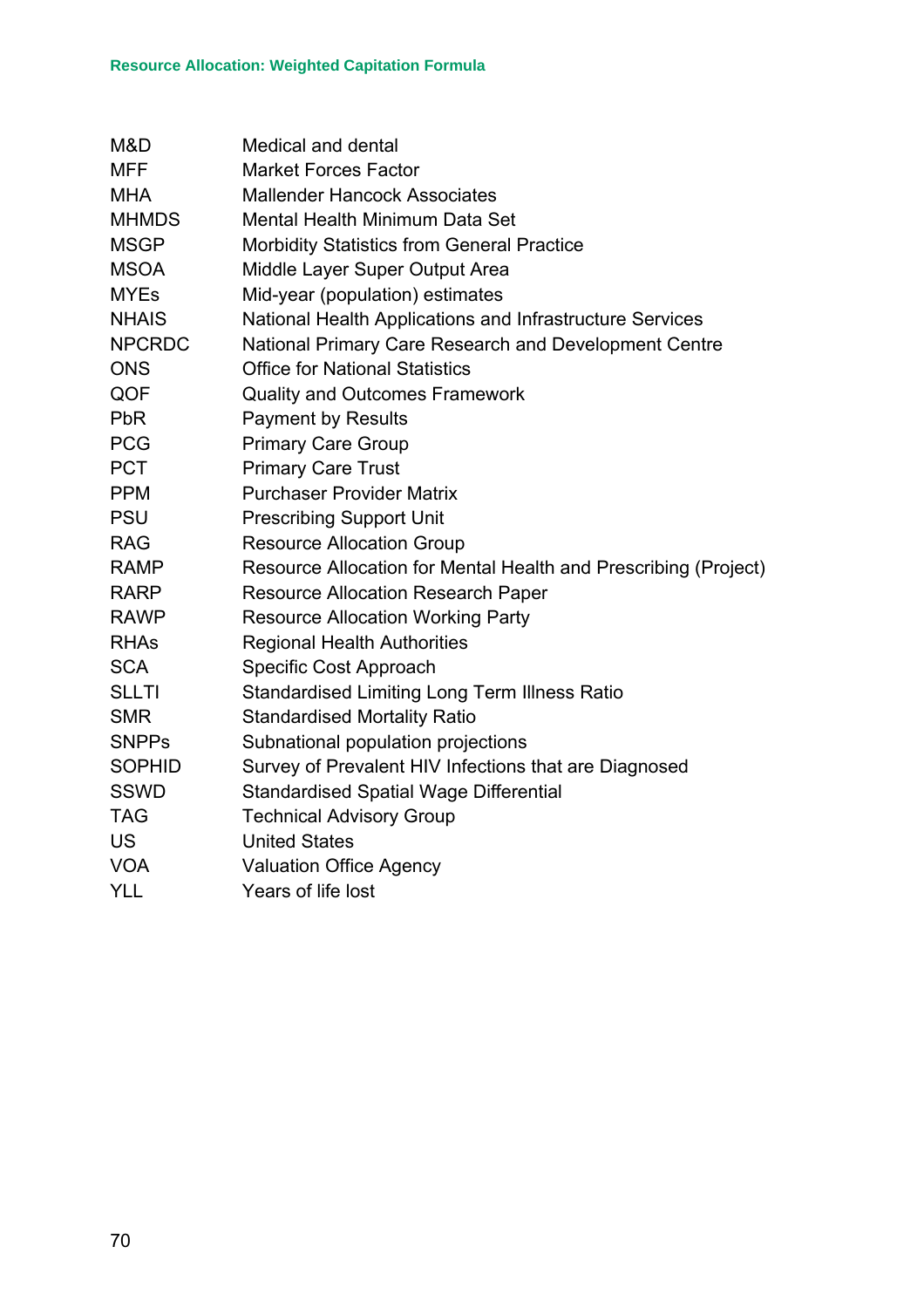| | |
|---|---|
| M&D | Medical and dental |
| MFF | Market Forces Factor |
| MHA | Mallender Hancock Associates |
| MHMDS | Mental Health Minimum Data Set |
| MSGP | Morbidity Statistics from General Practice |
| MSOA | Middle Layer Super Output Area |
| MYEs | Mid-year (population) estimates |
| NHAIS | National Health Applications and Infrastructure Services |
| NPCRDC | National Primary Care Research and Development Centre |
| ONS | Office for National Statistics |
| QOF | Quality and Outcomes Framework |
| PbR | Payment by Results |
| PCG | Primary Care Group |
| PCT | Primary Care Trust |
| PPM | Purchaser Provider Matrix |
| PSU | Prescribing Support Unit |
| RAG | Resource Allocation Group |
| RAMP | Resource Allocation for Mental Health and Prescribing (Project) |
| RARP | Resource Allocation Research Paper |
| RAWP | Resource Allocation Working Party |
| RHAs | Regional Health Authorities |
| SCA | Specific Cost Approach |
| SLLTI | Standardised Limiting Long Term Illness Ratio |
| SMR | Standardised Mortality Ratio |
| SNPPs | Subnational population projections |
| SOPHID | Survey of Prevalent HIV Infections that are Diagnosed |
| SSWD | Standardised Spatial Wage Differential |
| TAG | Technical Advisory Group |
| US | United States |
| VOA | Valuation Office Agency |
| YLL | Years of life lost |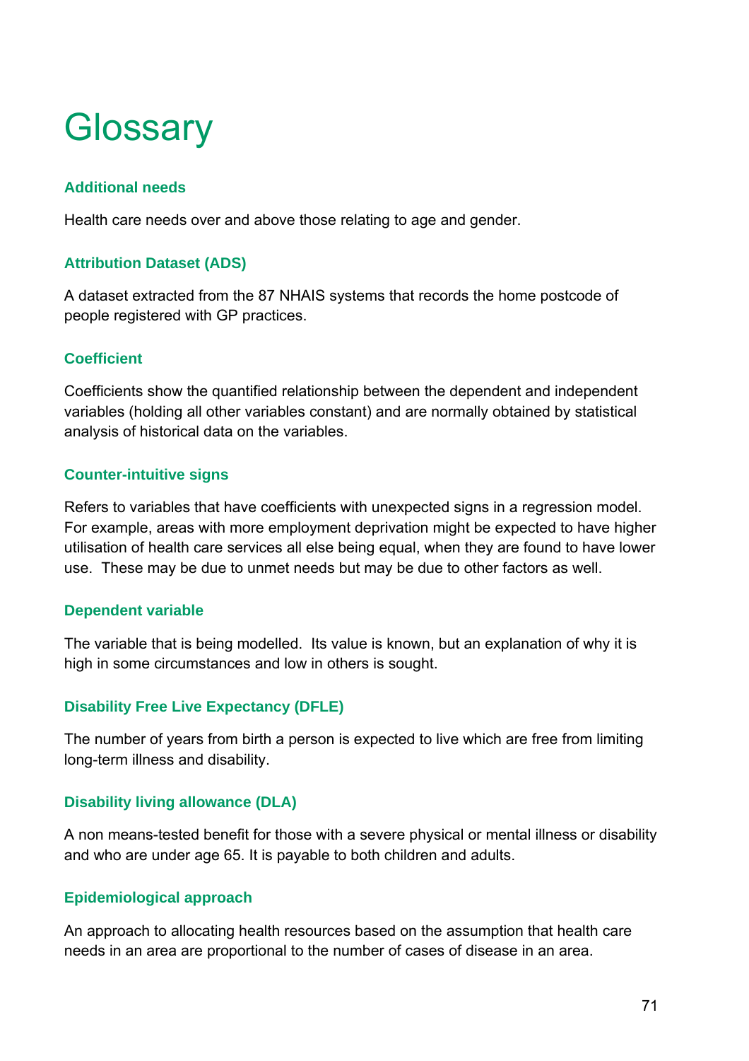# Glossary

### Additional needs

Health care needs over and above those relating to age and gender.

### Attribution Dataset (ADS)

A dataset extracted from the 87 NHAIS systems that records the home postcode of people registered with GP practices.

### Coefficient

Coefficients show the quantified relationship between the dependent and independent variables (holding all other variables constant) and are normally obtained by statistical analysis of historical data on the variables.

### Counter-intuitive signs

Refers to variables that have coefficients with unexpected signs in a regression model. For example, areas with more employment deprivation might be expected to have higher utilisation of health care services all else being equal, when they are found to have lower use. These may be due to unmet needs but may be due to other factors as well.

### Dependent variable

The variable that is being modelled. Its value is known, but an explanation of why it is high in some circumstances and low in others is sought.

### Disability Free Live Expectancy (DFLE)

The number of years from birth a person is expected to live which are free from limiting long-term illness and disability.

### Disability living allowance (DLA)

A non means-tested benefit for those with a severe physical or mental illness or disability and who are under age 65. It is payable to both children and adults.

### Epidemiological approach

An approach to allocating health resources based on the assumption that health care needs in an area are proportional to the number of cases of disease in an area.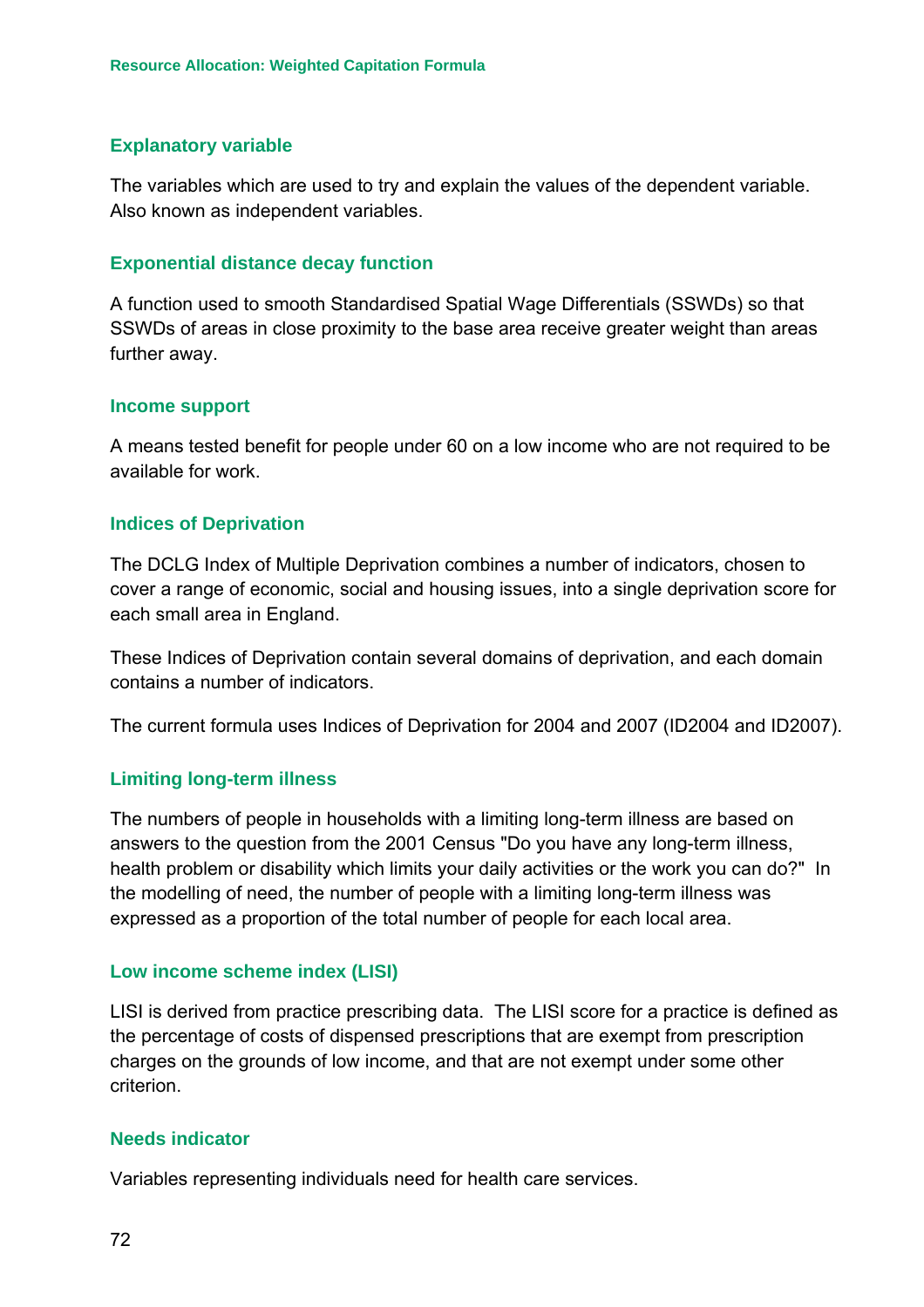### Explanatory variable

The variables which are used to try and explain the values of the dependent variable. Also known as independent variables.

### Exponential distance decay function

A function used to smooth Standardised Spatial Wage Differentials (SSWDs) so that SSWDs of areas in close proximity to the base area receive greater weight than areas further away.

### Income support

A means tested benefit for people under 60 on a low income who are not required to be available for work.

### Indices of Deprivation

The DCLG Index of Multiple Deprivation combines a number of indicators, chosen to cover a range of economic, social and housing issues, into a single deprivation score for each small area in England.

These Indices of Deprivation contain several domains of deprivation, and each domain contains a number of indicators.

The current formula uses Indices of Deprivation for 2004 and 2007 (ID2004 and ID2007).

### Limiting long-term illness

The numbers of people in households with a limiting long-term illness are based on answers to the question from the 2001 Census "Do you have any long-term illness, health problem or disability which limits your daily activities or the work you can do?" In the modelling of need, the number of people with a limiting long-term illness was expressed as a proportion of the total number of people for each local area.

### Low income scheme index (LISI)

LISI is derived from practice prescribing data. The LISI score for a practice is defined as the percentage of costs of dispensed prescriptions that are exempt from prescription charges on the grounds of low income, and that are not exempt under some other criterion.

### Needs indicator

Variables representing individuals need for health care services.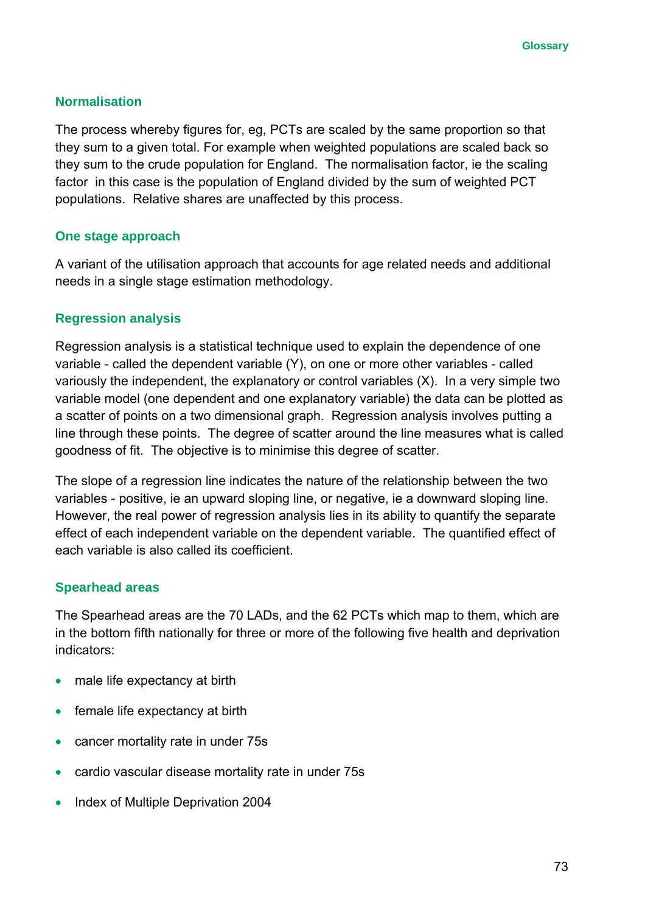## Normalisation

The process whereby figures for, eg, PCTs are scaled by the same proportion so that they sum to a given total. For example when weighted populations are scaled back so they sum to the crude population for England. The normalisation factor, ie the scaling factor in this case is the population of England divided by the sum of weighted PCT populations. Relative shares are unaffected by this process.

## One stage approach

A variant of the utilisation approach that accounts for age related needs and additional needs in a single stage estimation methodology.

## Regression analysis

Regression analysis is a statistical technique used to explain the dependence of one variable - called the dependent variable (Y), on one or more other variables - called variously the independent, the explanatory or control variables (X). In a very simple two variable model (one dependent and one explanatory variable) the data can be plotted as a scatter of points on a two dimensional graph. Regression analysis involves putting a line through these points. The degree of scatter around the line measures what is called goodness of fit. The objective is to minimise this degree of scatter.

The slope of a regression line indicates the nature of the relationship between the two variables - positive, ie an upward sloping line, or negative, ie a downward sloping line. However, the real power of regression analysis lies in its ability to quantify the separate effect of each independent variable on the dependent variable. The quantified effect of each variable is also called its coefficient.

## Spearhead areas

The Spearhead areas are the 70 LADs, and the 62 PCTs which map to them, which are in the bottom fifth nationally for three or more of the following five health and deprivation indicators:

- male life expectancy at birth
- female life expectancy at birth
- cancer mortality rate in under 75s
- cardio vascular disease mortality rate in under 75s
- Index of Multiple Deprivation 2004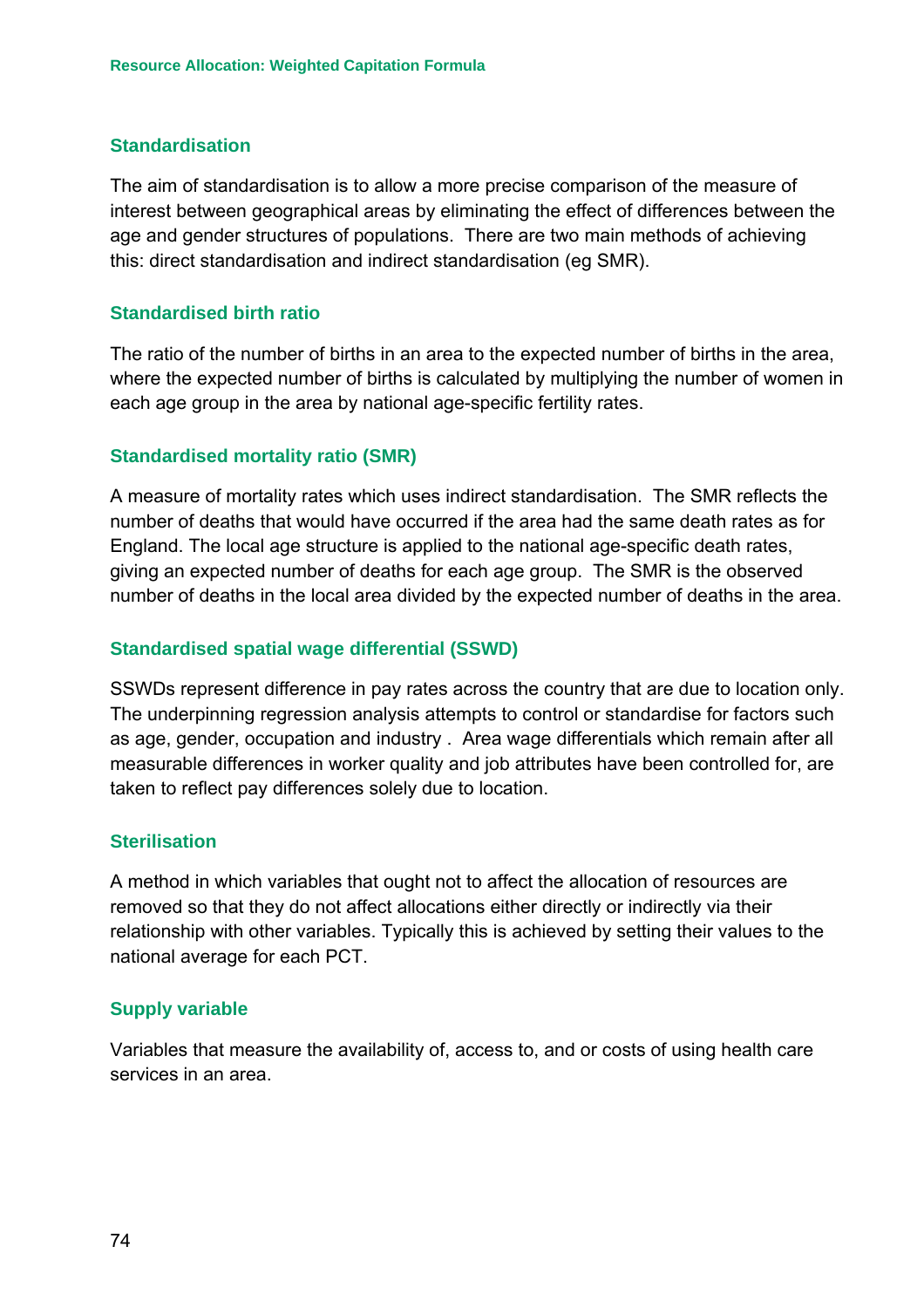### Standardisation

The aim of standardisation is to allow a more precise comparison of the measure of interest between geographical areas by eliminating the effect of differences between the age and gender structures of populations. There are two main methods of achieving this: direct standardisation and indirect standardisation (eg SMR).

### Standardised birth ratio

The ratio of the number of births in an area to the expected number of births in the area, where the expected number of births is calculated by multiplying the number of women in each age group in the area by national age-specific fertility rates.

### Standardised mortality ratio (SMR)

A measure of mortality rates which uses indirect standardisation. The SMR reflects the number of deaths that would have occurred if the area had the same death rates as for England. The local age structure is applied to the national age-specific death rates, giving an expected number of deaths for each age group. The SMR is the observed number of deaths in the local area divided by the expected number of deaths in the area.

### Standardised spatial wage differential (SSWD)

SSWDs represent difference in pay rates across the country that are due to location only. The underpinning regression analysis attempts to control or standardise for factors such as age, gender, occupation and industry . Area wage differentials which remain after all measurable differences in worker quality and job attributes have been controlled for, are taken to reflect pay differences solely due to location.

### Sterilisation

A method in which variables that ought not to affect the allocation of resources are removed so that they do not affect allocations either directly or indirectly via their relationship with other variables. Typically this is achieved by setting their values to the national average for each PCT.

### Supply variable

Variables that measure the availability of, access to, and or costs of using health care services in an area.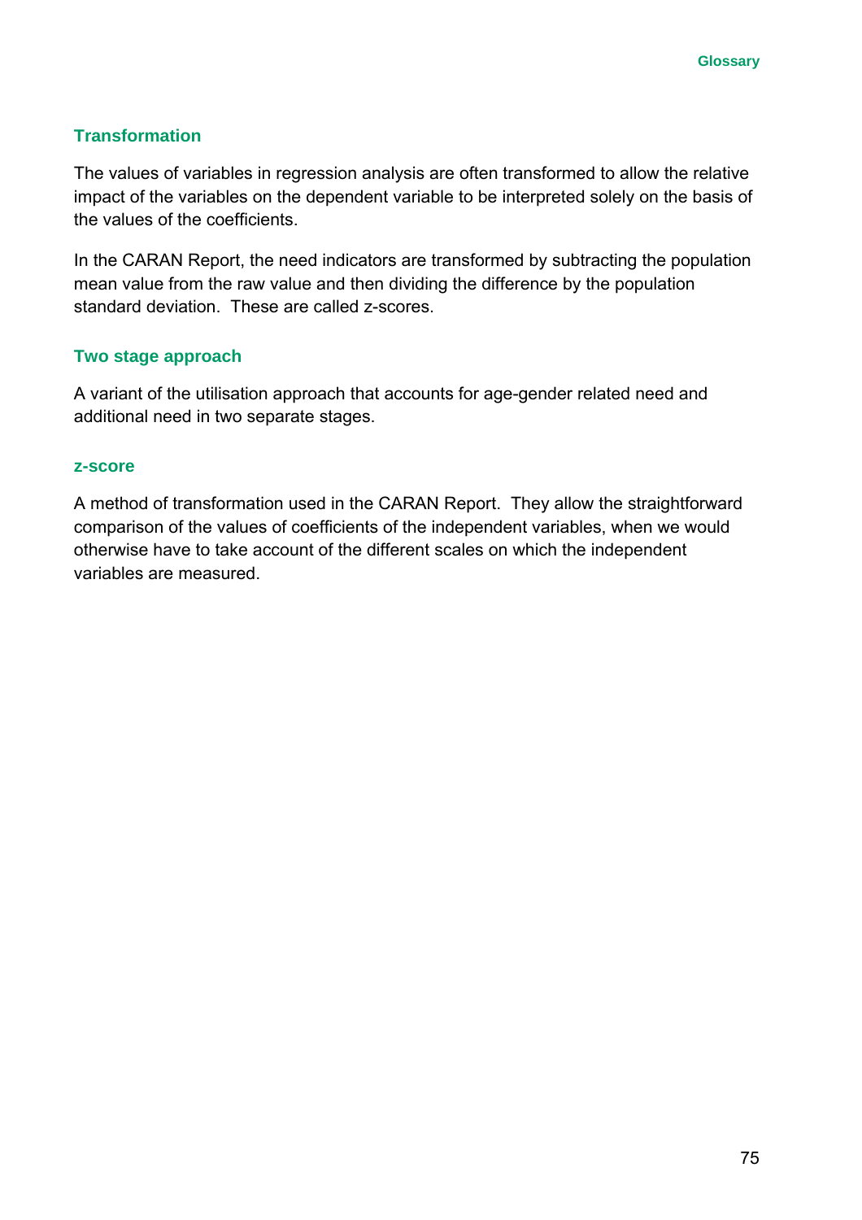### Transformation

The values of variables in regression analysis are often transformed to allow the relative impact of the variables on the dependent variable to be interpreted solely on the basis of the values of the coefficients.

In the CARAN Report, the need indicators are transformed by subtracting the population mean value from the raw value and then dividing the difference by the population standard deviation. These are called z-scores.

### Two stage approach

A variant of the utilisation approach that accounts for age-gender related need and additional need in two separate stages.

### z-score

A method of transformation used in the CARAN Report. They allow the straightforward comparison of the values of coefficients of the independent variables, when we would otherwise have to take account of the different scales on which the independent variables are measured.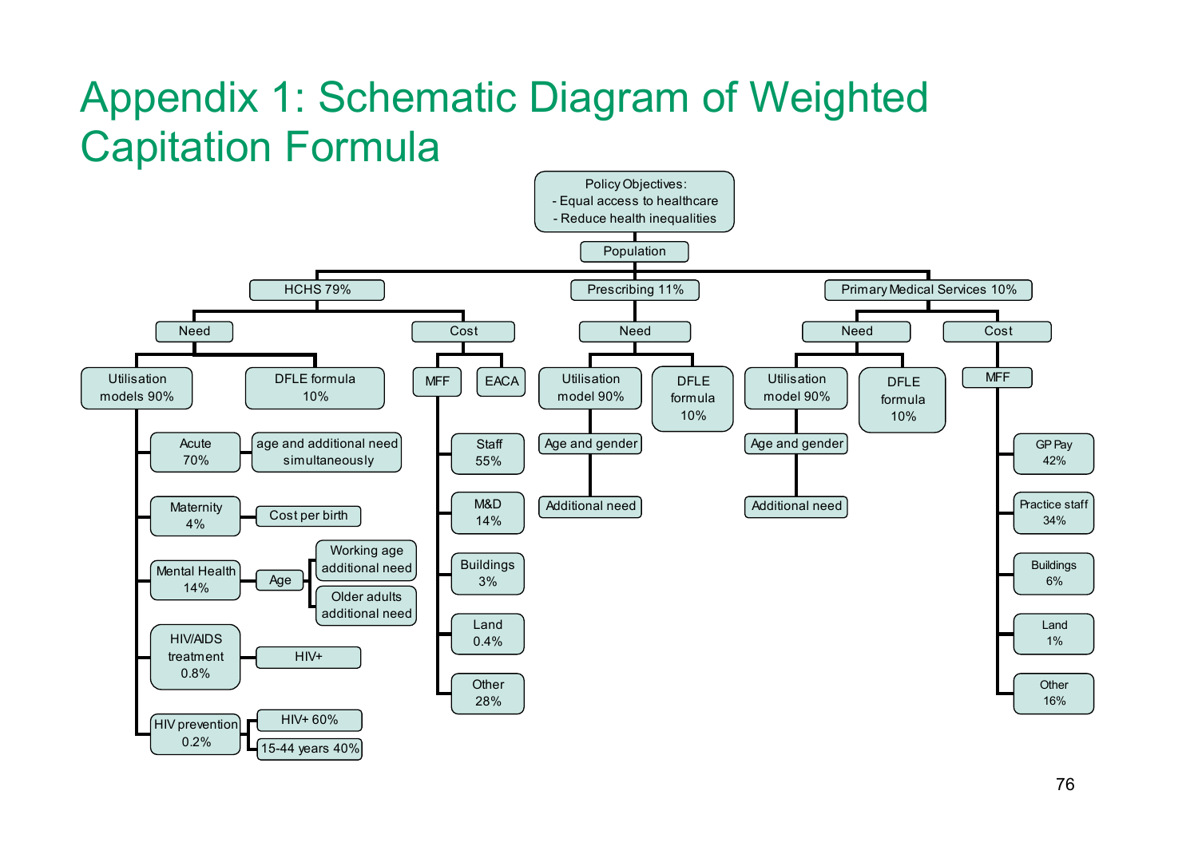# Appendix 1: Schematic Diagram of Weighted Capitation Formula

Policy Objectives:
- Equal access to healthcare
- Reduce health inequalities

Population

- **HCHS 79%**
  - Need
    - Utilisation models 90%
      - Acute 70% — age and additional need simultaneously
      - Maternity 4% — Cost per birth
      - Mental Health 14% — Age
        - Working age additional need
        - Older adults additional need
      - HIV/AIDS treatment 0.8% — HIV+
      - HIV prevention 0.2%
        - HIV+ 60%
        - 15-44 years 40%
    - DFLE formula 10%
  - Cost
    - MFF
      - Staff 55%
      - M&D 14%
      - Buildings 3%
      - Land 0.4%
      - Other 28%
    - EACA
- **Prescribing 11%**
  - Need
    - Utilisation model 90%
      - Age and gender
      - Additional need
    - DFLE formula 10%
- **Primary Medical Services 10%**
  - Need
    - Utilisation model 90%
      - Age and gender
      - Additional need
    - DFLE formula 10%
  - Cost
    - MFF
      - GP Pay 42%
      - Practice staff 34%
      - Buildings 6%
      - Land 1%
      - Other 16%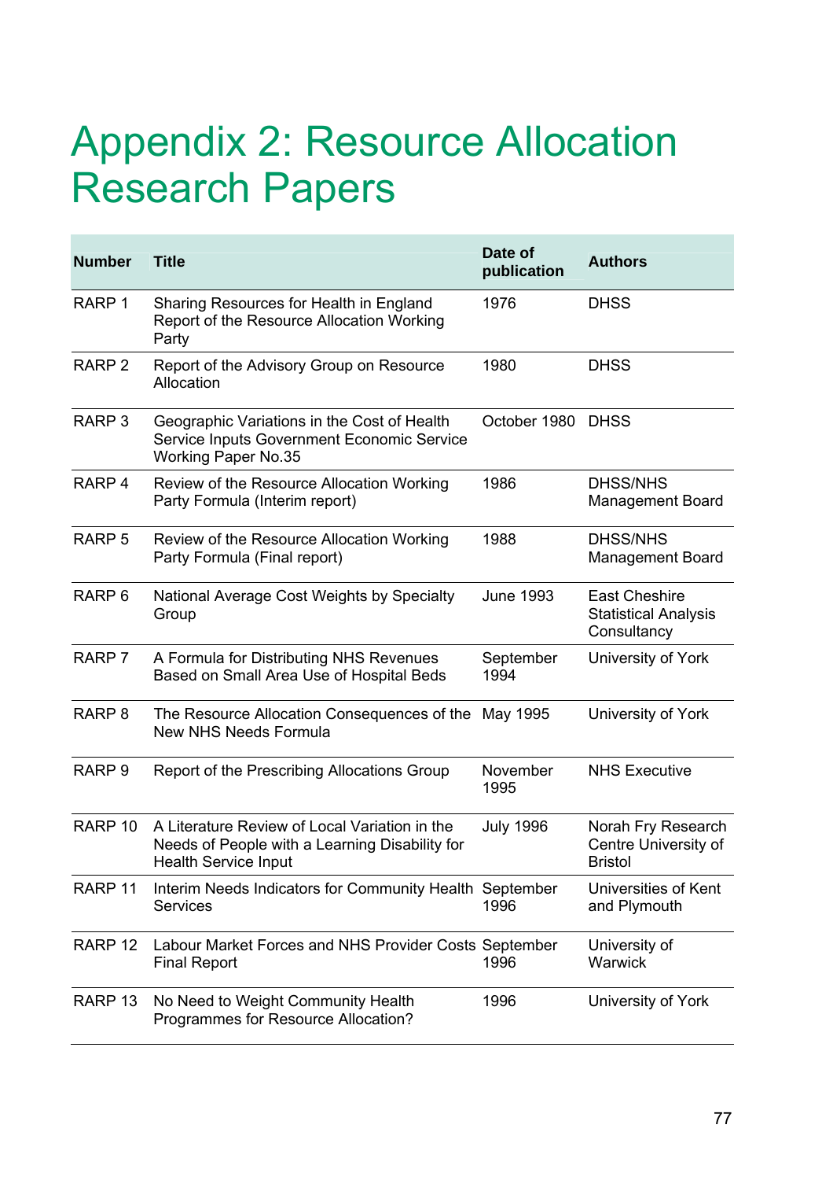# Appendix 2: Resource Allocation Research Papers

| Number | Title | Date of publication | Authors |
|---|---|---|---|
| RARP 1 | Sharing Resources for Health in England Report of the Resource Allocation Working Party | 1976 | DHSS |
| RARP 2 | Report of the Advisory Group on Resource Allocation | 1980 | DHSS |
| RARP 3 | Geographic Variations in the Cost of Health Service Inputs Government Economic Service Working Paper No.35 | October 1980 | DHSS |
| RARP 4 | Review of the Resource Allocation Working Party Formula (Interim report) | 1986 | DHSS/NHS Management Board |
| RARP 5 | Review of the Resource Allocation Working Party Formula (Final report) | 1988 | DHSS/NHS Management Board |
| RARP 6 | National Average Cost Weights by Specialty Group | June 1993 | East Cheshire Statistical Analysis Consultancy |
| RARP 7 | A Formula for Distributing NHS Revenues Based on Small Area Use of Hospital Beds | September 1994 | University of York |
| RARP 8 | The Resource Allocation Consequences of the New NHS Needs Formula | May 1995 | University of York |
| RARP 9 | Report of the Prescribing Allocations Group | November 1995 | NHS Executive |
| RARP 10 | A Literature Review of Local Variation in the Needs of People with a Learning Disability for Health Service Input | July 1996 | Norah Fry Research Centre University of Bristol |
| RARP 11 | Interim Needs Indicators for Community Health Services | September 1996 | Universities of Kent and Plymouth |
| RARP 12 | Labour Market Forces and NHS Provider Costs Final Report | September 1996 | University of Warwick |
| RARP 13 | No Need to Weight Community Health Programmes for Resource Allocation? | 1996 | University of York |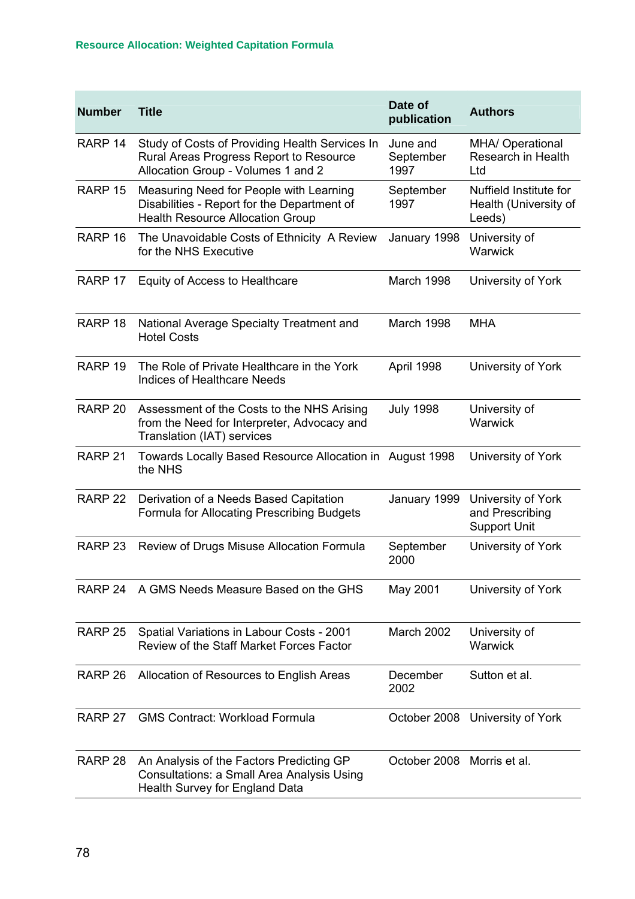| Number | Title | Date of publication | Authors |
|---|---|---|---|
| RARP 14 | Study of Costs of Providing Health Services In Rural Areas Progress Report to Resource Allocation Group - Volumes 1 and 2 | June and September 1997 | MHA/ Operational Research in Health Ltd |
| RARP 15 | Measuring Need for People with Learning Disabilities - Report for the Department of Health Resource Allocation Group | September 1997 | Nuffield Institute for Health (University of Leeds) |
| RARP 16 | The Unavoidable Costs of Ethnicity A Review for the NHS Executive | January 1998 | University of Warwick |
| RARP 17 | Equity of Access to Healthcare | March 1998 | University of York |
| RARP 18 | National Average Specialty Treatment and Hotel Costs | March 1998 | MHA |
| RARP 19 | The Role of Private Healthcare in the York Indices of Healthcare Needs | April 1998 | University of York |
| RARP 20 | Assessment of the Costs to the NHS Arising from the Need for Interpreter, Advocacy and Translation (IAT) services | July 1998 | University of Warwick |
| RARP 21 | Towards Locally Based Resource Allocation in the NHS | August 1998 | University of York |
| RARP 22 | Derivation of a Needs Based Capitation Formula for Allocating Prescribing Budgets | January 1999 | University of York and Prescribing Support Unit |
| RARP 23 | Review of Drugs Misuse Allocation Formula | September 2000 | University of York |
| RARP 24 | A GMS Needs Measure Based on the GHS | May 2001 | University of York |
| RARP 25 | Spatial Variations in Labour Costs - 2001 Review of the Staff Market Forces Factor | March 2002 | University of Warwick |
| RARP 26 | Allocation of Resources to English Areas | December 2002 | Sutton et al. |
| RARP 27 | GMS Contract: Workload Formula | October 2008 | University of York |
| RARP 28 | An Analysis of the Factors Predicting GP Consultations: a Small Area Analysis Using Health Survey for England Data | October 2008 | Morris et al. |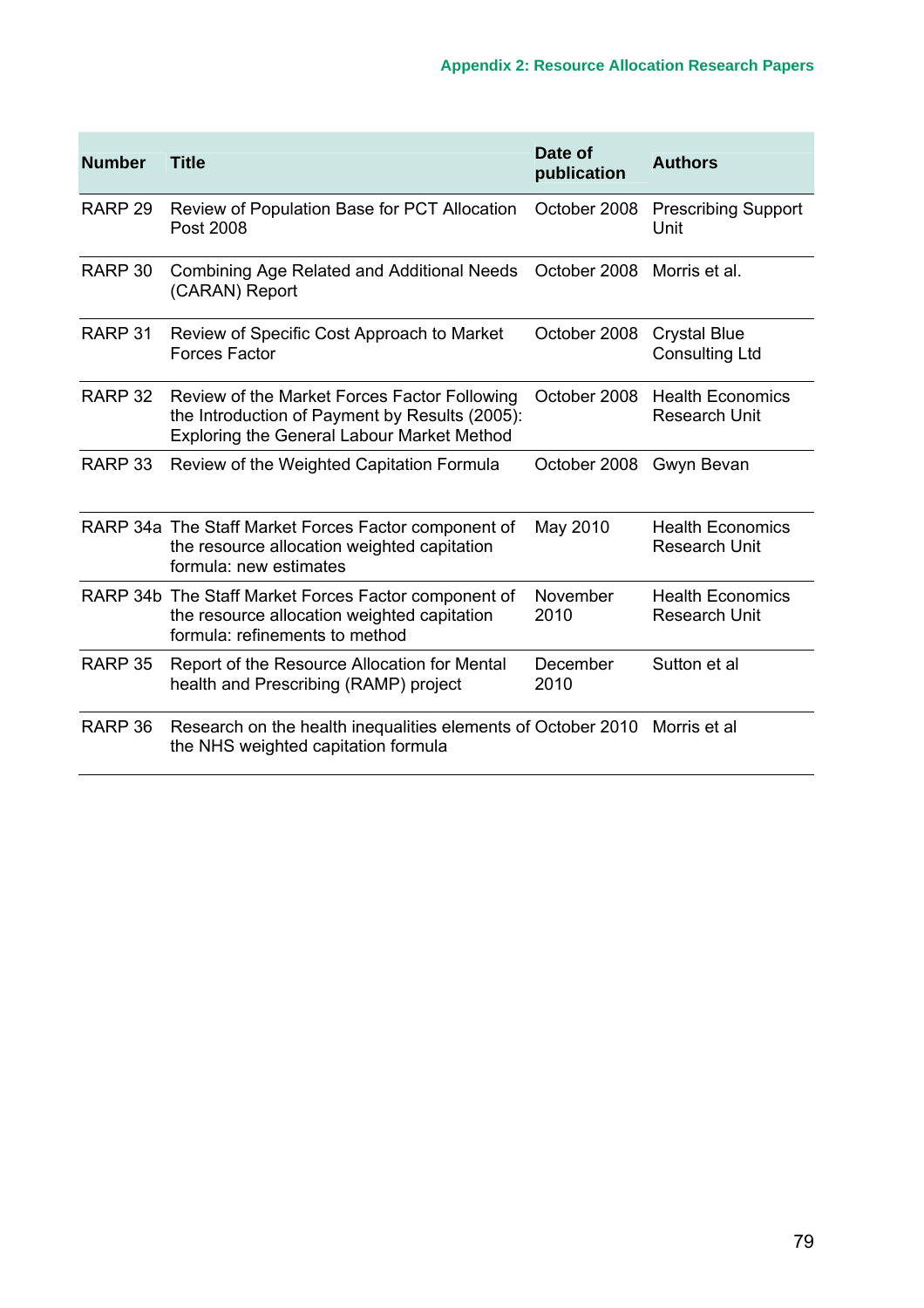| Number | Title | Date of publication | Authors |
|---|---|---|---|
| RARP 29 | Review of Population Base for PCT Allocation Post 2008 | October 2008 | Prescribing Support Unit |
| RARP 30 | Combining Age Related and Additional Needs (CARAN) Report | October 2008 | Morris et al. |
| RARP 31 | Review of Specific Cost Approach to Market Forces Factor | October 2008 | Crystal Blue Consulting Ltd |
| RARP 32 | Review of the Market Forces Factor Following the Introduction of Payment by Results (2005): Exploring the General Labour Market Method | October 2008 | Health Economics Research Unit |
| RARP 33 | Review of the Weighted Capitation Formula | October 2008 | Gwyn Bevan |
| RARP 34a | The Staff Market Forces Factor component of the resource allocation weighted capitation formula: new estimates | May 2010 | Health Economics Research Unit |
| RARP 34b | The Staff Market Forces Factor component of the resource allocation weighted capitation formula: refinements to method | November 2010 | Health Economics Research Unit |
| RARP 35 | Report of the Resource Allocation for Mental health and Prescribing (RAMP) project | December 2010 | Sutton et al |
| RARP 36 | Research on the health inequalities elements of the NHS weighted capitation formula | October 2010 | Morris et al |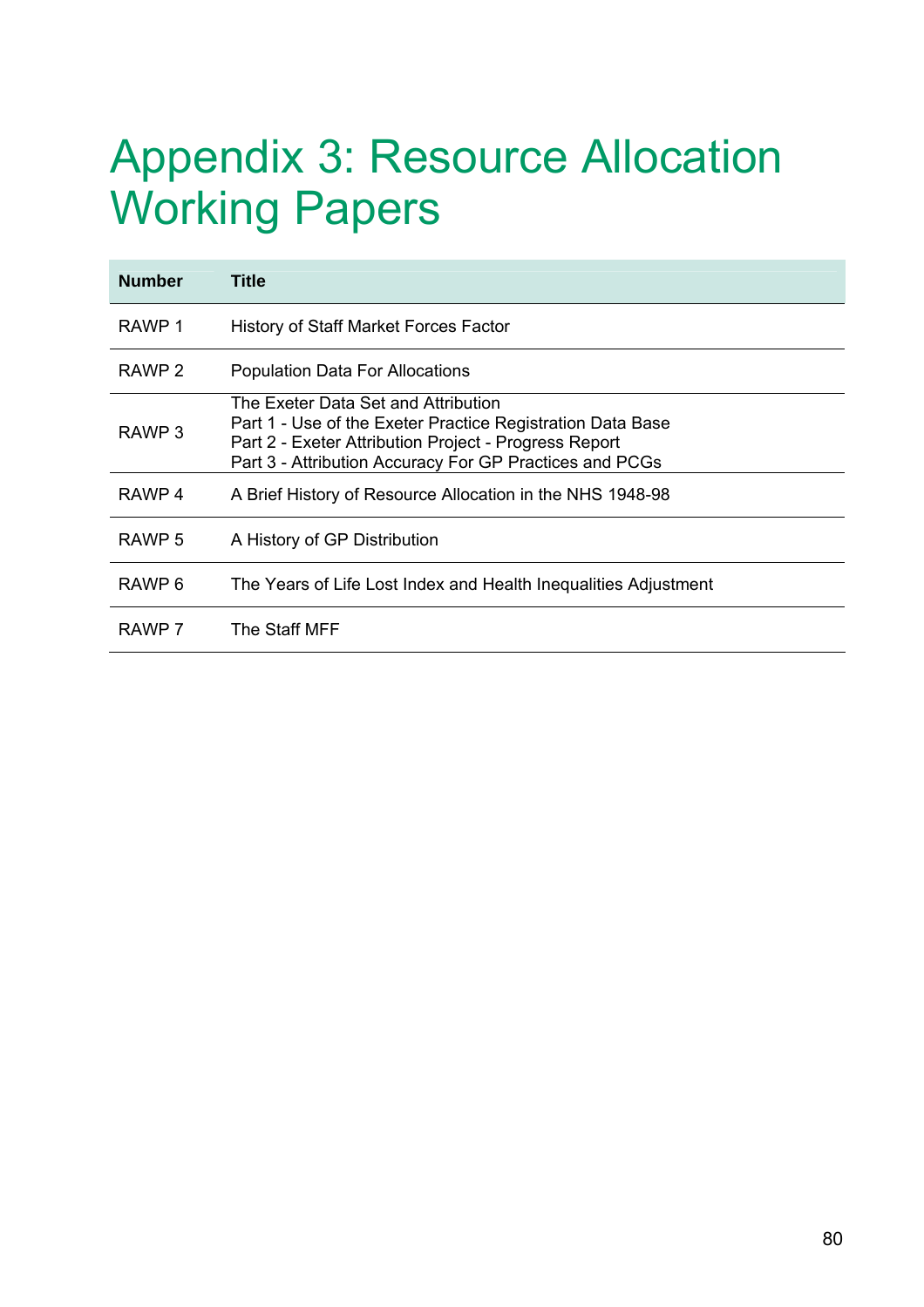# Appendix 3: Resource Allocation Working Papers

| Number | Title |
| --- | --- |
| RAWP 1 | History of Staff Market Forces Factor |
| RAWP 2 | Population Data For Allocations |
| RAWP 3 | The Exeter Data Set and Attribution<br>Part 1 - Use of the Exeter Practice Registration Data Base<br>Part 2 - Exeter Attribution Project - Progress Report<br>Part 3 - Attribution Accuracy For GP Practices and PCGs |
| RAWP 4 | A Brief History of Resource Allocation in the NHS 1948-98 |
| RAWP 5 | A History of GP Distribution |
| RAWP 6 | The Years of Life Lost Index and Health Inequalities Adjustment |
| RAWP 7 | The Staff MFF |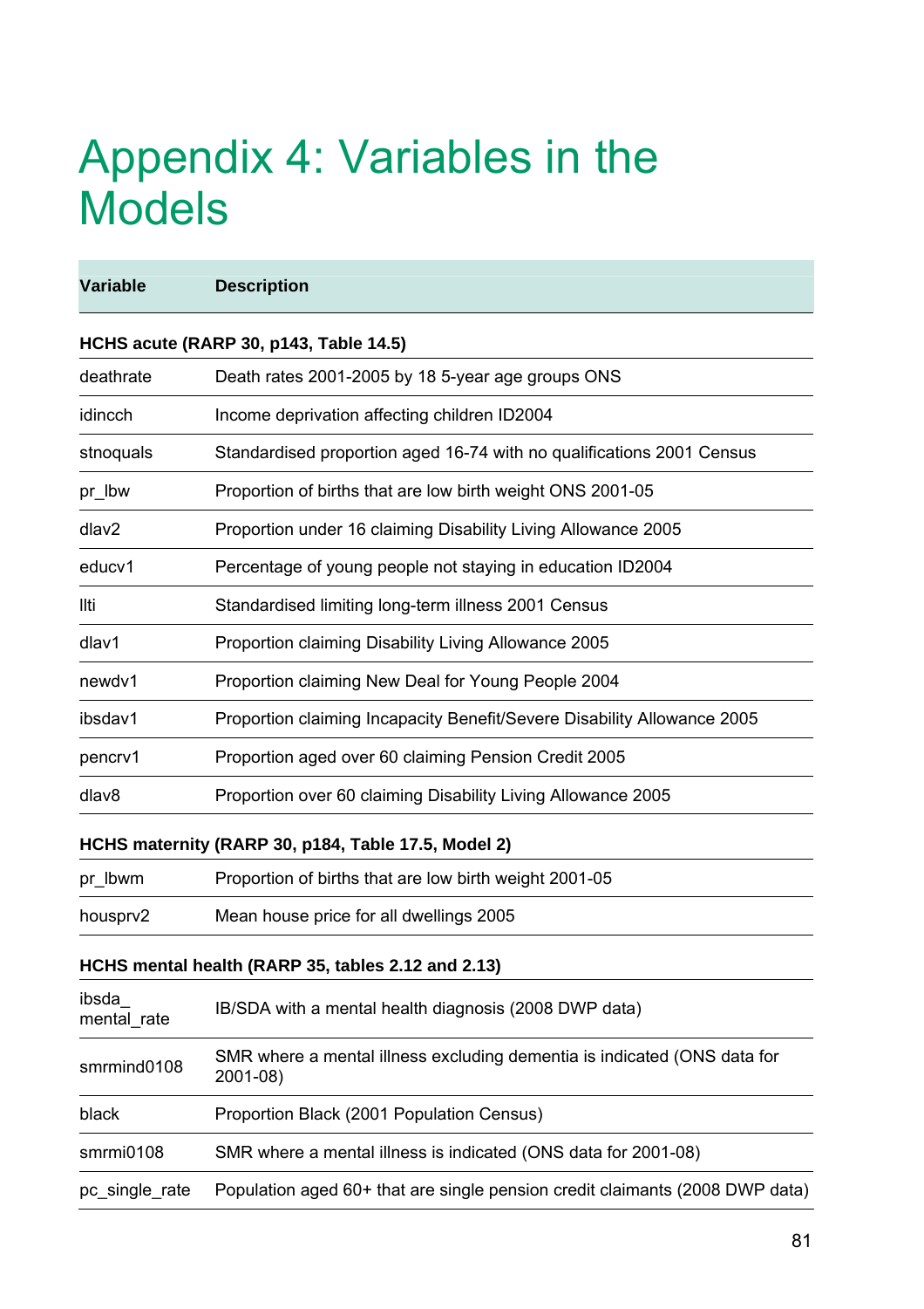# Appendix 4: Variables in the Models

| Variable | Description |
|---|---|
| **HCHS acute (RARP 30, p143, Table 14.5)** | |
| deathrate | Death rates 2001-2005 by 18 5-year age groups ONS |
| idincch | Income deprivation affecting children ID2004 |
| stnoquals | Standardised proportion aged 16-74 with no qualifications 2001 Census |
| pr_lbw | Proportion of births that are low birth weight ONS 2001-05 |
| dlav2 | Proportion under 16 claiming Disability Living Allowance 2005 |
| educv1 | Percentage of young people not staying in education ID2004 |
| llti | Standardised limiting long-term illness 2001 Census |
| dlav1 | Proportion claiming Disability Living Allowance 2005 |
| newdv1 | Proportion claiming New Deal for Young People 2004 |
| ibsdav1 | Proportion claiming Incapacity Benefit/Severe Disability Allowance 2005 |
| pencrv1 | Proportion aged over 60 claiming Pension Credit 2005 |
| dlav8 | Proportion over 60 claiming Disability Living Allowance 2005 |
| **HCHS maternity (RARP 30, p184, Table 17.5, Model 2)** | |
| pr_lbwm | Proportion of births that are low birth weight 2001-05 |
| housprv2 | Mean house price for all dwellings 2005 |
| **HCHS mental health (RARP 35, tables 2.12 and 2.13)** | |
| ibsda_mental_rate | IB/SDA with a mental health diagnosis (2008 DWP data) |
| smrmind0108 | SMR where a mental illness excluding dementia is indicated (ONS data for 2001-08) |
| black | Proportion Black (2001 Population Census) |
| smrmi0108 | SMR where a mental illness is indicated (ONS data for 2001-08) |
| pc_single_rate | Population aged 60+ that are single pension credit claimants (2008 DWP data) |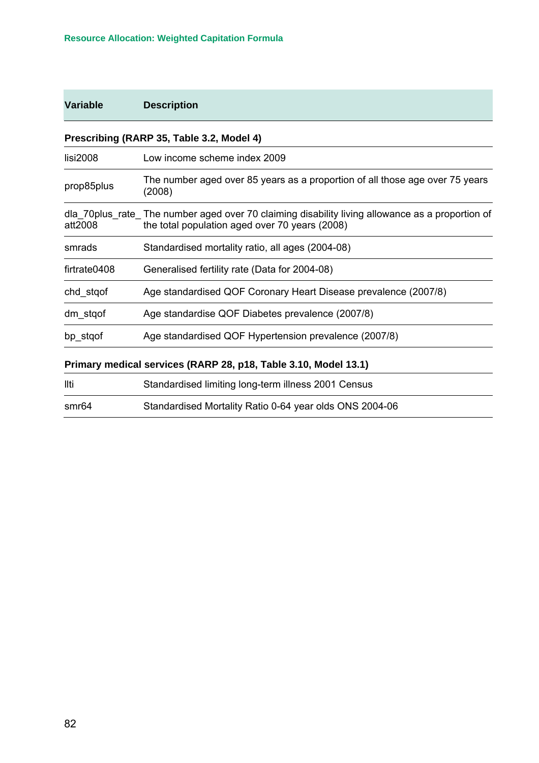| Variable | Description |
|---|---|
| **Prescribing (RARP 35, Table 3.2, Model 4)** | |
| lisi2008 | Low income scheme index 2009 |
| prop85plus | The number aged over 85 years as a proportion of all those age over 75 years (2008) |
| dla_70plus_rate_att2008 | The number aged over 70 claiming disability living allowance as a proportion of the total population aged over 70 years (2008) |
| smrads | Standardised mortality ratio, all ages (2004-08) |
| firtrate0408 | Generalised fertility rate (Data for 2004-08) |
| chd_stqof | Age standardised QOF Coronary Heart Disease prevalence (2007/8) |
| dm_stqof | Age standardise QOF Diabetes prevalence (2007/8) |
| bp_stqof | Age standardised QOF Hypertension prevalence (2007/8) |
| **Primary medical services (RARP 28, p18, Table 3.10, Model 13.1)** | |
| llti | Standardised limiting long-term illness 2001 Census |
| smr64 | Standardised Mortality Ratio 0-64 year olds ONS 2004-06 |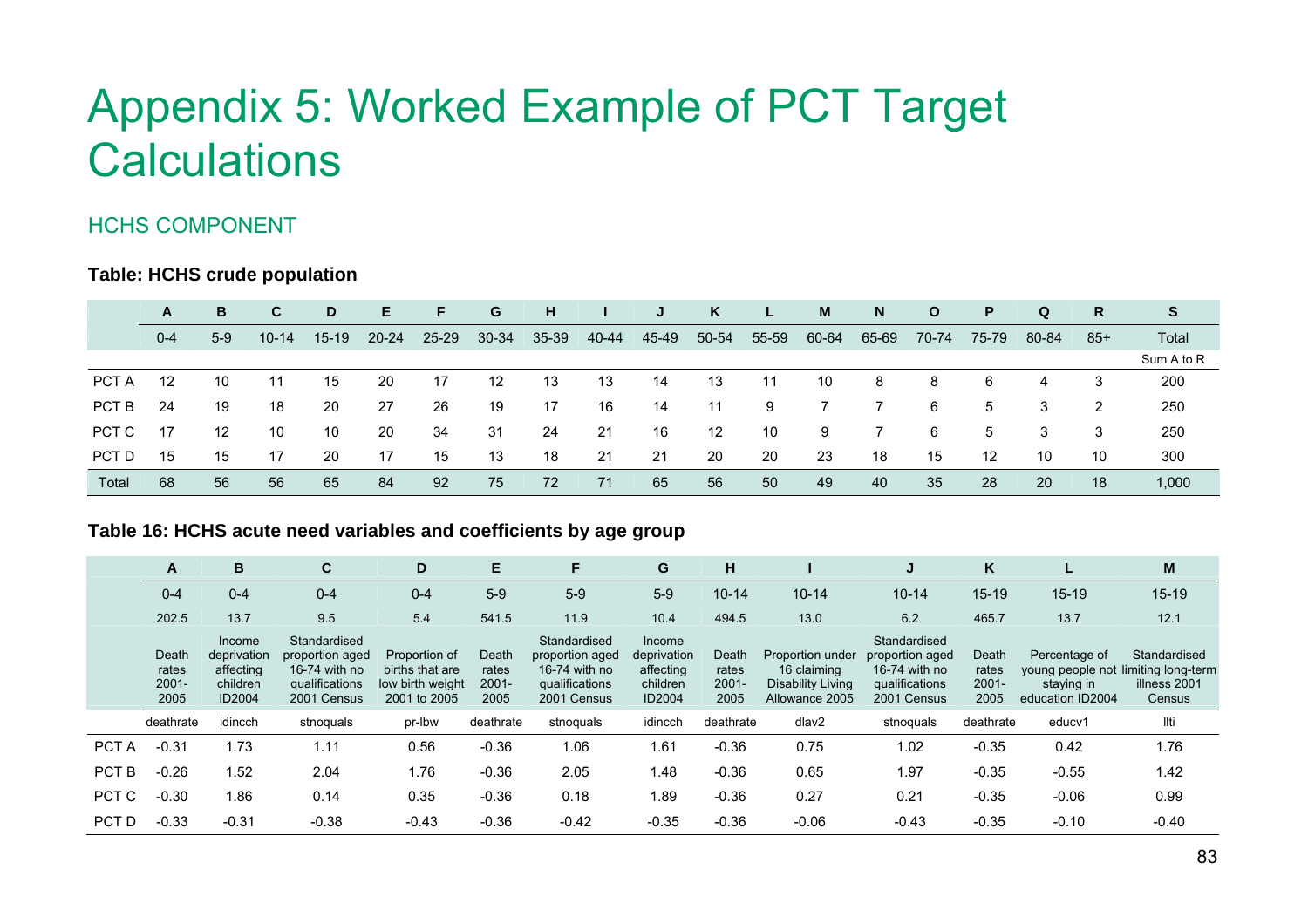# Appendix 5: Worked Example of PCT Target Calculations

## HCHS COMPONENT

**Table: HCHS crude population**

| | A | B | C | D | E | F | G | H | I | J | K | L | M | N | O | P | Q | R | S |
|---|---|---|---|---|---|---|---|---|---|---|---|---|---|---|---|---|---|---|---|
| | 0-4 | 5-9 | 10-14 | 15-19 | 20-24 | 25-29 | 30-34 | 35-39 | 40-44 | 45-49 | 50-54 | 55-59 | 60-64 | 65-69 | 70-74 | 75-79 | 80-84 | 85+ | Total |
| | | | | | | | | | | | | | | | | | | | Sum A to R |
| PCT A | 12 | 10 | 11 | 15 | 20 | 17 | 12 | 13 | 13 | 14 | 13 | 11 | 10 | 8 | 8 | 6 | 4 | 3 | 200 |
| PCT B | 24 | 19 | 18 | 20 | 27 | 26 | 19 | 17 | 16 | 14 | 11 | 9 | 7 | 7 | 6 | 5 | 3 | 2 | 250 |
| PCT C | 17 | 12 | 10 | 10 | 20 | 34 | 31 | 24 | 21 | 16 | 12 | 10 | 9 | 7 | 6 | 5 | 3 | 3 | 250 |
| PCT D | 15 | 15 | 17 | 20 | 17 | 15 | 13 | 18 | 21 | 21 | 20 | 20 | 23 | 18 | 15 | 12 | 10 | 10 | 300 |
| Total | 68 | 56 | 56 | 65 | 84 | 92 | 75 | 72 | 71 | 65 | 56 | 50 | 49 | 40 | 35 | 28 | 20 | 18 | 1,000 |

**Table 16: HCHS acute need variables and coefficients by age group**

| | A | B | C | D | E | F | G | H | I | J | K | L | M |
|---|---|---|---|---|---|---|---|---|---|---|---|---|---|
| | 0-4 | 0-4 | 0-4 | 0-4 | 5-9 | 5-9 | 5-9 | 10-14 | 10-14 | 10-14 | 15-19 | 15-19 | 15-19 |
| | 202.5 | 13.7 | 9.5 | 5.4 | 541.5 | 11.9 | 10.4 | 494.5 | 13.0 | 6.2 | 465.7 | 13.7 | 12.1 |
| | Death rates 2001-2005 | Income deprivation affecting children ID2004 | Standardised proportion aged 16-74 with no qualifications 2001 Census | Proportion of births that are low birth weight 2001 to 2005 | Death rates 2001-2005 | Standardised proportion aged 16-74 with no qualifications 2001 Census | Income deprivation affecting children ID2004 | Death rates 2001-2005 | Proportion under 16 claiming Disability Living Allowance 2005 | Standardised proportion aged 16-74 with no qualifications 2001 Census | Death rates 2001-2005 | Percentage of young people not staying in education ID2004 | Standardised limiting long-term illness 2001 Census |
| | deathrate | idincch | stnoquals | pr-lbw | deathrate | stnoquals | idincch | deathrate | dlav2 | stnoquals | deathrate | educv1 | llti |
| PCT A | -0.31 | 1.73 | 1.11 | 0.56 | -0.36 | 1.06 | 1.61 | -0.36 | 0.75 | 1.02 | -0.35 | 0.42 | 1.76 |
| PCT B | -0.26 | 1.52 | 2.04 | 1.76 | -0.36 | 2.05 | 1.48 | -0.36 | 0.65 | 1.97 | -0.35 | -0.55 | 1.42 |
| PCT C | -0.30 | 1.86 | 0.14 | 0.35 | -0.36 | 0.18 | 1.89 | -0.36 | 0.27 | 0.21 | -0.35 | -0.06 | 0.99 |
| PCT D | -0.33 | -0.31 | -0.38 | -0.43 | -0.36 | -0.42 | -0.35 | -0.36 | -0.06 | -0.43 | -0.35 | -0.10 | -0.40 |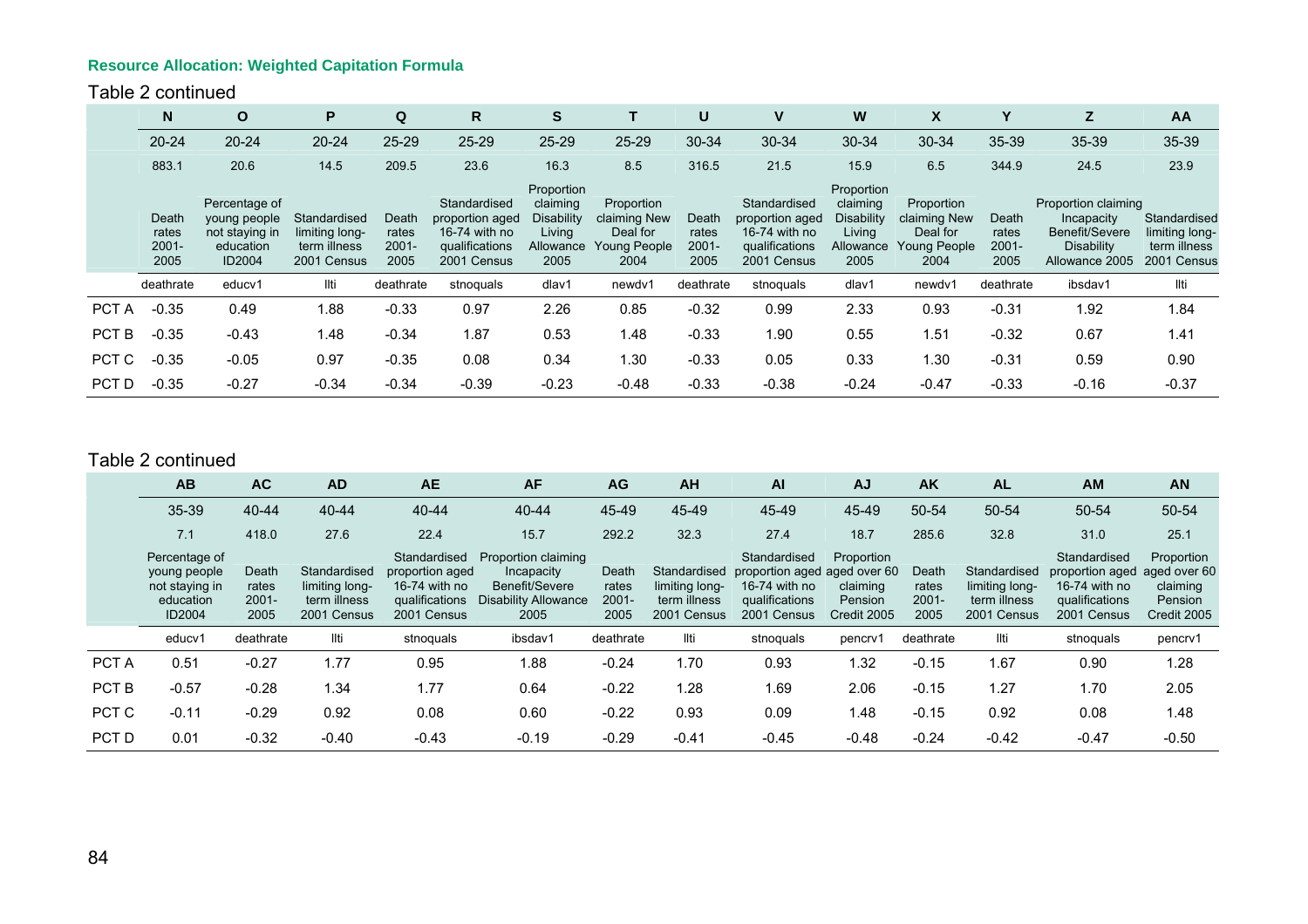**Resource Allocation: Weighted Capitation Formula**

Table 2 continued

| | N | O | P | Q | R | S | T | U | V | W | X | Y | Z | AA |
|---|---|---|---|---|---|---|---|---|---|---|---|---|---|---|
| | 20-24 | 20-24 | 20-24 | 25-29 | 25-29 | 25-29 | 25-29 | 30-34 | 30-34 | 30-34 | 30-34 | 35-39 | 35-39 | 35-39 |
| | 883.1 | 20.6 | 14.5 | 209.5 | 23.6 | 16.3 | 8.5 | 316.5 | 21.5 | 15.9 | 6.5 | 344.9 | 24.5 | 23.9 |
| | Death rates 2001-2005 | Percentage of young people not staying in education ID2004 | Standardised limiting long-term illness 2001 Census | Death rates 2001-2005 | Standardised proportion aged 16-74 with no qualifications 2001 Census | Proportion claiming Disability Living Allowance 2005 | Proportion claiming New Deal for Young People 2004 | Death rates 2001-2005 | Standardised proportion aged 16-74 with no qualifications 2001 Census | Proportion claiming Disability Living Allowance 2005 | Proportion claiming New Deal for Young People 2004 | Death rates 2001-2005 | Proportion claiming Incapacity Benefit/Severe Disability Allowance 2005 | Standardised limiting long-term illness 2001 Census |
| | deathrate | educv1 | llti | deathrate | stnoquals | dlav1 | newdv1 | deathrate | stnoquals | dlav1 | newdv1 | deathrate | ibsdav1 | llti |
| PCT A | -0.35 | 0.49 | 1.88 | -0.33 | 0.97 | 2.26 | 0.85 | -0.32 | 0.99 | 2.33 | 0.93 | -0.31 | 1.92 | 1.84 |
| PCT B | -0.35 | -0.43 | 1.48 | -0.34 | 1.87 | 0.53 | 1.48 | -0.33 | 1.90 | 0.55 | 1.51 | -0.32 | 0.67 | 1.41 |
| PCT C | -0.35 | -0.05 | 0.97 | -0.35 | 0.08 | 0.34 | 1.30 | -0.33 | 0.05 | 0.33 | 1.30 | -0.31 | 0.59 | 0.90 |
| PCT D | -0.35 | -0.27 | -0.34 | -0.34 | -0.39 | -0.23 | -0.48 | -0.33 | -0.38 | -0.24 | -0.47 | -0.33 | -0.16 | -0.37 |

Table 2 continued

| | AB | AC | AD | AE | AF | AG | AH | AI | AJ | AK | AL | AM | AN |
|---|---|---|---|---|---|---|---|---|---|---|---|---|---|
| | 35-39 | 40-44 | 40-44 | 40-44 | 40-44 | 45-49 | 45-49 | 45-49 | 45-49 | 50-54 | 50-54 | 50-54 | 50-54 |
| | 7.1 | 418.0 | 27.6 | 22.4 | 15.7 | 292.2 | 32.3 | 27.4 | 18.7 | 285.6 | 32.8 | 31.0 | 25.1 |
| | Percentage of young people not staying in education ID2004 | Death rates 2001-2005 | Standardised limiting long-term illness 2001 Census | Standardised proportion aged 16-74 with no qualifications 2001 Census | Proportion claiming Incapacity Benefit/Severe Disability Allowance 2005 | Death rates 2001-2005 | Standardised limiting long-term illness 2001 Census | Standardised proportion aged 16-74 with no qualifications 2001 Census | Proportion aged over 60 claiming Pension Credit 2005 | Death rates 2001-2005 | Standardised limiting long-term illness 2001 Census | Standardised proportion aged 16-74 with no qualifications 2001 Census | Proportion aged over 60 claiming Pension Credit 2005 |
| | educv1 | deathrate | llti | stnoquals | ibsdav1 | deathrate | llti | stnoquals | pencrv1 | deathrate | llti | stnoquals | pencrv1 |
| PCT A | 0.51 | -0.27 | 1.77 | 0.95 | 1.88 | -0.24 | 1.70 | 0.93 | 1.32 | -0.15 | 1.67 | 0.90 | 1.28 |
| PCT B | -0.57 | -0.28 | 1.34 | 1.77 | 0.64 | -0.22 | 1.28 | 1.69 | 2.06 | -0.15 | 1.27 | 1.70 | 2.05 |
| PCT C | -0.11 | -0.29 | 0.92 | 0.08 | 0.60 | -0.22 | 0.93 | 0.09 | 1.48 | -0.15 | 0.92 | 0.08 | 1.48 |
| PCT D | 0.01 | -0.32 | -0.40 | -0.43 | -0.19 | -0.29 | -0.41 | -0.45 | -0.48 | -0.24 | -0.42 | -0.47 | -0.50 |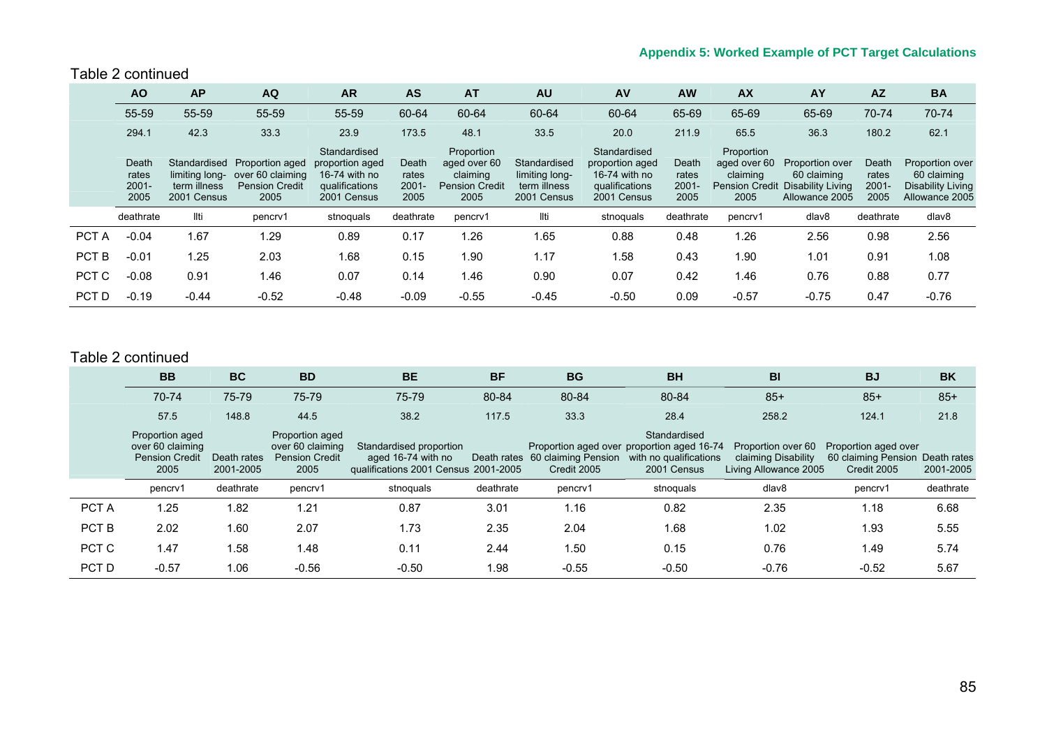Appendix 5: Worked Example of PCT Target Calculations

Table 2 continued

| | AO | AP | AQ | AR | AS | AT | AU | AV | AW | AX | AY | AZ | BA |
|---|---|---|---|---|---|---|---|---|---|---|---|---|---|
| | 55-59 | 55-59 | 55-59 | 55-59 | 60-64 | 60-64 | 60-64 | 60-64 | 65-69 | 65-69 | 65-69 | 70-74 | 70-74 |
| | 294.1 | 42.3 | 33.3 | 23.9 | 173.5 | 48.1 | 33.5 | 20.0 | 211.9 | 65.5 | 36.3 | 180.2 | 62.1 |
| | Death rates 2001-2005 | Standardised limiting long-term illness 2001 Census | Proportion aged over 60 claiming Pension Credit 2005 | Standardised proportion aged 16-74 with no qualifications 2001 Census | Death rates 2001-2005 | Proportion aged over 60 claiming Pension Credit 2005 | Standardised limiting long-term illness 2001 Census | Standardised proportion aged 16-74 with no qualifications 2001 Census | Death rates 2001-2005 | Proportion aged over 60 claiming Pension Credit 2005 | Proportion over 60 claiming Disability Living Allowance 2005 | Death rates 2001-2005 | Proportion over 60 claiming Disability Living Allowance 2005 |
| | deathrate | llti | pencrv1 | stnoquals | deathrate | pencrv1 | llti | stnoquals | deathrate | pencrv1 | dlav8 | deathrate | dlav8 |
| PCT A | -0.04 | 1.67 | 1.29 | 0.89 | 0.17 | 1.26 | 1.65 | 0.88 | 0.48 | 1.26 | 2.56 | 0.98 | 2.56 |
| PCT B | -0.01 | 1.25 | 2.03 | 1.68 | 0.15 | 1.90 | 1.17 | 1.58 | 0.43 | 1.90 | 1.01 | 0.91 | 1.08 |
| PCT C | -0.08 | 0.91 | 1.46 | 0.07 | 0.14 | 1.46 | 0.90 | 0.07 | 0.42 | 1.46 | 0.76 | 0.88 | 0.77 |
| PCT D | -0.19 | -0.44 | -0.52 | -0.48 | -0.09 | -0.55 | -0.45 | -0.50 | 0.09 | -0.57 | -0.75 | 0.47 | -0.76 |

Table 2 continued

| | BB | BC | BD | BE | BF | BG | BH | BI | BJ | BK |
|---|---|---|---|---|---|---|---|---|---|---|
| | 70-74 | 75-79 | 75-79 | 75-79 | 80-84 | 80-84 | 80-84 | 85+ | 85+ | 85+ |
| | 57.5 | 148.8 | 44.5 | 38.2 | 117.5 | 33.3 | 28.4 | 258.2 | 124.1 | 21.8 |
| | Proportion aged over 60 claiming Pension Credit 2005 | Death rates 2001-2005 | Proportion aged over 60 claiming Pension Credit 2005 | Standardised proportion aged 16-74 with no qualifications 2001 Census | Death rates 2001-2005 | Proportion aged over 60 claiming Pension Credit 2005 | Standardised proportion aged 16-74 with no qualifications 2001 Census | Proportion over 60 claiming Disability Living Allowance 2005 | Proportion aged over 60 claiming Pension Credit 2005 | Death rates 2001-2005 |
| | pencrv1 | deathrate | pencrv1 | stnoquals | deathrate | pencrv1 | stnoquals | dlav8 | pencrv1 | deathrate |
| PCT A | 1.25 | 1.82 | 1.21 | 0.87 | 3.01 | 1.16 | 0.82 | 2.35 | 1.18 | 6.68 |
| PCT B | 2.02 | 1.60 | 2.07 | 1.73 | 2.35 | 2.04 | 1.68 | 1.02 | 1.93 | 5.55 |
| PCT C | 1.47 | 1.58 | 1.48 | 0.11 | 2.44 | 1.50 | 0.15 | 0.76 | 1.49 | 5.74 |
| PCT D | -0.57 | 1.06 | -0.56 | -0.50 | 1.98 | -0.55 | -0.50 | -0.76 | -0.52 | 5.67 |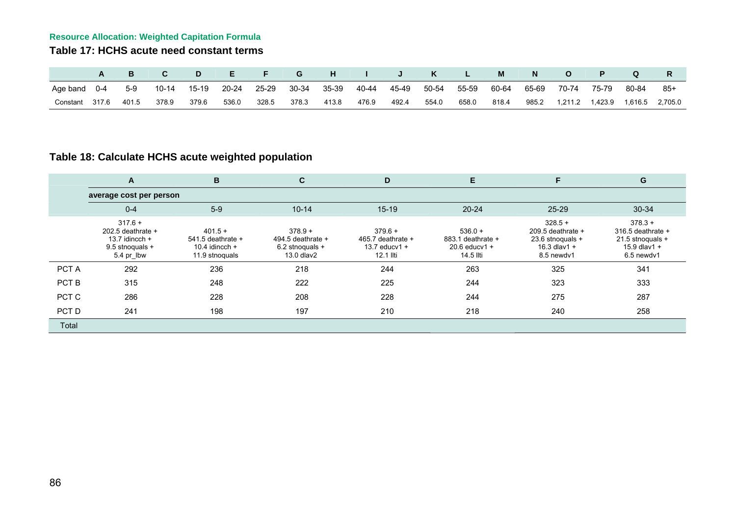**Resource Allocation: Weighted Capitation Formula**

## Table 17: HCHS acute need constant terms

| | A | B | C | D | E | F | G | H | I | J | K | L | M | N | O | P | Q | R |
|---|---|---|---|---|---|---|---|---|---|---|---|---|---|---|---|---|---|---|
| Age band | 0-4 | 5-9 | 10-14 | 15-19 | 20-24 | 25-29 | 30-34 | 35-39 | 40-44 | 45-49 | 50-54 | 55-59 | 60-64 | 65-69 | 70-74 | 75-79 | 80-84 | 85+ |
| Constant | 317.6 | 401.5 | 378.9 | 379.6 | 536.0 | 328.5 | 378.3 | 413.8 | 476.9 | 492.4 | 554.0 | 658.0 | 818.4 | 985.2 | 1,211.2 | 1,423.9 | 1,616.5 | 2,705.0 |

## Table 18: Calculate HCHS acute weighted population

| | A | B | C | D | E | F | G |
|---|---|---|---|---|---|---|---|
| | **average cost per person** | | | | | | |
| | 0-4 | 5-9 | 10-14 | 15-19 | 20-24 | 25-29 | 30-34 |
| | 317.6 + 202.5 deathrate + 13.7 idincch + 9.5 stnoquals + 5.4 pr_lbw | 401.5 + 541.5 deathrate + 10.4 idincch + 11.9 stnoquals | 378.9 + 494.5 deathrate + 6.2 stnoquals + 13.0 dlav2 | 379.6 + 465.7 deathrate + 13.7 educv1 + 12.1 llti | 536.0 + 883.1 deathrate + 20.6 educv1 + 14.5 llti | 328.5 + 209.5 deathrate + 23.6 stnoquals + 16.3 dlav1 + 8.5 newdv1 | 378.3 + 316.5 deathrate + 21.5 stnoquals + 15.9 dlav1 + 6.5 newdv1 |
| PCT A | 292 | 236 | 218 | 244 | 263 | 325 | 341 |
| PCT B | 315 | 248 | 222 | 225 | 244 | 323 | 333 |
| PCT C | 286 | 228 | 208 | 228 | 244 | 275 | 287 |
| PCT D | 241 | 198 | 197 | 210 | 218 | 240 | 258 |
| Total | | | | | | | |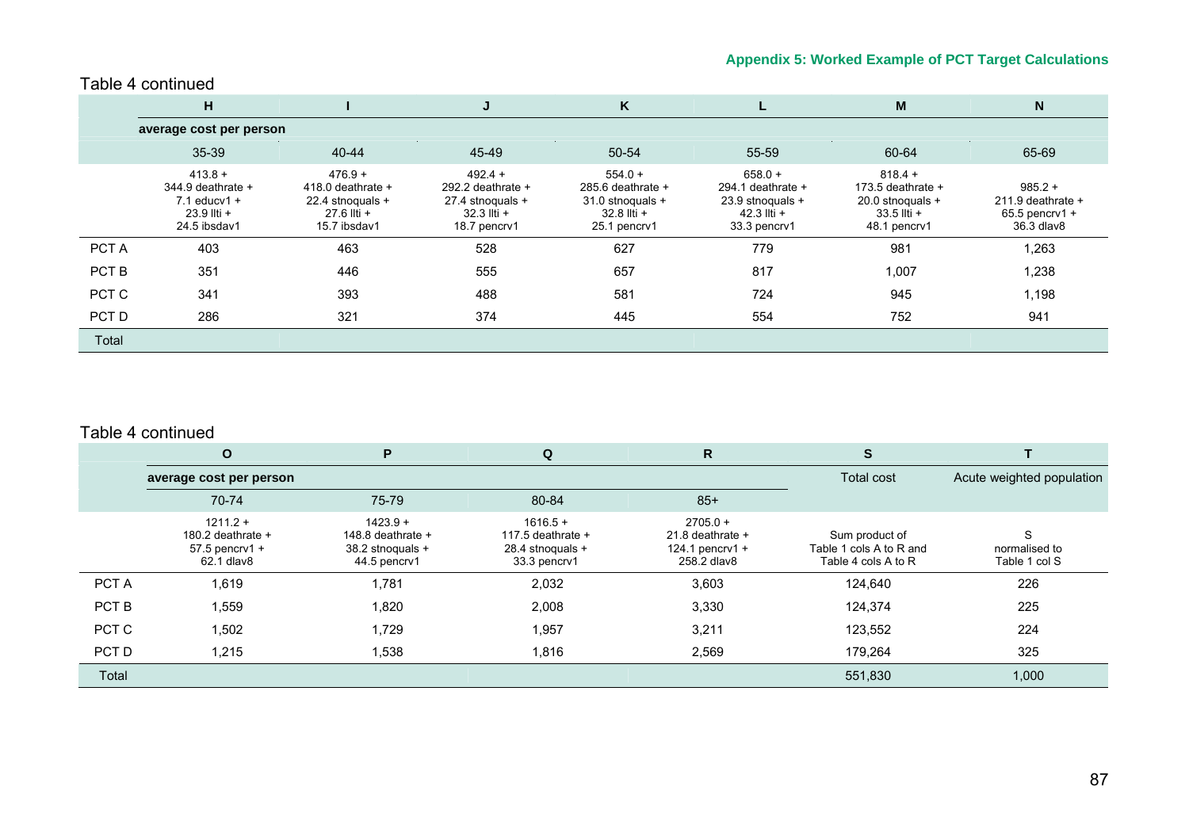Table 4 continued

| | H | I | J | K | L | M | N |
|---|---|---|---|---|---|---|---|
| | average cost per person | | | | | | |
| | 35-39 | 40-44 | 45-49 | 50-54 | 55-59 | 60-64 | 65-69 |
| | 413.8 + 344.9 deathrate + 7.1 educv1 + 23.9 llti + 24.5 ibsdav1 | 476.9 + 418.0 deathrate + 22.4 stnoquals + 27.6 llti + 15.7 ibsdav1 | 492.4 + 292.2 deathrate + 27.4 stnoquals + 32.3 llti + 18.7 pencrv1 | 554.0 + 285.6 deathrate + 31.0 stnoquals + 32.8 llti + 25.1 pencrv1 | 658.0 + 294.1 deathrate + 23.9 stnoquals + 42.3 llti + 33.3 pencrv1 | 818.4 + 173.5 deathrate + 20.0 stnoquals + 33.5 llti + 48.1 pencrv1 | 985.2 + 211.9 deathrate + 65.5 pencrv1 + 36.3 dlav8 |
| PCT A | 403 | 463 | 528 | 627 | 779 | 981 | 1,263 |
| PCT B | 351 | 446 | 555 | 657 | 817 | 1,007 | 1,238 |
| PCT C | 341 | 393 | 488 | 581 | 724 | 945 | 1,198 |
| PCT D | 286 | 321 | 374 | 445 | 554 | 752 | 941 |
| Total | | | | | | | |

Table 4 continued

| | O | P | Q | R | S | T |
|---|---|---|---|---|---|---|
| | average cost per person | | | | Total cost | Acute weighted population |
| | 70-74 | 75-79 | 80-84 | 85+ | | |
| | 1211.2 + 180.2 deathrate + 57.5 pencrv1 + 62.1 dlav8 | 1423.9 + 148.8 deathrate + 38.2 stnoquals + 44.5 pencrv1 | 1616.5 + 117.5 deathrate + 28.4 stnoquals + 33.3 pencrv1 | 2705.0 + 21.8 deathrate + 124.1 pencrv1 + 258.2 dlav8 | Sum product of Table 1 cols A to R and Table 4 cols A to R | S normalised to Table 1 col S |
| PCT A | 1,619 | 1,781 | 2,032 | 3,603 | 124,640 | 226 |
| PCT B | 1,559 | 1,820 | 2,008 | 3,330 | 124,374 | 225 |
| PCT C | 1,502 | 1,729 | 1,957 | 3,211 | 123,552 | 224 |
| PCT D | 1,215 | 1,538 | 1,816 | 2,569 | 179,264 | 325 |
| Total | | | | | 551,830 | 1,000 |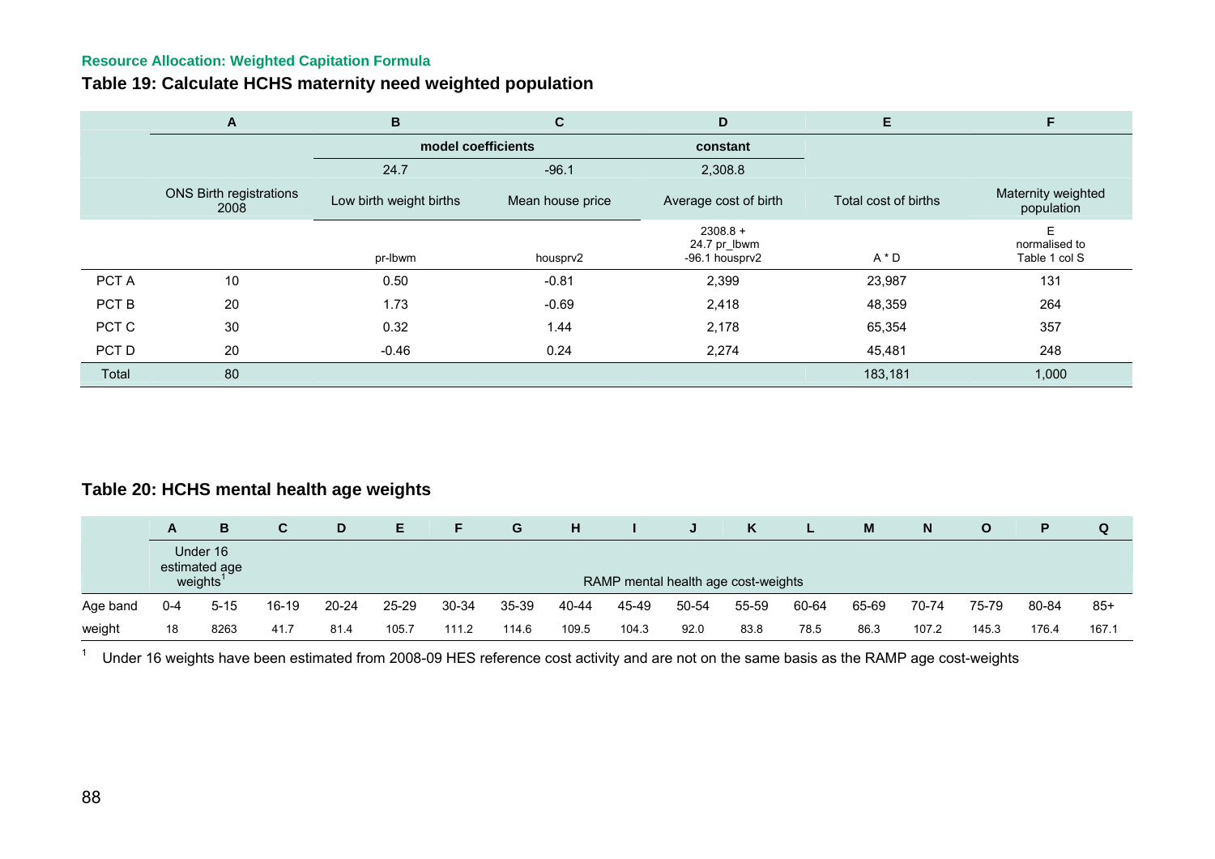Resource Allocation: Weighted Capitation Formula

## Table 19: Calculate HCHS maternity need weighted population

| | A | B | C | D | E | F |
|---|---|---|---|---|---|---|
| | | model coefficients | | constant | | |
| | | 24.7 | -96.1 | 2,308.8 | | |
| | ONS Birth registrations 2008 | Low birth weight births | Mean house price | Average cost of birth | Total cost of births | Maternity weighted population |
| | | pr-lbwm | housprv2 | 2308.8 + 24.7 pr_lbwm -96.1 housprv2 | A * D | E normalised to Table 1 col S |
| PCT A | 10 | 0.50 | -0.81 | 2,399 | 23,987 | 131 |
| PCT B | 20 | 1.73 | -0.69 | 2,418 | 48,359 | 264 |
| PCT C | 30 | 0.32 | 1.44 | 2,178 | 65,354 | 357 |
| PCT D | 20 | -0.46 | 0.24 | 2,274 | 45,481 | 248 |
| Total | 80 | | | | 183,181 | 1,000 |

## Table 20: HCHS mental health age weights

| | A | B | C | D | E | F | G | H | I | J | K | L | M | N | O | P | Q |
|---|---|---|---|---|---|---|---|---|---|---|---|---|---|---|---|---|---|
| | Under 16 estimated age weights[1] | | RAMP mental health age cost-weights | | | | | | | | | | | | | | |
| Age band | 0-4 | 5-15 | 16-19 | 20-24 | 25-29 | 30-34 | 35-39 | 40-44 | 45-49 | 50-54 | 55-59 | 60-64 | 65-69 | 70-74 | 75-79 | 80-84 | 85+ |
| weight | 18 | 8263 | 41.7 | 81.4 | 105.7 | 111.2 | 114.6 | 109.5 | 104.3 | 92.0 | 83.8 | 78.5 | 86.3 | 107.2 | 145.3 | 176.4 | 167.1 |

[1] Under 16 weights have been estimated from 2008-09 HES reference cost activity and are not on the same basis as the RAMP age cost-weights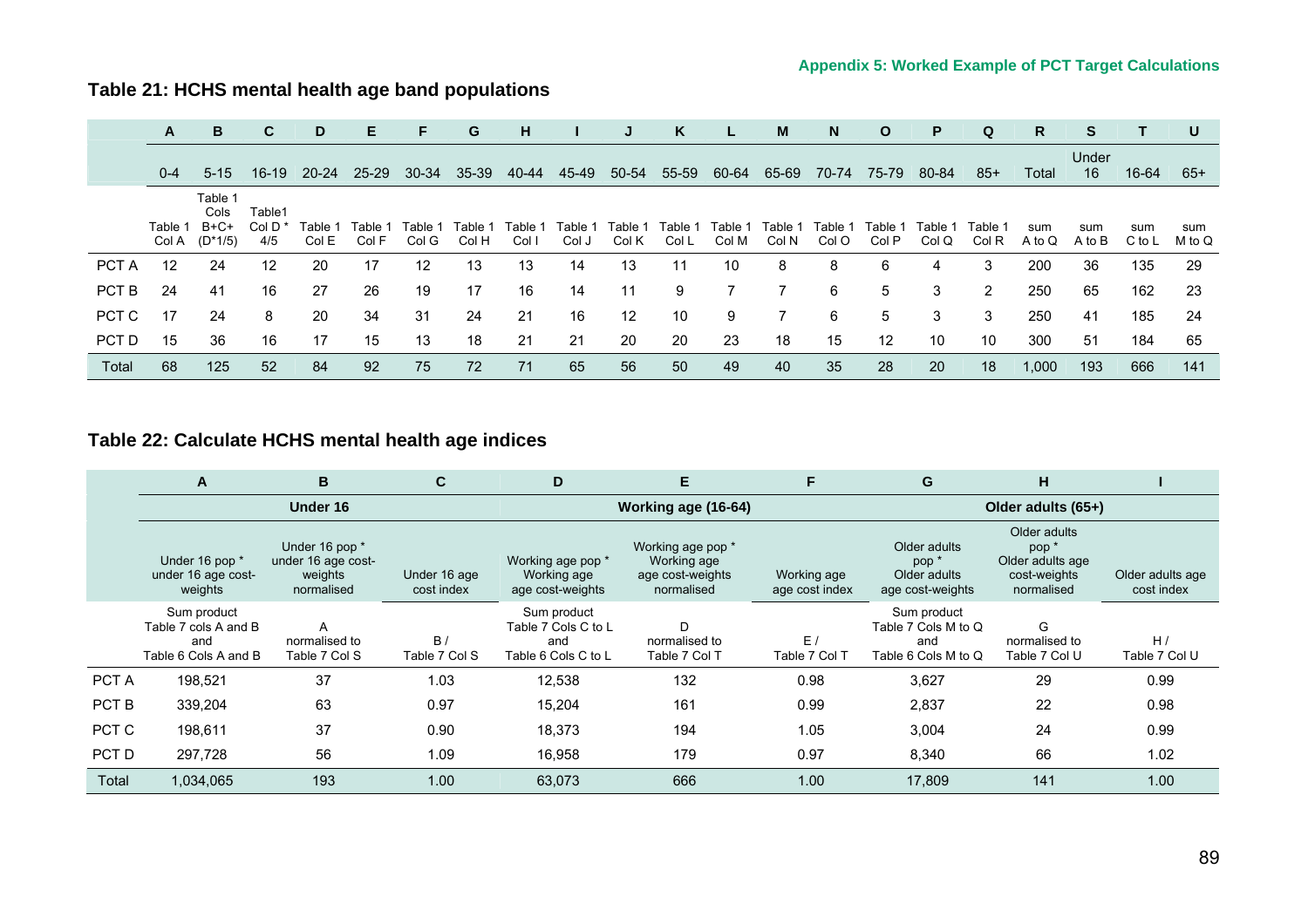Appendix 5: Worked Example of PCT Target Calculations

## Table 21: HCHS mental health age band populations

| | A | B | C | D | E | F | G | H | I | J | K | L | M | N | O | P | Q | R | S | T | U |
|---|---|---|---|---|---|---|---|---|---|---|---|---|---|---|---|---|---|---|---|---|---|
| | 0-4 | 5-15 | 16-19 | 20-24 | 25-29 | 30-34 | 35-39 | 40-44 | 45-49 | 50-54 | 55-59 | 60-64 | 65-69 | 70-74 | 75-79 | 80-84 | 85+ | Total | Under 16 | 16-64 | 65+ |
| | Table 1 Col A | Table 1 Cols B+C+ (D*1/5) | Table1 Col D * 4/5 | Table 1 Col E | Table 1 Col F | Table 1 Col G | Table 1 Col H | Table 1 Col I | Table 1 Col J | Table 1 Col K | Table 1 Col L | Table 1 Col M | Table 1 Col N | Table 1 Col O | Table 1 Col P | Table 1 Col Q | Table 1 Col R | sum A to Q | sum A to B | sum C to L | sum M to Q |
| PCT A | 12 | 24 | 12 | 20 | 17 | 12 | 13 | 13 | 14 | 13 | 11 | 10 | 8 | 8 | 6 | 4 | 3 | 200 | 36 | 135 | 29 |
| PCT B | 24 | 41 | 16 | 27 | 26 | 19 | 17 | 16 | 14 | 11 | 9 | 7 | 7 | 6 | 5 | 3 | 2 | 250 | 65 | 162 | 23 |
| PCT C | 17 | 24 | 8 | 20 | 34 | 31 | 24 | 21 | 16 | 12 | 10 | 9 | 7 | 6 | 5 | 3 | 3 | 250 | 41 | 185 | 24 |
| PCT D | 15 | 36 | 16 | 17 | 15 | 13 | 18 | 21 | 21 | 20 | 20 | 23 | 18 | 15 | 12 | 10 | 10 | 300 | 51 | 184 | 65 |
| Total | 68 | 125 | 52 | 84 | 92 | 75 | 72 | 71 | 65 | 56 | 50 | 49 | 40 | 35 | 28 | 20 | 18 | 1,000 | 193 | 666 | 141 |

## Table 22: Calculate HCHS mental health age indices

| | A | B | C | D | E | F | G | H | I |
|---|---|---|---|---|---|---|---|---|---|
| | Under 16 | | | Working age (16-64) | | | Older adults (65+) | | |
| | Under 16 pop * under 16 age cost-weights | Under 16 pop * under 16 age cost-weights normalised | Under 16 age cost index | Working age pop * Working age age cost-weights | Working age pop * Working age age cost-weights normalised | Working age age cost index | Older adults pop * Older adults age cost-weights | Older adults pop * Older adults age cost-weights normalised | Older adults age cost index |
| | Sum product Table 7 cols A and B and Table 6 Cols A and B | A normalised to Table 7 Col S | B / Table 7 Col S | Sum product Table 7 Cols C to L and Table 6 Cols C to L | D normalised to Table 7 Col T | E / Table 7 Col T | Sum product Table 7 Cols M to Q and Table 6 Cols M to Q | G normalised to Table 7 Col U | H / Table 7 Col U |
| PCT A | 198,521 | 37 | 1.03 | 12,538 | 132 | 0.98 | 3,627 | 29 | 0.99 |
| PCT B | 339,204 | 63 | 0.97 | 15,204 | 161 | 0.99 | 2,837 | 22 | 0.98 |
| PCT C | 198,611 | 37 | 0.90 | 18,373 | 194 | 1.05 | 3,004 | 24 | 0.99 |
| PCT D | 297,728 | 56 | 1.09 | 16,958 | 179 | 0.97 | 8,340 | 66 | 1.02 |
| Total | 1,034,065 | 193 | 1.00 | 63,073 | 666 | 1.00 | 17,809 | 141 | 1.00 |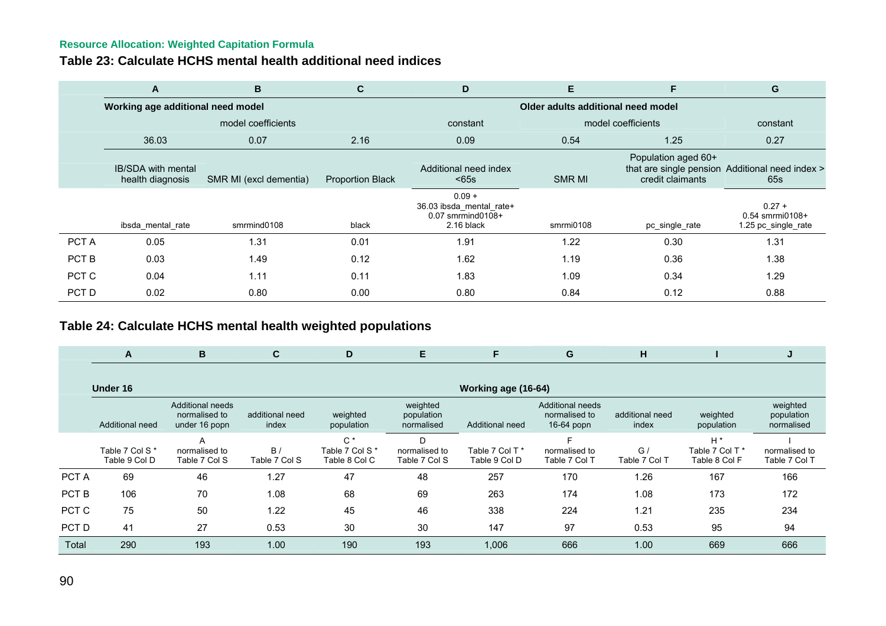Resource Allocation: Weighted Capitation Formula

## Table 23: Calculate HCHS mental health additional need indices

| | A | B | C | D | E | F | G |
|---|---|---|---|---|---|---|---|
| | Working age additional need model | | | | Older adults additional need model | | |
| | model coefficients | | | constant | model coefficients | | constant |
| | 36.03 | 0.07 | 2.16 | 0.09 | 0.54 | 1.25 | 0.27 |
| | IB/SDA with mental health diagnosis | SMR MI (excl dementia) | Proportion Black | Additional need index <65s | SMR MI | Population aged 60+ that are single pension credit claimants | Additional need index > 65s |
| | ibsda_mental_rate | smrmind0108 | black | 0.09 + 36.03 ibsda_mental_rate+ 0.07 smrmind0108+ 2.16 black | smrmi0108 | pc_single_rate | 0.27 + 0.54 smrmi0108+ 1.25 pc_single_rate |
| PCT A | 0.05 | 1.31 | 0.01 | 1.91 | 1.22 | 0.30 | 1.31 |
| PCT B | 0.03 | 1.49 | 0.12 | 1.62 | 1.19 | 0.36 | 1.38 |
| PCT C | 0.04 | 1.11 | 0.11 | 1.83 | 1.09 | 0.34 | 1.29 |
| PCT D | 0.02 | 0.80 | 0.00 | 0.80 | 0.84 | 0.12 | 0.88 |

## Table 24: Calculate HCHS mental health weighted populations

| | A | B | C | D | E | F | G | H | I | J |
|---|---|---|---|---|---|---|---|---|---|---|
| | Under 16 | | | | | Working age (16-64) | | | | |
| | Additional need | Additional needs normalised to under 16 popn | additional need index | weighted population | weighted population normalised | Additional need | Additional needs normalised to 16-64 popn | additional need index | weighted population | weighted population normalised |
| | Table 7 Col S * Table 9 Col D | A normalised to Table 7 Col S | B / Table 7 Col S | C * Table 7 Col S * Table 8 Col C | D normalised to Table 7 Col S | Table 7 Col T * Table 9 Col D | F normalised to Table 7 Col T | G / Table 7 Col T | H * Table 7 Col T * Table 8 Col F | I normalised to Table 7 Col T |
| PCT A | 69 | 46 | 1.27 | 47 | 48 | 257 | 170 | 1.26 | 167 | 166 |
| PCT B | 106 | 70 | 1.08 | 68 | 69 | 263 | 174 | 1.08 | 173 | 172 |
| PCT C | 75 | 50 | 1.22 | 45 | 46 | 338 | 224 | 1.21 | 235 | 234 |
| PCT D | 41 | 27 | 0.53 | 30 | 30 | 147 | 97 | 0.53 | 95 | 94 |
| Total | 290 | 193 | 1.00 | 190 | 193 | 1,006 | 666 | 1.00 | 669 | 666 |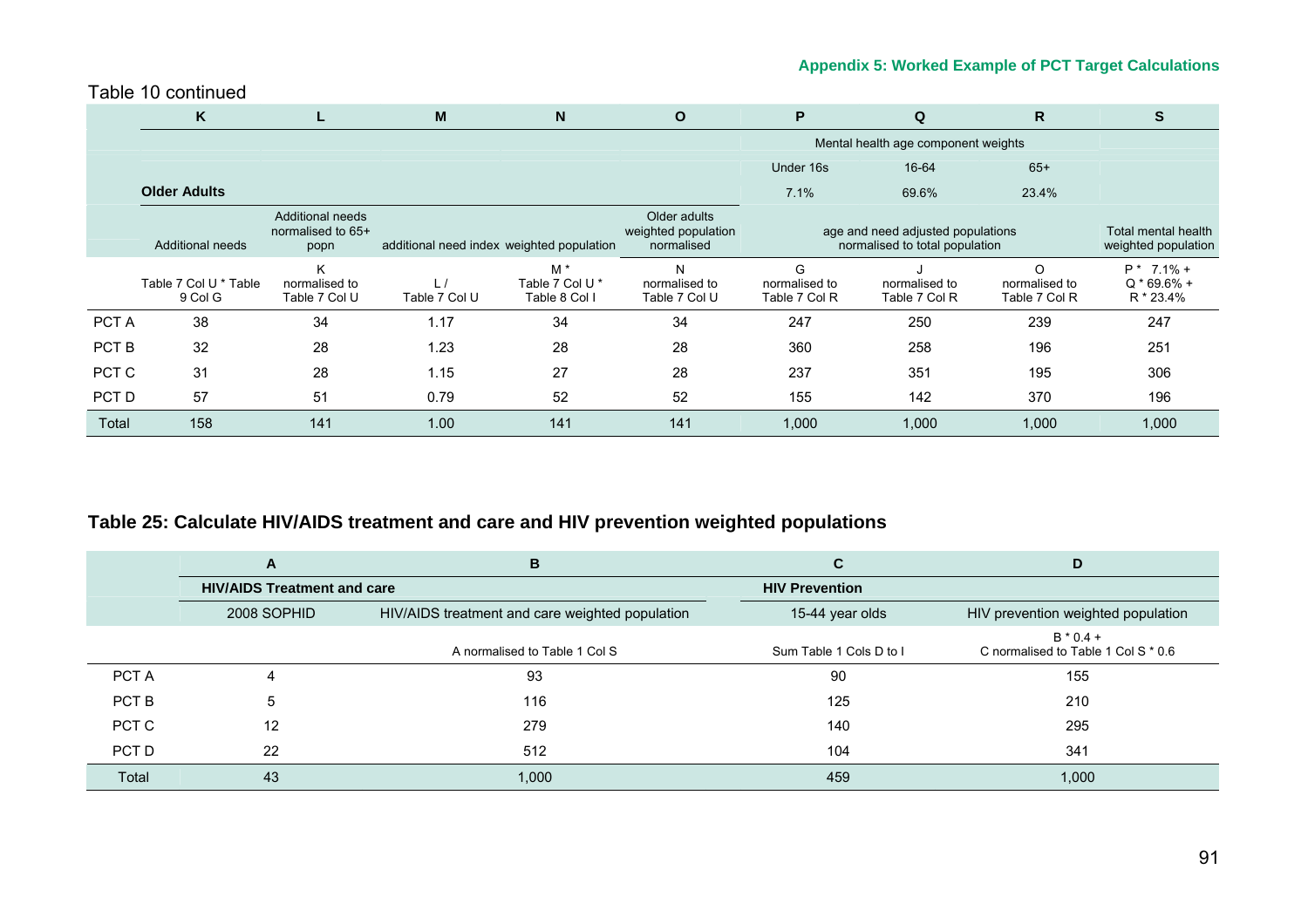Table 10 continued

| | K | L | M | N | O | P | Q | R | S |
|---|---|---|---|---|---|---|---|---|---|
| | | | | | | Mental health age component weights | | | |
| | | | | | | Under 16s | 16-64 | 65+ | |
| | **Older Adults** | | | | | 7.1% | 69.6% | 23.4% | |
| | Additional needs | Additional needs normalised to 65+ popn | additional need index | weighted population | Older adults weighted population normalised | age and need adjusted populations normalised to total population | | | Total mental health weighted population |
| | Table 7 Col U * Table 9 Col G | K normalised to Table 7 Col U | L / Table 7 Col U | M * Table 7 Col U * Table 8 Col I | N normalised to Table 7 Col U | G normalised to Table 7 Col R | J normalised to Table 7 Col R | O normalised to Table 7 Col R | P * 7.1% + Q * 69.6% + R * 23.4% |
| PCT A | 38 | 34 | 1.17 | 34 | 34 | 247 | 250 | 239 | 247 |
| PCT B | 32 | 28 | 1.23 | 28 | 28 | 360 | 258 | 196 | 251 |
| PCT C | 31 | 28 | 1.15 | 27 | 28 | 237 | 351 | 195 | 306 |
| PCT D | 57 | 51 | 0.79 | 52 | 52 | 155 | 142 | 370 | 196 |
| Total | 158 | 141 | 1.00 | 141 | 141 | 1,000 | 1,000 | 1,000 | 1,000 |

## Table 25: Calculate HIV/AIDS treatment and care and HIV prevention weighted populations

| | A | B | C | D |
|---|---|---|---|---|
| | **HIV/AIDS Treatment and care** | | **HIV Prevention** | |
| | 2008 SOPHID | HIV/AIDS treatment and care weighted population | 15-44 year olds | HIV prevention weighted population |
| | | A normalised to Table 1 Col S | Sum Table 1 Cols D to I | B * 0.4 + C normalised to Table 1 Col S * 0.6 |
| PCT A | 4 | 93 | 90 | 155 |
| PCT B | 5 | 116 | 125 | 210 |
| PCT C | 12 | 279 | 140 | 295 |
| PCT D | 22 | 512 | 104 | 341 |
| Total | 43 | 1,000 | 459 | 1,000 |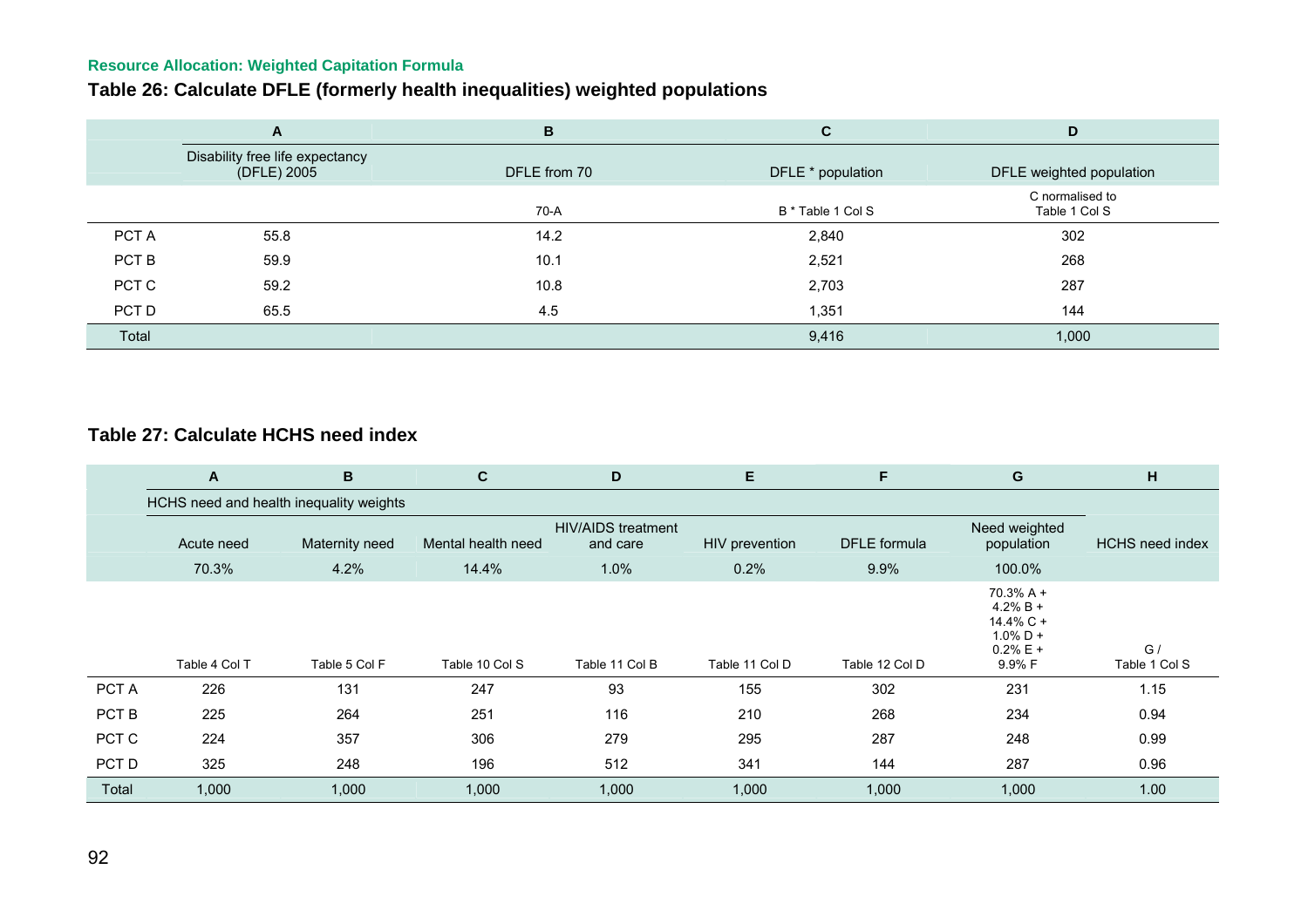**Resource Allocation: Weighted Capitation Formula**

## Table 26: Calculate DFLE (formerly health inequalities) weighted populations

| | A | B | C | D |
|---|---|---|---|---|
| | Disability free life expectancy (DFLE) 2005 | DFLE from 70 | DFLE * population | DFLE weighted population |
| | | 70-A | B * Table 1 Col S | C normalised to Table 1 Col S |
| PCT A | 55.8 | 14.2 | 2,840 | 302 |
| PCT B | 59.9 | 10.1 | 2,521 | 268 |
| PCT C | 59.2 | 10.8 | 2,703 | 287 |
| PCT D | 65.5 | 4.5 | 1,351 | 144 |
| Total | | | 9,416 | 1,000 |

## Table 27: Calculate HCHS need index

| | A | B | C | D | E | F | G | H |
|---|---|---|---|---|---|---|---|---|
| | HCHS need and health inequality weights | | | | | | | |
| | Acute need | Maternity need | Mental health need | HIV/AIDS treatment and care | HIV prevention | DFLE formula | Need weighted population | HCHS need index |
| | 70.3% | 4.2% | 14.4% | 1.0% | 0.2% | 9.9% | 100.0% | |
| | Table 4 Col T | Table 5 Col F | Table 10 Col S | Table 11 Col B | Table 11 Col D | Table 12 Col D | 70.3% A + 4.2% B + 14.4% C + 1.0% D + 0.2% E + 9.9% F | G / Table 1 Col S |
| PCT A | 226 | 131 | 247 | 93 | 155 | 302 | 231 | 1.15 |
| PCT B | 225 | 264 | 251 | 116 | 210 | 268 | 234 | 0.94 |
| PCT C | 224 | 357 | 306 | 279 | 295 | 287 | 248 | 0.99 |
| PCT D | 325 | 248 | 196 | 512 | 341 | 144 | 287 | 0.96 |
| Total | 1,000 | 1,000 | 1,000 | 1,000 | 1,000 | 1,000 | 1,000 | 1.00 |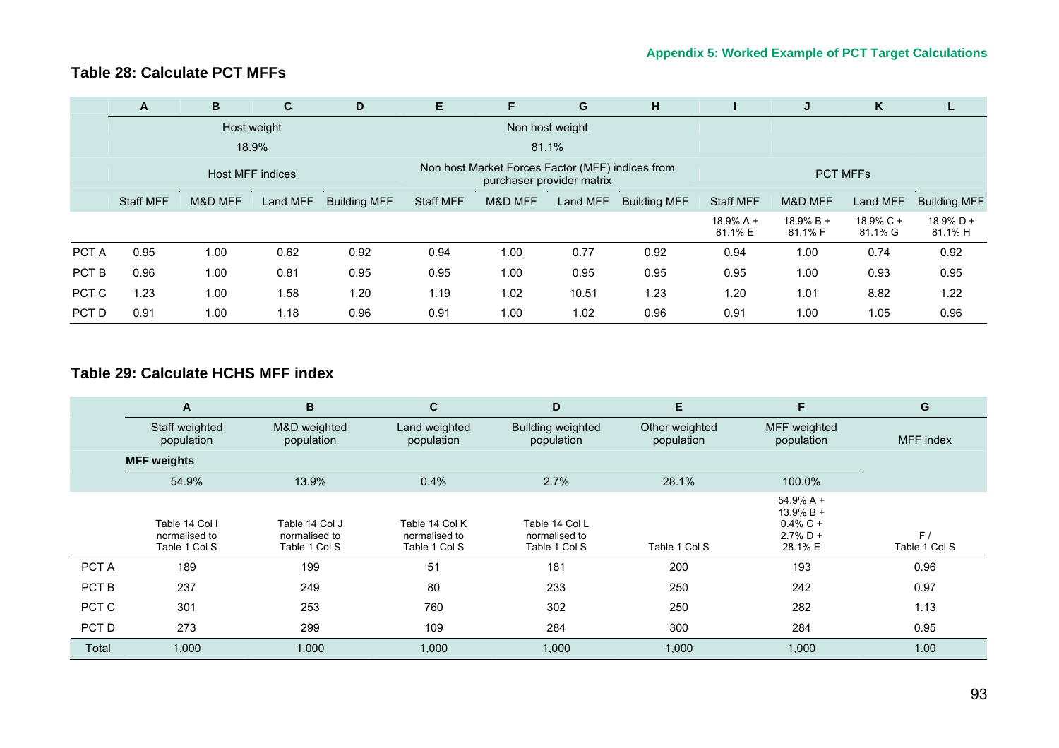### Table 28: Calculate PCT MFFs

| | A | B | C | D | E | F | G | H | I | J | K | L |
|---|---|---|---|---|---|---|---|---|---|---|---|---|
| | Host weight 18.9% | | | | Non host weight 81.1% | | | | | | | |
| | Host MFF indices | | | | Non host Market Forces Factor (MFF) indices from purchaser provider matrix | | | | PCT MFFs | | | |
| | Staff MFF | M&D MFF | Land MFF | Building MFF | Staff MFF | M&D MFF | Land MFF | Building MFF | Staff MFF | M&D MFF | Land MFF | Building MFF |
| | | | | | | | | | 18.9% A + 81.1% E | 18.9% B + 81.1% F | 18.9% C + 81.1% G | 18.9% D + 81.1% H |
| PCT A | 0.95 | 1.00 | 0.62 | 0.92 | 0.94 | 1.00 | 0.77 | 0.92 | 0.94 | 1.00 | 0.74 | 0.92 |
| PCT B | 0.96 | 1.00 | 0.81 | 0.95 | 0.95 | 1.00 | 0.95 | 0.95 | 0.95 | 1.00 | 0.93 | 0.95 |
| PCT C | 1.23 | 1.00 | 1.58 | 1.20 | 1.19 | 1.02 | 10.51 | 1.23 | 1.20 | 1.01 | 8.82 | 1.22 |
| PCT D | 0.91 | 1.00 | 1.18 | 0.96 | 0.91 | 1.00 | 1.02 | 0.96 | 0.91 | 1.00 | 1.05 | 0.96 |

### Table 29: Calculate HCHS MFF index

| | A | B | C | D | E | F | G |
|---|---|---|---|---|---|---|---|
| | Staff weighted population | M&D weighted population | Land weighted population | Building weighted population | Other weighted population | MFF weighted population | MFF index |
| | **MFF weights** | | | | | | |
| | 54.9% | 13.9% | 0.4% | 2.7% | 28.1% | 100.0% | |
| | Table 14 Col I normalised to Table 1 Col S | Table 14 Col J normalised to Table 1 Col S | Table 14 Col K normalised to Table 1 Col S | Table 14 Col L normalised to Table 1 Col S | Table 1 Col S | 54.9% A + 13.9% B + 0.4% C + 2.7% D + 28.1% E | F / Table 1 Col S |
| PCT A | 189 | 199 | 51 | 181 | 200 | 193 | 0.96 |
| PCT B | 237 | 249 | 80 | 233 | 250 | 242 | 0.97 |
| PCT C | 301 | 253 | 760 | 302 | 250 | 282 | 1.13 |
| PCT D | 273 | 299 | 109 | 284 | 300 | 284 | 0.95 |
| Total | 1,000 | 1,000 | 1,000 | 1,000 | 1,000 | 1,000 | 1.00 |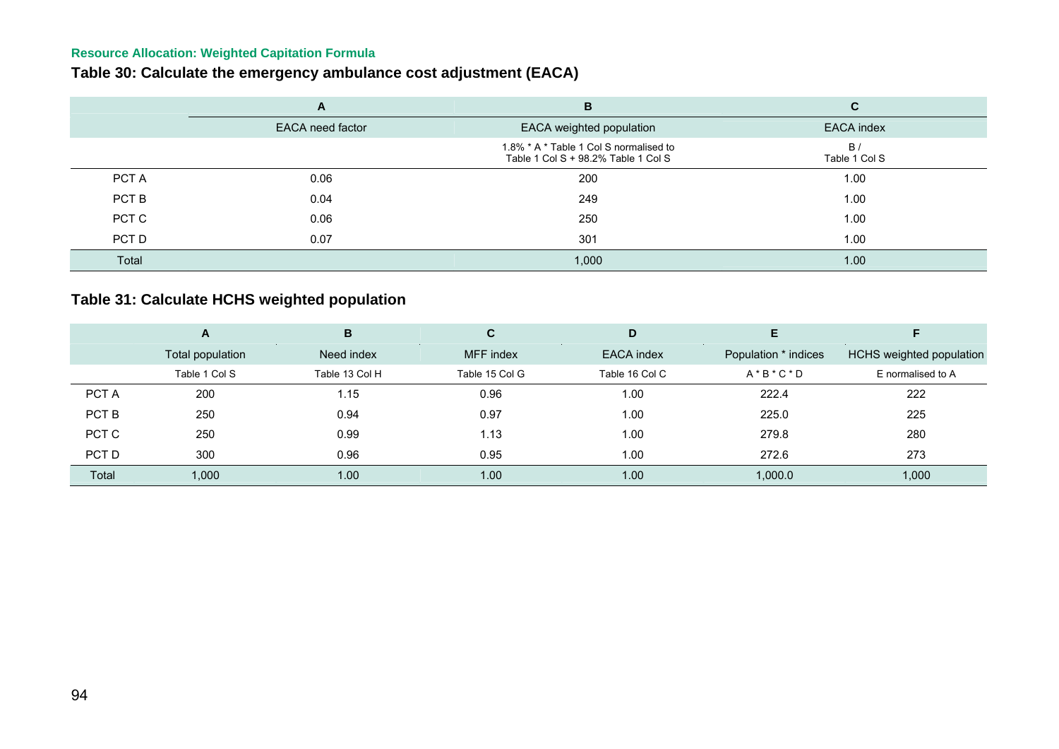Resource Allocation: Weighted Capitation Formula

## Table 30: Calculate the emergency ambulance cost adjustment (EACA)

| | A | B | C |
|---|---|---|---|
| | EACA need factor | EACA weighted population | EACA index |
| | | 1.8% * A * Table 1 Col S normalised to Table 1 Col S + 98.2% Table 1 Col S | B / Table 1 Col S |
| PCT A | 0.06 | 200 | 1.00 |
| PCT B | 0.04 | 249 | 1.00 |
| PCT C | 0.06 | 250 | 1.00 |
| PCT D | 0.07 | 301 | 1.00 |
| Total | | 1,000 | 1.00 |

## Table 31: Calculate HCHS weighted population

| | A | B | C | D | E | F |
|---|---|---|---|---|---|---|
| | Total population | Need index | MFF index | EACA index | Population * indices | HCHS weighted population |
| | Table 1 Col S | Table 13 Col H | Table 15 Col G | Table 16 Col C | A * B * C * D | E normalised to A |
| PCT A | 200 | 1.15 | 0.96 | 1.00 | 222.4 | 222 |
| PCT B | 250 | 0.94 | 0.97 | 1.00 | 225.0 | 225 |
| PCT C | 250 | 0.99 | 1.13 | 1.00 | 279.8 | 280 |
| PCT D | 300 | 0.96 | 0.95 | 1.00 | 272.6 | 273 |
| Total | 1,000 | 1.00 | 1.00 | 1.00 | 1,000.0 | 1,000 |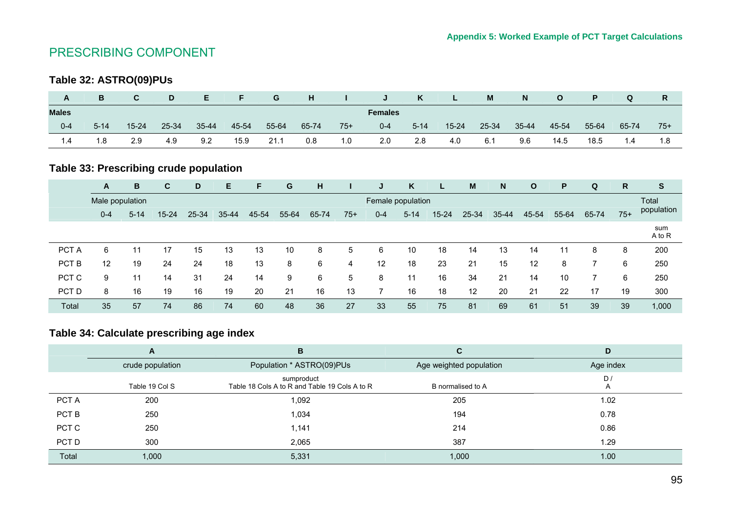# PRESCRIBING COMPONENT

### Table 32: ASTRO(09)PUs

| A | B | C | D | E | F | G | H | I | J | K | L | M | N | O | P | Q | R |
|---|---|---|---|---|---|---|---|---|---|---|---|---|---|---|---|---|---|
| **Males** | | | | | | | | | **Females** | | | | | | | | |
| 0-4 | 5-14 | 15-24 | 25-34 | 35-44 | 45-54 | 55-64 | 65-74 | 75+ | 0-4 | 5-14 | 15-24 | 25-34 | 35-44 | 45-54 | 55-64 | 65-74 | 75+ |
| 1.4 | 1.8 | 2.9 | 4.9 | 9.2 | 15.9 | 21.1 | 0.8 | 1.0 | 2.0 | 2.8 | 4.0 | 6.1 | 9.6 | 14.5 | 18.5 | 1.4 | 1.8 |

### Table 33: Prescribing crude population

| | A | B | C | D | E | F | G | H | I | J | K | L | M | N | O | P | Q | R | S |
|---|---|---|---|---|---|---|---|---|---|---|---|---|---|---|---|---|---|---|---|
| | Male population | | | | | | | | | Female population | | | | | | | | | Total population |
| | 0-4 | 5-14 | 15-24 | 25-34 | 35-44 | 45-54 | 55-64 | 65-74 | 75+ | 0-4 | 5-14 | 15-24 | 25-34 | 35-44 | 45-54 | 55-64 | 65-74 | 75+ | |
| | | | | | | | | | | | | | | | | | | | sum A to R |
| PCT A | 6 | 11 | 17 | 15 | 13 | 13 | 10 | 8 | 5 | 6 | 10 | 18 | 14 | 13 | 14 | 11 | 8 | 8 | 200 |
| PCT B | 12 | 19 | 24 | 24 | 18 | 13 | 8 | 6 | 4 | 12 | 18 | 23 | 21 | 15 | 12 | 8 | 7 | 6 | 250 |
| PCT C | 9 | 11 | 14 | 31 | 24 | 14 | 9 | 6 | 5 | 8 | 11 | 16 | 34 | 21 | 14 | 10 | 7 | 6 | 250 |
| PCT D | 8 | 16 | 19 | 16 | 19 | 20 | 21 | 16 | 13 | 7 | 16 | 18 | 12 | 20 | 21 | 22 | 17 | 19 | 300 |
| Total | 35 | 57 | 74 | 86 | 74 | 60 | 48 | 36 | 27 | 33 | 55 | 75 | 81 | 69 | 61 | 51 | 39 | 39 | 1,000 |

### Table 34: Calculate prescribing age index

| | A | B | C | D |
|---|---|---|---|---|
| | crude population | Population * ASTRO(09)PUs | Age weighted population | Age index |
| | Table 19 Col S | sumproduct Table 18 Cols A to R and Table 19 Cols A to R | B normalised to A | D / A |
| PCT A | 200 | 1,092 | 205 | 1.02 |
| PCT B | 250 | 1,034 | 194 | 0.78 |
| PCT C | 250 | 1,141 | 214 | 0.86 |
| PCT D | 300 | 2,065 | 387 | 1.29 |
| Total | 1,000 | 5,331 | 1,000 | 1.00 |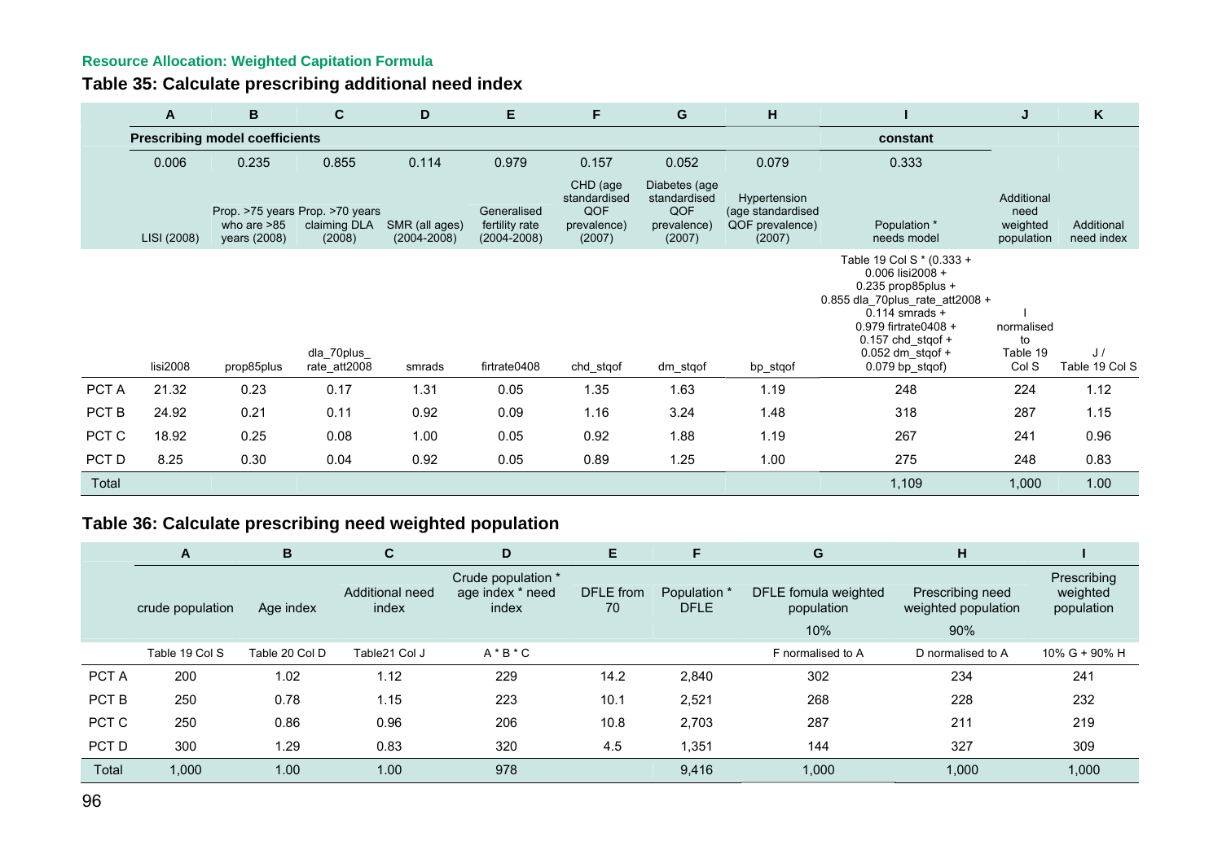Resource Allocation: Weighted Capitation Formula

## Table 35: Calculate prescribing additional need index

| | A | B | C | D | E | F | G | H | I | J | K |
|---|---|---|---|---|---|---|---|---|---|---|---|
| | **Prescribing model coefficients** | | | | | | | | **constant** | | |
| | 0.006 | 0.235 | 0.855 | 0.114 | 0.979 | 0.157 | 0.052 | 0.079 | 0.333 | | |
| | LISI (2008) | Prop. >75 years who are >85 years (2008) | Prop. >70 years claiming DLA (2008) | SMR (all ages) (2004-2008) | Generalised fertility rate (2004-2008) | CHD (age standardised QOF prevalence) (2007) | Diabetes (age standardised QOF prevalence) (2007) | Hypertension (age standardised QOF prevalence) (2007) | Population * needs model | Additional need weighted population | Additional need index |
| | lisi2008 | prop85plus | dla_70plus_rate_att2008 | smrads | firtrate0408 | chd_stqof | dm_stqof | bp_stqof | Table 19 Col S * (0.333 + 0.006 lisi2008 + 0.235 prop85plus + 0.855 dla_70plus_rate_att2008 + 0.114 smrads + 0.979 firtrate0408 + 0.157 chd_stqof + 0.052 dm_stqof + 0.079 bp_stqof) | I normalised to Table 19 Col S | J / Table 19 Col S |
| PCT A | 21.32 | 0.23 | 0.17 | 1.31 | 0.05 | 1.35 | 1.63 | 1.19 | 248 | 224 | 1.12 |
| PCT B | 24.92 | 0.21 | 0.11 | 0.92 | 0.09 | 1.16 | 3.24 | 1.48 | 318 | 287 | 1.15 |
| PCT C | 18.92 | 0.25 | 0.08 | 1.00 | 0.05 | 0.92 | 1.88 | 1.19 | 267 | 241 | 0.96 |
| PCT D | 8.25 | 0.30 | 0.04 | 0.92 | 0.05 | 0.89 | 1.25 | 1.00 | 275 | 248 | 0.83 |
| Total | | | | | | | | | 1,109 | 1,000 | 1.00 |

## Table 36: Calculate prescribing need weighted population

| | A | B | C | D | E | F | G | H | I |
|---|---|---|---|---|---|---|---|---|---|
| | crude population | Age index | Additional need index | Crude population * age index * need index | DFLE from 70 | Population * DFLE | DFLE fomula weighted population 10% | Prescribing need weighted population 90% | Prescribing weighted population |
| | Table 19 Col S | Table 20 Col D | Table21 Col J | A * B * C | | | F normalised to A | D normalised to A | 10% G + 90% H |
| PCT A | 200 | 1.02 | 1.12 | 229 | 14.2 | 2,840 | 302 | 234 | 241 |
| PCT B | 250 | 0.78 | 1.15 | 223 | 10.1 | 2,521 | 268 | 228 | 232 |
| PCT C | 250 | 0.86 | 0.96 | 206 | 10.8 | 2,703 | 287 | 211 | 219 |
| PCT D | 300 | 1.29 | 0.83 | 320 | 4.5 | 1,351 | 144 | 327 | 309 |
| Total | 1,000 | 1.00 | 1.00 | 978 | | 9,416 | 1,000 | 1,000 | 1,000 |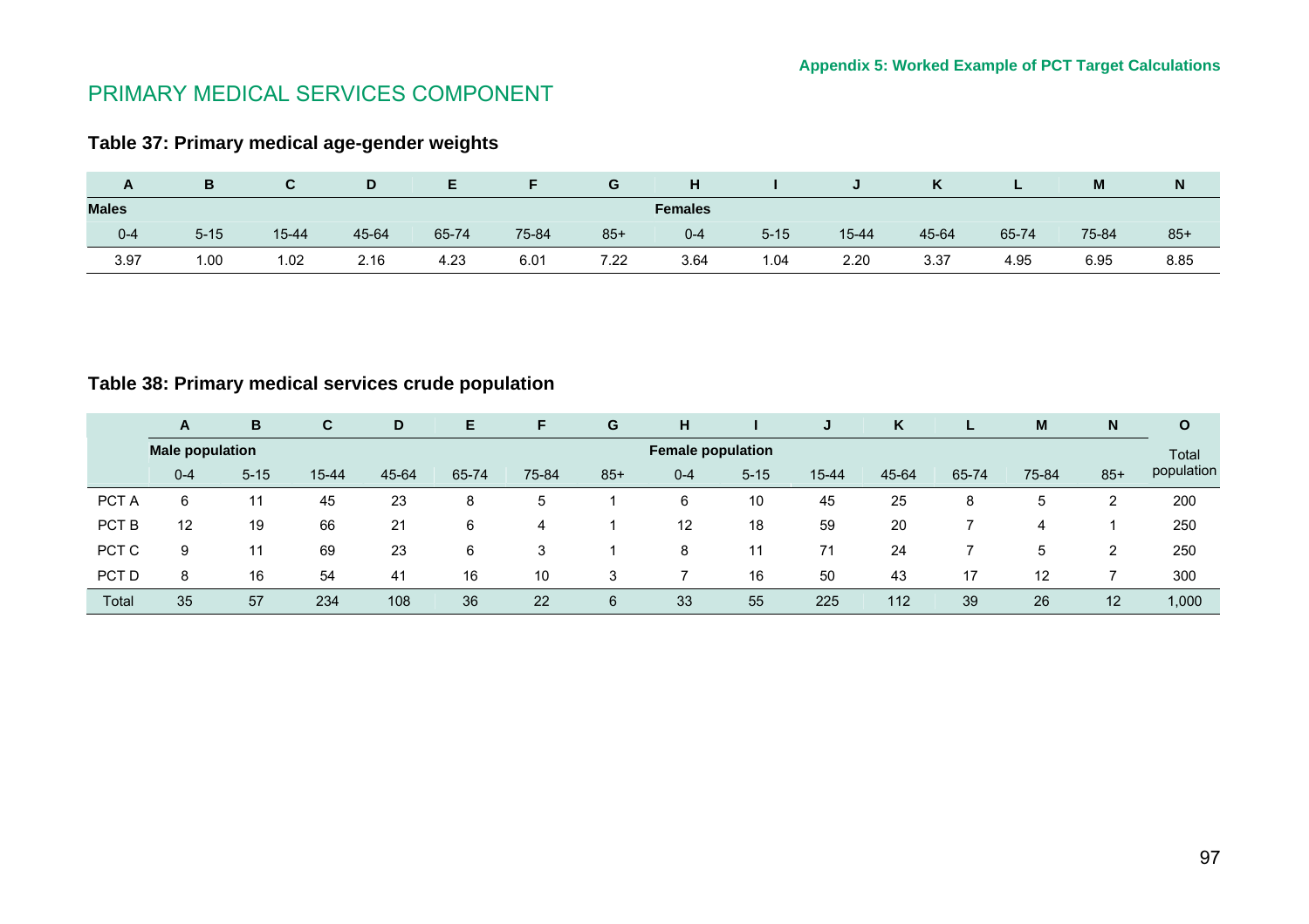Appendix 5: Worked Example of PCT Target Calculations

# PRIMARY MEDICAL SERVICES COMPONENT

### Table 37: Primary medical age-gender weights

| A | B | C | D | E | F | G | H | I | J | K | L | M | N |
|---|---|---|---|---|---|---|---|---|---|---|---|---|---|
| Males | | | | | | | Females | | | | | | |
| 0-4 | 5-15 | 15-44 | 45-64 | 65-74 | 75-84 | 85+ | 0-4 | 5-15 | 15-44 | 45-64 | 65-74 | 75-84 | 85+ |
| 3.97 | 1.00 | 1.02 | 2.16 | 4.23 | 6.01 | 7.22 | 3.64 | 1.04 | 2.20 | 3.37 | 4.95 | 6.95 | 8.85 |

### Table 38: Primary medical services crude population

| | A | B | C | D | E | F | G | H | I | J | K | L | M | N | O |
|---|---|---|---|---|---|---|---|---|---|---|---|---|---|---|---|
| | Male population | | | | | | | Female population | | | | | | | Total population |
| | 0-4 | 5-15 | 15-44 | 45-64 | 65-74 | 75-84 | 85+ | 0-4 | 5-15 | 15-44 | 45-64 | 65-74 | 75-84 | 85+ | |
| PCT A | 6 | 11 | 45 | 23 | 8 | 5 | 1 | 6 | 10 | 45 | 25 | 8 | 5 | 2 | 200 |
| PCT B | 12 | 19 | 66 | 21 | 6 | 4 | 1 | 12 | 18 | 59 | 20 | 7 | 4 | 1 | 250 |
| PCT C | 9 | 11 | 69 | 23 | 6 | 3 | 1 | 8 | 11 | 71 | 24 | 7 | 5 | 2 | 250 |
| PCT D | 8 | 16 | 54 | 41 | 16 | 10 | 3 | 7 | 16 | 50 | 43 | 17 | 12 | 7 | 300 |
| Total | 35 | 57 | 234 | 108 | 36 | 22 | 6 | 33 | 55 | 225 | 112 | 39 | 26 | 12 | 1,000 |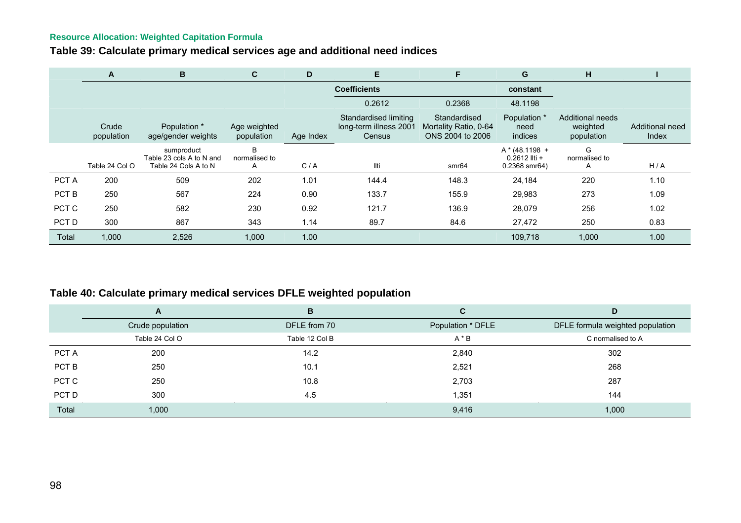Resource Allocation: Weighted Capitation Formula

## Table 39: Calculate primary medical services age and additional need indices

| | A | B | C | D | E | F | G | H | I |
|---|---|---|---|---|---|---|---|---|---|
| | | | | | Coefficients | | constant | | |
| | | | | | 0.2612 | 0.2368 | 48.1198 | | |
| | Crude population | Population * age/gender weights | Age weighted population | Age Index | Standardised limiting long-term illness 2001 Census | Standardised Mortality Ratio, 0-64 ONS 2004 to 2006 | Population * need indices | Additional needs weighted population | Additional need Index |
| | Table 24 Col O | sumproduct Table 23 cols A to N and Table 24 Cols A to N | B normalised to A | C / A | llti | smr64 | A * (48.1198 + 0.2612 llti + 0.2368 smr64) | G normalised to A | H / A |
| PCT A | 200 | 509 | 202 | 1.01 | 144.4 | 148.3 | 24,184 | 220 | 1.10 |
| PCT B | 250 | 567 | 224 | 0.90 | 133.7 | 155.9 | 29,983 | 273 | 1.09 |
| PCT C | 250 | 582 | 230 | 0.92 | 121.7 | 136.9 | 28,079 | 256 | 1.02 |
| PCT D | 300 | 867 | 343 | 1.14 | 89.7 | 84.6 | 27,472 | 250 | 0.83 |
| Total | 1,000 | 2,526 | 1,000 | 1.00 | | | 109,718 | 1,000 | 1.00 |

## Table 40: Calculate primary medical services DFLE weighted population

| | A | B | C | D |
|---|---|---|---|---|
| | Crude population | DFLE from 70 | Population * DFLE | DFLE formula weighted population |
| | Table 24 Col O | Table 12 Col B | A * B | C normalised to A |
| PCT A | 200 | 14.2 | 2,840 | 302 |
| PCT B | 250 | 10.1 | 2,521 | 268 |
| PCT C | 250 | 10.8 | 2,703 | 287 |
| PCT D | 300 | 4.5 | 1,351 | 144 |
| Total | 1,000 | | 9,416 | 1,000 |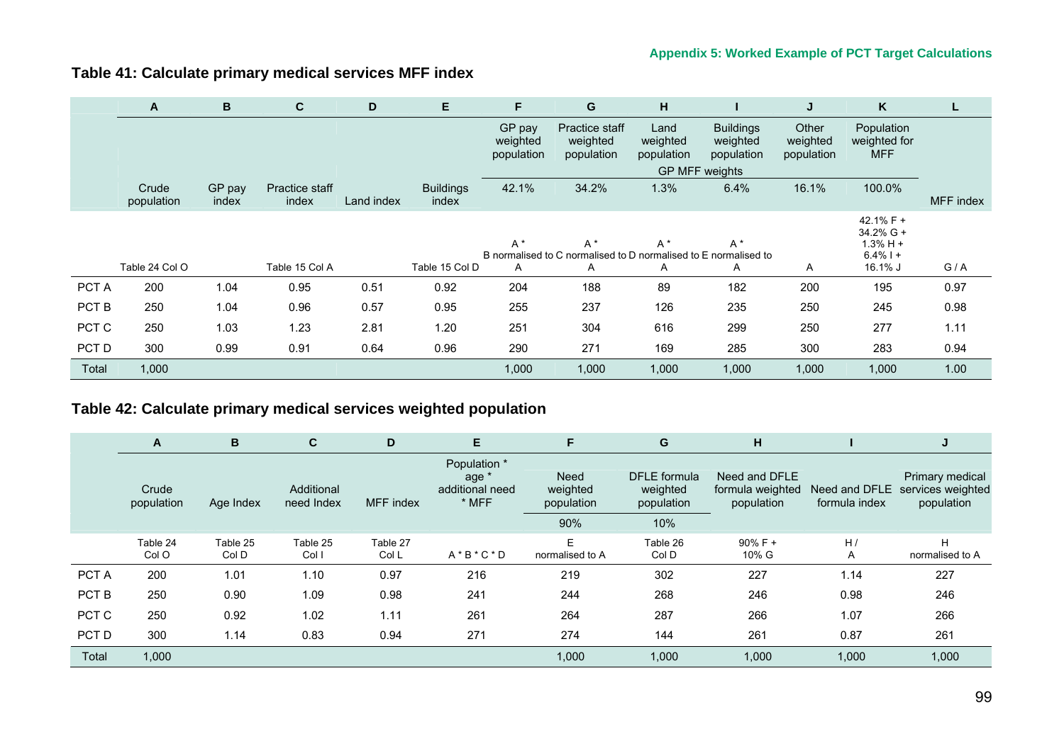## Table 41: Calculate primary medical services MFF index

| | A | B | C | D | E | F | G | H | I | J | K | L |
|---|---|---|---|---|---|---|---|---|---|---|---|---|
| | | | | | | GP pay weighted population | Practice staff weighted population | Land weighted population | Buildings weighted population | Other weighted population | Population weighted for MFF | |
| | | | | | | GP MFF weights | | | | | | |
| | Crude population | GP pay index | Practice staff index | Land index | Buildings index | 42.1% | 34.2% | 1.3% | 6.4% | 16.1% | 100.0% | MFF index |
| | Table 24 Col O | | Table 15 Col A | | Table 15 Col D | A * B normalised to A | A * C normalised to A | A * D normalised to A | A * E normalised to A | A | 42.1% F + 34.2% G + 1.3% H + 6.4% I + 16.1% J | G / A |
| PCT A | 200 | 1.04 | 0.95 | 0.51 | 0.92 | 204 | 188 | 89 | 182 | 200 | 195 | 0.97 |
| PCT B | 250 | 1.04 | 0.96 | 0.57 | 0.95 | 255 | 237 | 126 | 235 | 250 | 245 | 0.98 |
| PCT C | 250 | 1.03 | 1.23 | 2.81 | 1.20 | 251 | 304 | 616 | 299 | 250 | 277 | 1.11 |
| PCT D | 300 | 0.99 | 0.91 | 0.64 | 0.96 | 290 | 271 | 169 | 285 | 300 | 283 | 0.94 |
| Total | 1,000 | | | | | 1,000 | 1,000 | 1,000 | 1,000 | 1,000 | 1,000 | 1.00 |

## Table 42: Calculate primary medical services weighted population

| | A | B | C | D | E | F | G | H | I | J |
|---|---|---|---|---|---|---|---|---|---|---|
| | Crude population | Age Index | Additional need Index | MFF index | Population * age * additional need * MFF | Need weighted population | DFLE formula weighted population | Need and DFLE formula weighted population | Need and DFLE formula index | Primary medical services weighted population |
| | | | | | | 90% | 10% | | | |
| | Table 24 Col O | Table 25 Col D | Table 25 Col I | Table 27 Col L | A * B * C * D | E normalised to A | Table 26 Col D | 90% F + 10% G | H / A | H normalised to A |
| PCT A | 200 | 1.01 | 1.10 | 0.97 | 216 | 219 | 302 | 227 | 1.14 | 227 |
| PCT B | 250 | 0.90 | 1.09 | 0.98 | 241 | 244 | 268 | 246 | 0.98 | 246 |
| PCT C | 250 | 0.92 | 1.02 | 1.11 | 261 | 264 | 287 | 266 | 1.07 | 266 |
| PCT D | 300 | 1.14 | 0.83 | 0.94 | 271 | 274 | 144 | 261 | 0.87 | 261 |
| Total | 1,000 | | | | | 1,000 | 1,000 | 1,000 | 1,000 | 1,000 |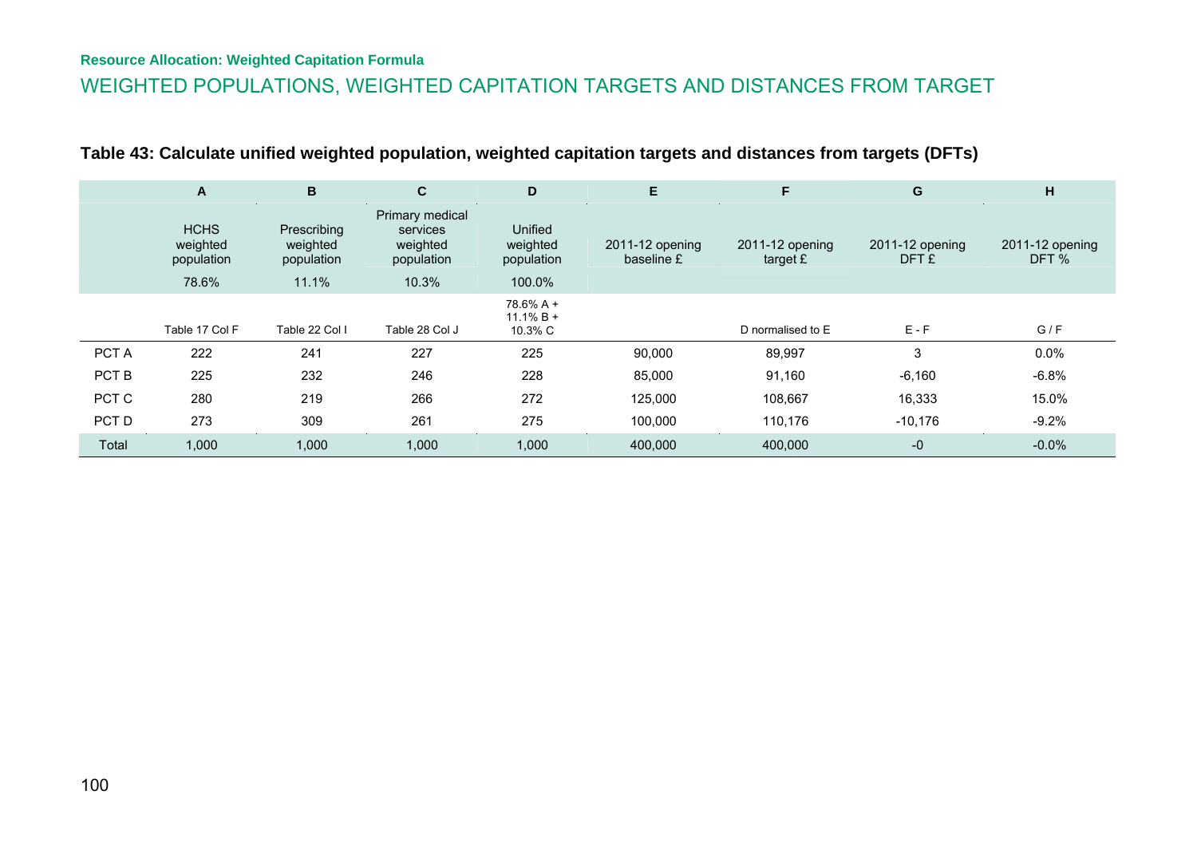**Resource Allocation: Weighted Capitation Formula**

# WEIGHTED POPULATIONS, WEIGHTED CAPITATION TARGETS AND DISTANCES FROM TARGET

### Table 43: Calculate unified weighted population, weighted capitation targets and distances from targets (DFTs)

| | A | B | C | D | E | F | G | H |
|---|---|---|---|---|---|---|---|---|
| | HCHS weighted population | Prescribing weighted population | Primary medical services weighted population | Unified weighted population | 2011-12 opening baseline £ | 2011-12 opening target £ | 2011-12 opening DFT £ | 2011-12 opening DFT % |
| | 78.6% | 11.1% | 10.3% | 100.0% | | | | |
| | Table 17 Col F | Table 22 Col I | Table 28 Col J | 78.6% A + 11.1% B + 10.3% C | | D normalised to E | E - F | G / F |
| PCT A | 222 | 241 | 227 | 225 | 90,000 | 89,997 | 3 | 0.0% |
| PCT B | 225 | 232 | 246 | 228 | 85,000 | 91,160 | -6,160 | -6.8% |
| PCT C | 280 | 219 | 266 | 272 | 125,000 | 108,667 | 16,333 | 15.0% |
| PCT D | 273 | 309 | 261 | 275 | 100,000 | 110,176 | -10,176 | -9.2% |
| Total | 1,000 | 1,000 | 1,000 | 1,000 | 400,000 | 400,000 | -0 | -0.0% |